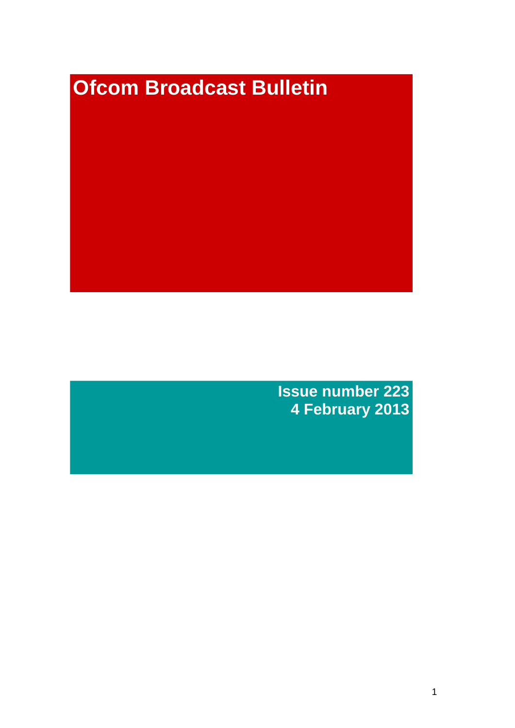# Ofcom Broadcast Bulletin

**Issue number 223**
**4 February 2013**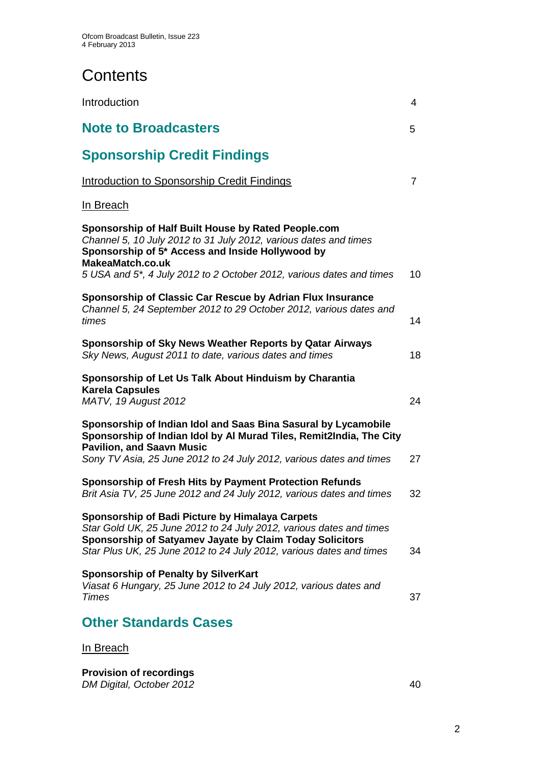# Contents

Introduction 4

## Note to Broadcasters 5

## Sponsorship Credit Findings

Introduction to Sponsorship Credit Findings 7

In Breach

**Sponsorship of Half Built House by Rated People.com**
*Channel 5, 10 July 2012 to 31 July 2012, various dates and times*
**Sponsorship of 5* Access and Inside Hollywood by MakeaMatch.co.uk**
*5 USA and 5*, 4 July 2012 to 2 October 2012, various dates and times* 10

**Sponsorship of Classic Car Rescue by Adrian Flux Insurance**
*Channel 5, 24 September 2012 to 29 October 2012, various dates and times* 14

**Sponsorship of Sky News Weather Reports by Qatar Airways**
*Sky News, August 2011 to date, various dates and times* 18

**Sponsorship of Let Us Talk About Hinduism by Charantia Karela Capsules**
*MATV, 19 August 2012* 24

**Sponsorship of Indian Idol and Saas Bina Sasural by Lycamobile**
**Sponsorship of Indian Idol by Al Murad Tiles, Remit2India, The City Pavilion, and Saavn Music**
*Sony TV Asia, 25 June 2012 to 24 July 2012, various dates and times* 27

**Sponsorship of Fresh Hits by Payment Protection Refunds**
*Brit Asia TV, 25 June 2012 and 24 July 2012, various dates and times* 32

**Sponsorship of Badi Picture by Himalaya Carpets**
*Star Gold UK, 25 June 2012 to 24 July 2012, various dates and times*
**Sponsorship of Satyamev Jayate by Claim Today Solicitors**
*Star Plus UK, 25 June 2012 to 24 July 2012, various dates and times* 34

**Sponsorship of Penalty by SilverKart**
*Viasat 6 Hungary, 25 June 2012 to 24 July 2012, various dates and Times* 37

## Other Standards Cases

In Breach

**Provision of recordings**
*DM Digital, October 2012* 40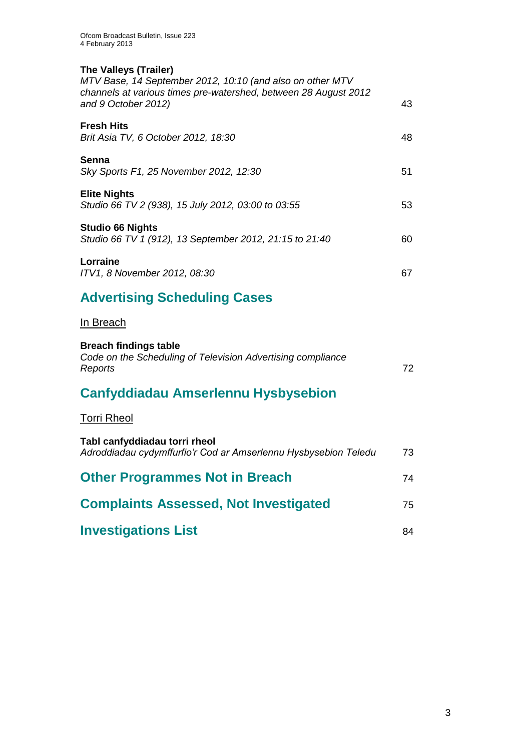**The Valleys (Trailer)**
*MTV Base, 14 September 2012, 10:10 (and also on other MTV channels at various times pre-watershed, between 28 August 2012 and 9 October 2012)* 43

**Fresh Hits**
*Brit Asia TV, 6 October 2012, 18:30* 48

**Senna**
*Sky Sports F1, 25 November 2012, 12:30* 51

**Elite Nights**
*Studio 66 TV 2 (938), 15 July 2012, 03:00 to 03:55* 53

**Studio 66 Nights**
*Studio 66 TV 1 (912), 13 September 2012, 21:15 to 21:40* 60

**Lorraine**
*ITV1, 8 November 2012, 08:30* 67

## Advertising Scheduling Cases

In Breach

**Breach findings table**
*Code on the Scheduling of Television Advertising compliance Reports* 72

## Canfyddiadau Amserlennu Hysbysebion

Torri Rheol

**Tabl canfyddiadau torri rheol**
*Adroddiadau cydymffurfio'r Cod ar Amserlennu Hysbysebion Teledu* 73

## Other Programmes Not in Breach 74

## Complaints Assessed, Not Investigated 75

## Investigations List 84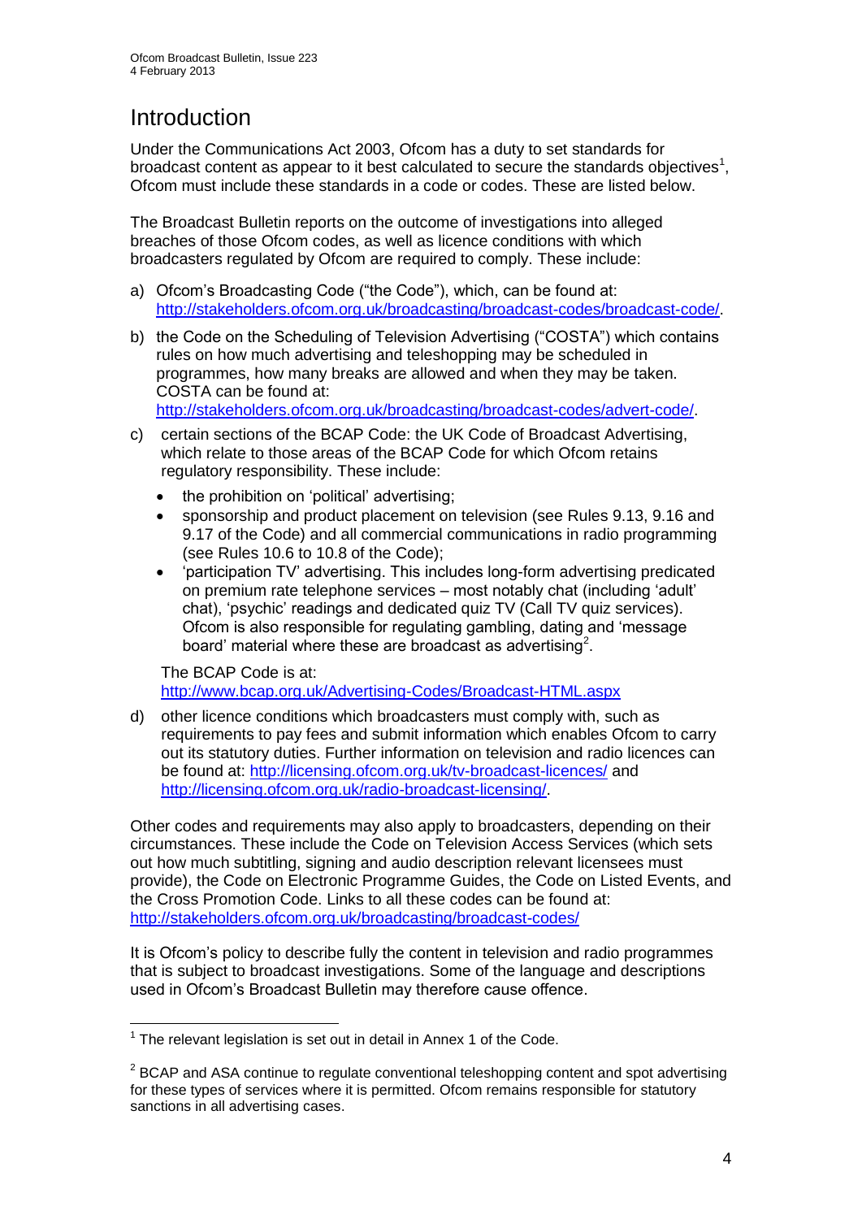# Introduction

Under the Communications Act 2003, Ofcom has a duty to set standards for broadcast content as appear to it best calculated to secure the standards objectives[1], Ofcom must include these standards in a code or codes. These are listed below.

The Broadcast Bulletin reports on the outcome of investigations into alleged breaches of those Ofcom codes, as well as licence conditions with which broadcasters regulated by Ofcom are required to comply. These include:

a) Ofcom's Broadcasting Code ("the Code"), which, can be found at: http://stakeholders.ofcom.org.uk/broadcasting/broadcast-codes/broadcast-code/.

b) the Code on the Scheduling of Television Advertising ("COSTA") which contains rules on how much advertising and teleshopping may be scheduled in programmes, how many breaks are allowed and when they may be taken. COSTA can be found at: http://stakeholders.ofcom.org.uk/broadcasting/broadcast-codes/advert-code/.

c) certain sections of the BCAP Code: the UK Code of Broadcast Advertising, which relate to those areas of the BCAP Code for which Ofcom retains regulatory responsibility. These include:

   - the prohibition on 'political' advertising;
   - sponsorship and product placement on television (see Rules 9.13, 9.16 and 9.17 of the Code) and all commercial communications in radio programming (see Rules 10.6 to 10.8 of the Code);
   - 'participation TV' advertising. This includes long-form advertising predicated on premium rate telephone services – most notably chat (including 'adult' chat), 'psychic' readings and dedicated quiz TV (Call TV quiz services). Ofcom is also responsible for regulating gambling, dating and 'message board' material where these are broadcast as advertising[2].

   The BCAP Code is at: http://www.bcap.org.uk/Advertising-Codes/Broadcast-HTML.aspx

d) other licence conditions which broadcasters must comply with, such as requirements to pay fees and submit information which enables Ofcom to carry out its statutory duties. Further information on television and radio licences can be found at: http://licensing.ofcom.org.uk/tv-broadcast-licences/ and http://licensing.ofcom.org.uk/radio-broadcast-licensing/.

Other codes and requirements may also apply to broadcasters, depending on their circumstances. These include the Code on Television Access Services (which sets out how much subtitling, signing and audio description relevant licensees must provide), the Code on Electronic Programme Guides, the Code on Listed Events, and the Cross Promotion Code. Links to all these codes can be found at: http://stakeholders.ofcom.org.uk/broadcasting/broadcast-codes/

It is Ofcom's policy to describe fully the content in television and radio programmes that is subject to broadcast investigations. Some of the language and descriptions used in Ofcom's Broadcast Bulletin may therefore cause offence.

---

[1] The relevant legislation is set out in detail in Annex 1 of the Code.

[2] BCAP and ASA continue to regulate conventional teleshopping content and spot advertising for these types of services where it is permitted. Ofcom remains responsible for statutory sanctions in all advertising cases.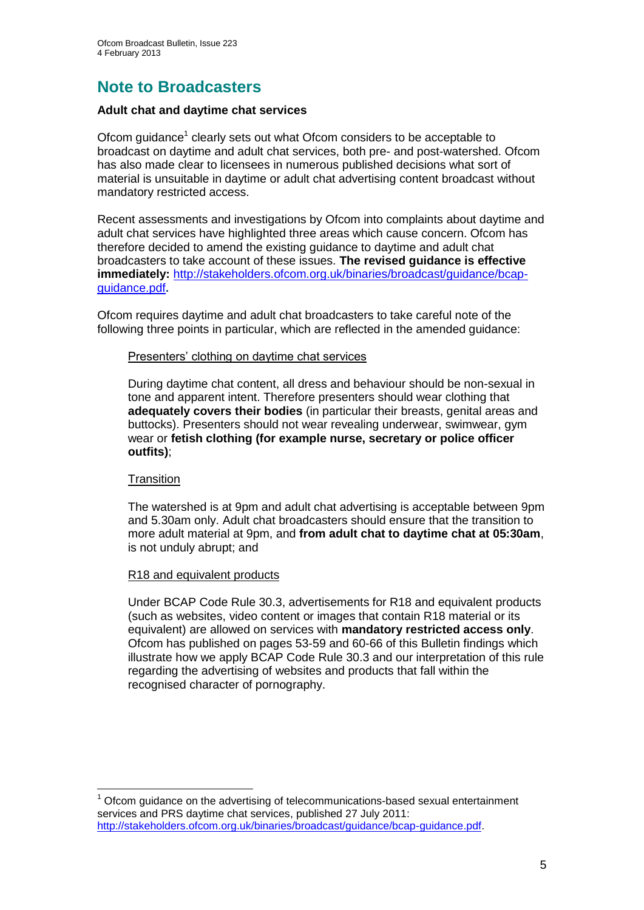# Note to Broadcasters

**Adult chat and daytime chat services**

Ofcom guidance[1] clearly sets out what Ofcom considers to be acceptable to broadcast on daytime and adult chat services, both pre- and post-watershed. Ofcom has also made clear to licensees in numerous published decisions what sort of material is unsuitable in daytime or adult chat advertising content broadcast without mandatory restricted access.

Recent assessments and investigations by Ofcom into complaints about daytime and adult chat services have highlighted three areas which cause concern. Ofcom has therefore decided to amend the existing guidance to daytime and adult chat broadcasters to take account of these issues. **The revised guidance is effective immediately:** http://stakeholders.ofcom.org.uk/binaries/broadcast/guidance/bcap-guidance.pdf**.**

Ofcom requires daytime and adult chat broadcasters to take careful note of the following three points in particular, which are reflected in the amended guidance:

> Presenters' clothing on daytime chat services
>
> During daytime chat content, all dress and behaviour should be non-sexual in tone and apparent intent. Therefore presenters should wear clothing that **adequately covers their bodies** (in particular their breasts, genital areas and buttocks). Presenters should not wear revealing underwear, swimwear, gym wear or **fetish clothing (for example nurse, secretary or police officer outfits)**;
>
> Transition
>
> The watershed is at 9pm and adult chat advertising is acceptable between 9pm and 5.30am only. Adult chat broadcasters should ensure that the transition to more adult material at 9pm, and **from adult chat to daytime chat at 05:30am**, is not unduly abrupt; and
>
> R18 and equivalent products
>
> Under BCAP Code Rule 30.3, advertisements for R18 and equivalent products (such as websites, video content or images that contain R18 material or its equivalent) are allowed on services with **mandatory restricted access only**. Ofcom has published on pages 53-59 and 60-66 of this Bulletin findings which illustrate how we apply BCAP Code Rule 30.3 and our interpretation of this rule regarding the advertising of websites and products that fall within the recognised character of pornography.

---

[1] Ofcom guidance on the advertising of telecommunications-based sexual entertainment services and PRS daytime chat services, published 27 July 2011: http://stakeholders.ofcom.org.uk/binaries/broadcast/guidance/bcap-guidance.pdf.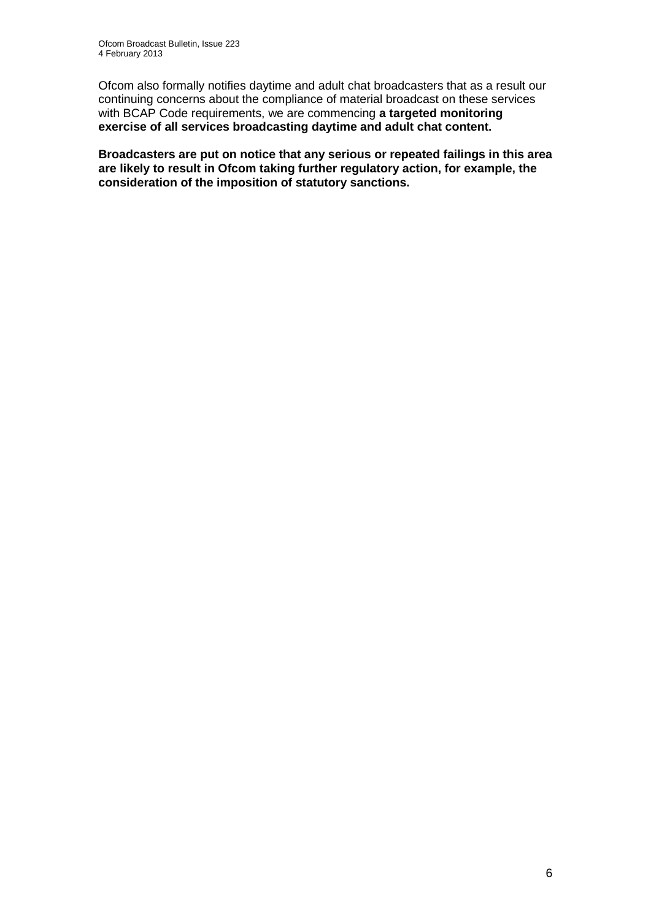Ofcom also formally notifies daytime and adult chat broadcasters that as a result our continuing concerns about the compliance of material broadcast on these services with BCAP Code requirements, we are commencing **a targeted monitoring exercise of all services broadcasting daytime and adult chat content.**

**Broadcasters are put on notice that any serious or repeated failings in this area are likely to result in Ofcom taking further regulatory action, for example, the consideration of the imposition of statutory sanctions.**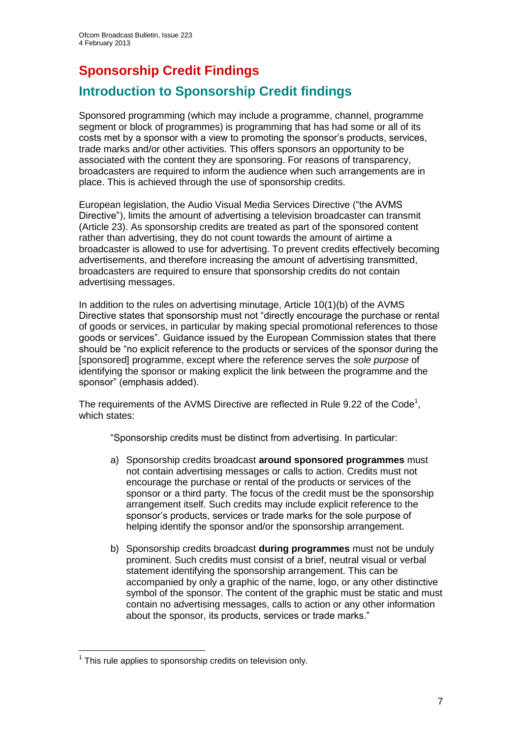# Sponsorship Credit Findings

## Introduction to Sponsorship Credit findings

Sponsored programming (which may include a programme, channel, programme segment or block of programmes) is programming that has had some or all of its costs met by a sponsor with a view to promoting the sponsor's products, services, trade marks and/or other activities. This offers sponsors an opportunity to be associated with the content they are sponsoring. For reasons of transparency, broadcasters are required to inform the audience when such arrangements are in place. This is achieved through the use of sponsorship credits.

European legislation, the Audio Visual Media Services Directive ("the AVMS Directive"), limits the amount of advertising a television broadcaster can transmit (Article 23). As sponsorship credits are treated as part of the sponsored content rather than advertising, they do not count towards the amount of airtime a broadcaster is allowed to use for advertising. To prevent credits effectively becoming advertisements, and therefore increasing the amount of advertising transmitted, broadcasters are required to ensure that sponsorship credits do not contain advertising messages.

In addition to the rules on advertising minutage, Article 10(1)(b) of the AVMS Directive states that sponsorship must not "directly encourage the purchase or rental of goods or services, in particular by making special promotional references to those goods or services". Guidance issued by the European Commission states that there should be "no explicit reference to the products or services of the sponsor during the [sponsored] programme, except where the reference serves the *sole purpose* of identifying the sponsor or making explicit the link between the programme and the sponsor" (emphasis added).

The requirements of the AVMS Directive are reflected in Rule 9.22 of the Code[1], which states:

> "Sponsorship credits must be distinct from advertising. In particular:
>
> a) Sponsorship credits broadcast **around sponsored programmes** must not contain advertising messages or calls to action. Credits must not encourage the purchase or rental of the products or services of the sponsor or a third party. The focus of the credit must be the sponsorship arrangement itself. Such credits may include explicit reference to the sponsor's products, services or trade marks for the sole purpose of helping identify the sponsor and/or the sponsorship arrangement.
>
> b) Sponsorship credits broadcast **during programmes** must not be unduly prominent. Such credits must consist of a brief, neutral visual or verbal statement identifying the sponsorship arrangement. This can be accompanied by only a graphic of the name, logo, or any other distinctive symbol of the sponsor. The content of the graphic must be static and must contain no advertising messages, calls to action or any other information about the sponsor, its products, services or trade marks."

[1] This rule applies to sponsorship credits on television only.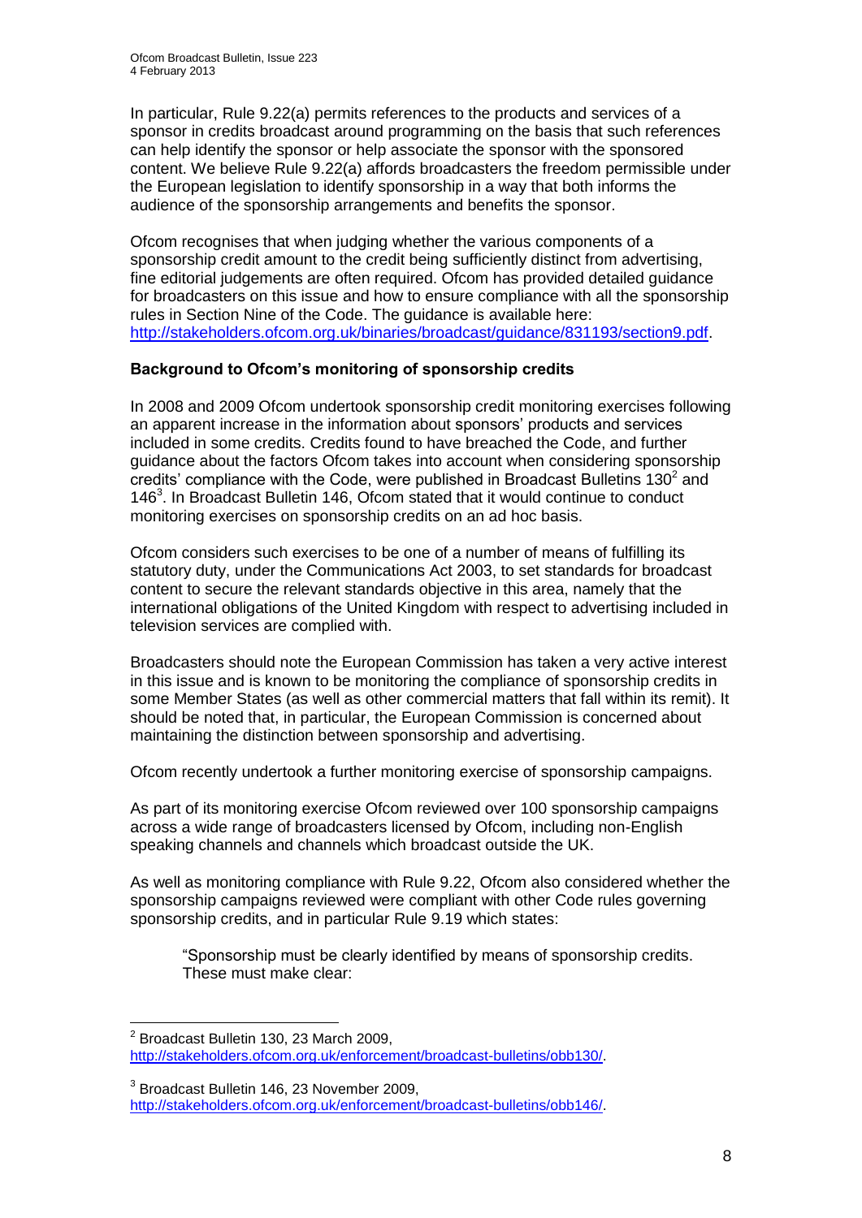In particular, Rule 9.22(a) permits references to the products and services of a sponsor in credits broadcast around programming on the basis that such references can help identify the sponsor or help associate the sponsor with the sponsored content. We believe Rule 9.22(a) affords broadcasters the freedom permissible under the European legislation to identify sponsorship in a way that both informs the audience of the sponsorship arrangements and benefits the sponsor.

Ofcom recognises that when judging whether the various components of a sponsorship credit amount to the credit being sufficiently distinct from advertising, fine editorial judgements are often required. Ofcom has provided detailed guidance for broadcasters on this issue and how to ensure compliance with all the sponsorship rules in Section Nine of the Code. The guidance is available here: http://stakeholders.ofcom.org.uk/binaries/broadcast/guidance/831193/section9.pdf.

**Background to Ofcom's monitoring of sponsorship credits**

In 2008 and 2009 Ofcom undertook sponsorship credit monitoring exercises following an apparent increase in the information about sponsors' products and services included in some credits. Credits found to have breached the Code, and further guidance about the factors Ofcom takes into account when considering sponsorship credits' compliance with the Code, were published in Broadcast Bulletins 130[2] and 146[3]. In Broadcast Bulletin 146, Ofcom stated that it would continue to conduct monitoring exercises on sponsorship credits on an ad hoc basis.

Ofcom considers such exercises to be one of a number of means of fulfilling its statutory duty, under the Communications Act 2003, to set standards for broadcast content to secure the relevant standards objective in this area, namely that the international obligations of the United Kingdom with respect to advertising included in television services are complied with.

Broadcasters should note the European Commission has taken a very active interest in this issue and is known to be monitoring the compliance of sponsorship credits in some Member States (as well as other commercial matters that fall within its remit). It should be noted that, in particular, the European Commission is concerned about maintaining the distinction between sponsorship and advertising.

Ofcom recently undertook a further monitoring exercise of sponsorship campaigns.

As part of its monitoring exercise Ofcom reviewed over 100 sponsorship campaigns across a wide range of broadcasters licensed by Ofcom, including non-English speaking channels and channels which broadcast outside the UK.

As well as monitoring compliance with Rule 9.22, Ofcom also considered whether the sponsorship campaigns reviewed were compliant with other Code rules governing sponsorship credits, and in particular Rule 9.19 which states:

> "Sponsorship must be clearly identified by means of sponsorship credits. These must make clear:

---

[2] Broadcast Bulletin 130, 23 March 2009, http://stakeholders.ofcom.org.uk/enforcement/broadcast-bulletins/obb130/.

[3] Broadcast Bulletin 146, 23 November 2009, http://stakeholders.ofcom.org.uk/enforcement/broadcast-bulletins/obb146/.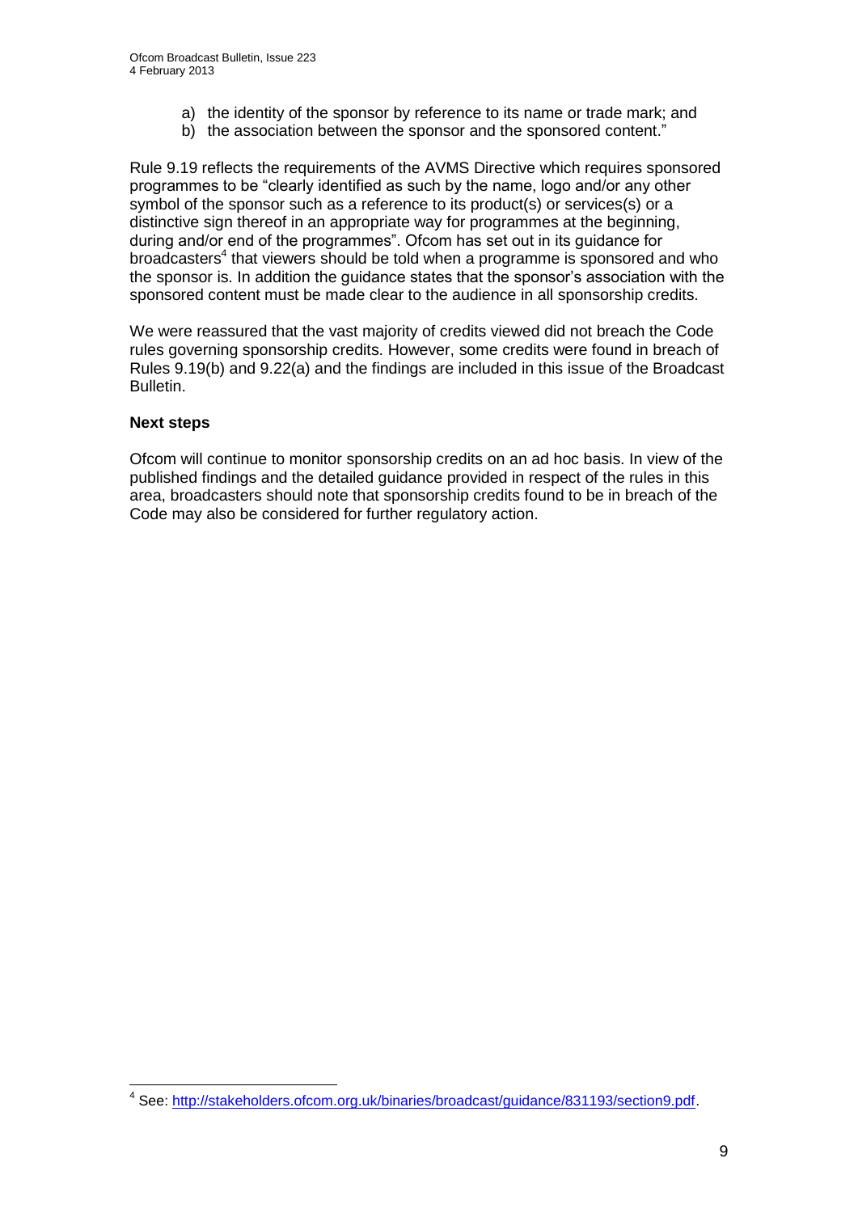a) the identity of the sponsor by reference to its name or trade mark; and
b) the association between the sponsor and the sponsored content."

Rule 9.19 reflects the requirements of the AVMS Directive which requires sponsored programmes to be "clearly identified as such by the name, logo and/or any other symbol of the sponsor such as a reference to its product(s) or services(s) or a distinctive sign thereof in an appropriate way for programmes at the beginning, during and/or end of the programmes". Ofcom has set out in its guidance for broadcasters[4] that viewers should be told when a programme is sponsored and who the sponsor is. In addition the guidance states that the sponsor's association with the sponsored content must be made clear to the audience in all sponsorship credits.

We were reassured that the vast majority of credits viewed did not breach the Code rules governing sponsorship credits. However, some credits were found in breach of Rules 9.19(b) and 9.22(a) and the findings are included in this issue of the Broadcast Bulletin.

**Next steps**

Ofcom will continue to monitor sponsorship credits on an ad hoc basis. In view of the published findings and the detailed guidance provided in respect of the rules in this area, broadcasters should note that sponsorship credits found to be in breach of the Code may also be considered for further regulatory action.

[4] See: http://stakeholders.ofcom.org.uk/binaries/broadcast/guidance/831193/section9.pdf.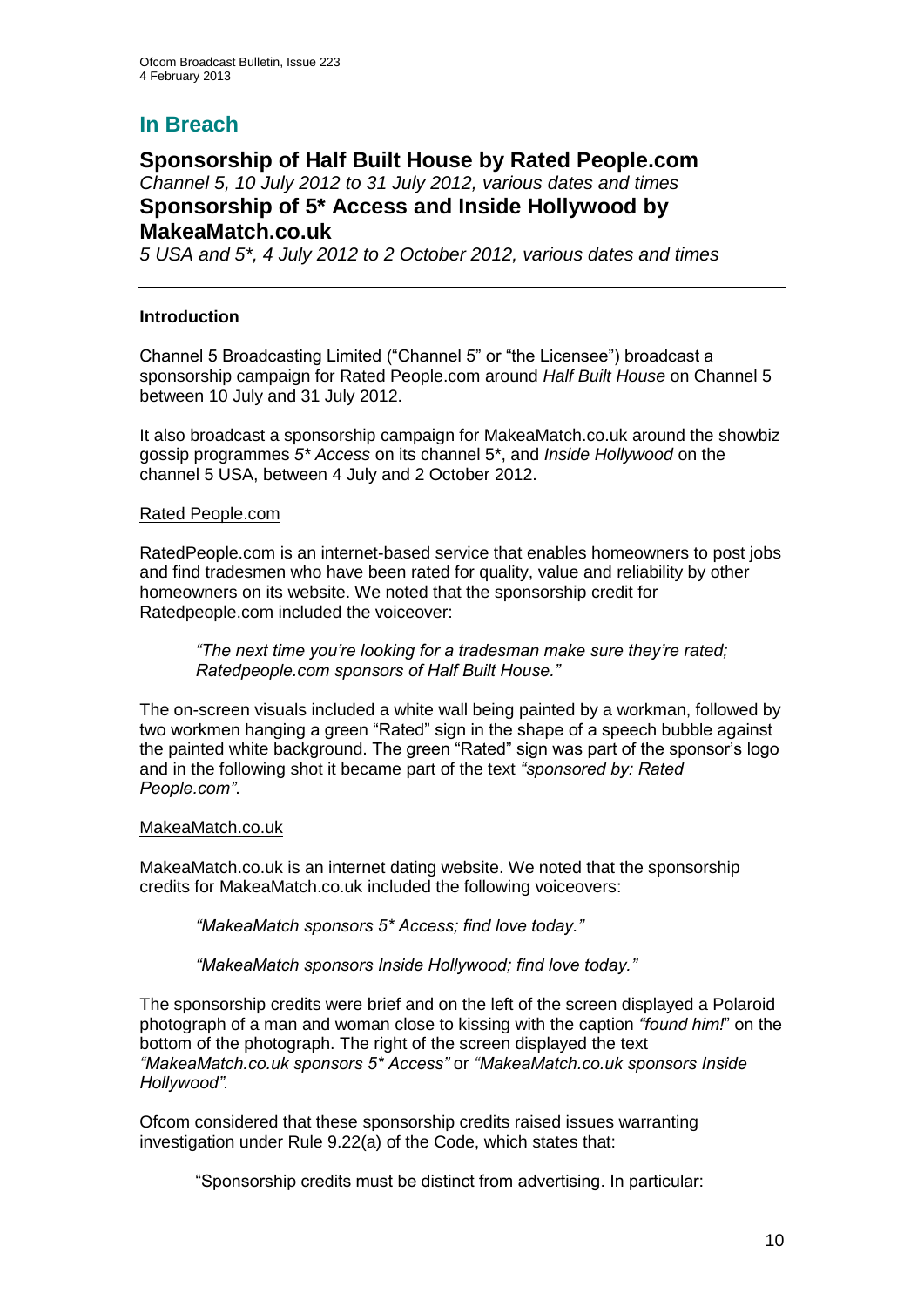## In Breach

### Sponsorship of Half Built House by Rated People.com

*Channel 5, 10 July 2012 to 31 July 2012, various dates and times*

### Sponsorship of 5* Access and Inside Hollywood by MakeaMatch.co.uk

*5 USA and 5*, 4 July 2012 to 2 October 2012, various dates and times*

---

**Introduction**

Channel 5 Broadcasting Limited ("Channel 5" or "the Licensee") broadcast a sponsorship campaign for Rated People.com around *Half Built House* on Channel 5 between 10 July and 31 July 2012.

It also broadcast a sponsorship campaign for MakeaMatch.co.uk around the showbiz gossip programmes *5* Access* on its channel 5*, and *Inside Hollywood* on the channel 5 USA, between 4 July and 2 October 2012.

Rated People.com

RatedPeople.com is an internet-based service that enables homeowners to post jobs and find tradesmen who have been rated for quality, value and reliability by other homeowners on its website. We noted that the sponsorship credit for Ratedpeople.com included the voiceover:

> *"The next time you're looking for a tradesman make sure they're rated; Ratedpeople.com sponsors of Half Built House."*

The on-screen visuals included a white wall being painted by a workman, followed by two workmen hanging a green "Rated" sign in the shape of a speech bubble against the painted white background. The green "Rated" sign was part of the sponsor's logo and in the following shot it became part of the text *"sponsored by: Rated People.com"*.

MakeaMatch.co.uk

MakeaMatch.co.uk is an internet dating website. We noted that the sponsorship credits for MakeaMatch.co.uk included the following voiceovers:

> *"MakeaMatch sponsors 5* Access; find love today."*
>
> *"MakeaMatch sponsors Inside Hollywood; find love today."*

The sponsorship credits were brief and on the left of the screen displayed a Polaroid photograph of a man and woman close to kissing with the caption *"found him!"* on the bottom of the photograph. The right of the screen displayed the text *"MakeaMatch.co.uk sponsors 5* Access"* or *"MakeaMatch.co.uk sponsors Inside Hollywood"*.

Ofcom considered that these sponsorship credits raised issues warranting investigation under Rule 9.22(a) of the Code, which states that:

> "Sponsorship credits must be distinct from advertising. In particular: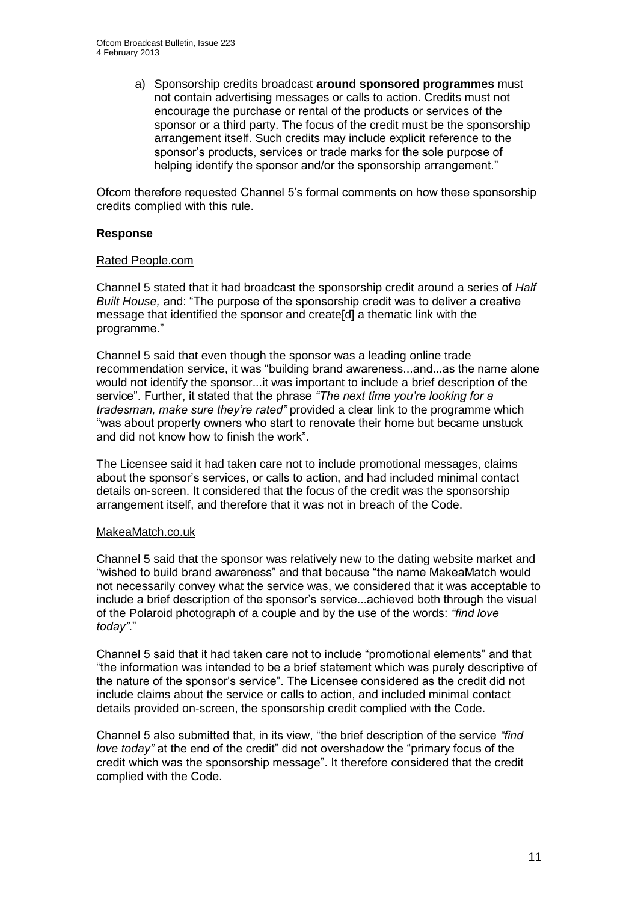a) Sponsorship credits broadcast **around sponsored programmes** must not contain advertising messages or calls to action. Credits must not encourage the purchase or rental of the products or services of the sponsor or a third party. The focus of the credit must be the sponsorship arrangement itself. Such credits may include explicit reference to the sponsor's products, services or trade marks for the sole purpose of helping identify the sponsor and/or the sponsorship arrangement."

Ofcom therefore requested Channel 5's formal comments on how these sponsorship credits complied with this rule.

**Response**

Rated People.com

Channel 5 stated that it had broadcast the sponsorship credit around a series of *Half Built House,* and: "The purpose of the sponsorship credit was to deliver a creative message that identified the sponsor and create[d] a thematic link with the programme."

Channel 5 said that even though the sponsor was a leading online trade recommendation service, it was "building brand awareness...and...as the name alone would not identify the sponsor...it was important to include a brief description of the service". Further, it stated that the phrase *"The next time you're looking for a tradesman, make sure they're rated"* provided a clear link to the programme which "was about property owners who start to renovate their home but became unstuck and did not know how to finish the work".

The Licensee said it had taken care not to include promotional messages, claims about the sponsor's services, or calls to action, and had included minimal contact details on-screen. It considered that the focus of the credit was the sponsorship arrangement itself, and therefore that it was not in breach of the Code.

MakeaMatch.co.uk

Channel 5 said that the sponsor was relatively new to the dating website market and "wished to build brand awareness" and that because "the name MakeaMatch would not necessarily convey what the service was, we considered that it was acceptable to include a brief description of the sponsor's service...achieved both through the visual of the Polaroid photograph of a couple and by the use of the words: *"find love today"*."

Channel 5 said that it had taken care not to include "promotional elements" and that "the information was intended to be a brief statement which was purely descriptive of the nature of the sponsor's service". The Licensee considered as the credit did not include claims about the service or calls to action, and included minimal contact details provided on-screen, the sponsorship credit complied with the Code.

Channel 5 also submitted that, in its view, "the brief description of the service *"find love today"* at the end of the credit" did not overshadow the "primary focus of the credit which was the sponsorship message". It therefore considered that the credit complied with the Code.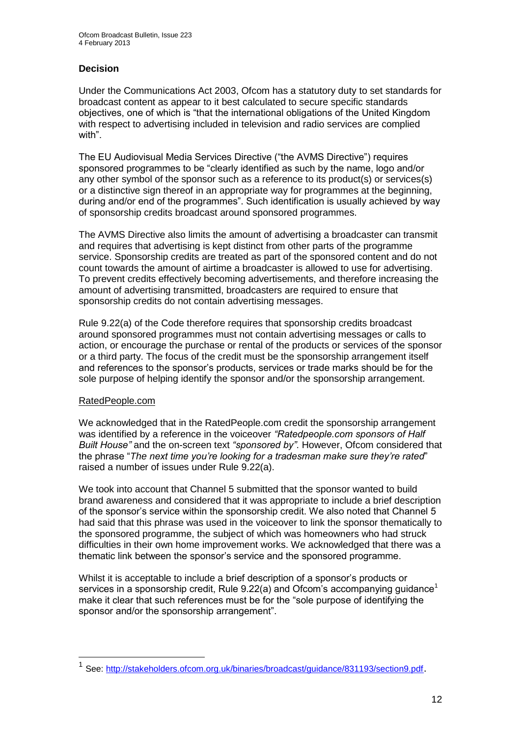## Decision

Under the Communications Act 2003, Ofcom has a statutory duty to set standards for broadcast content as appear to it best calculated to secure specific standards objectives, one of which is "that the international obligations of the United Kingdom with respect to advertising included in television and radio services are complied with".

The EU Audiovisual Media Services Directive ("the AVMS Directive") requires sponsored programmes to be "clearly identified as such by the name, logo and/or any other symbol of the sponsor such as a reference to its product(s) or services(s) or a distinctive sign thereof in an appropriate way for programmes at the beginning, during and/or end of the programmes". Such identification is usually achieved by way of sponsorship credits broadcast around sponsored programmes.

The AVMS Directive also limits the amount of advertising a broadcaster can transmit and requires that advertising is kept distinct from other parts of the programme service. Sponsorship credits are treated as part of the sponsored content and do not count towards the amount of airtime a broadcaster is allowed to use for advertising. To prevent credits effectively becoming advertisements, and therefore increasing the amount of advertising transmitted, broadcasters are required to ensure that sponsorship credits do not contain advertising messages.

Rule 9.22(a) of the Code therefore requires that sponsorship credits broadcast around sponsored programmes must not contain advertising messages or calls to action, or encourage the purchase or rental of the products or services of the sponsor or a third party. The focus of the credit must be the sponsorship arrangement itself and references to the sponsor's products, services or trade marks should be for the sole purpose of helping identify the sponsor and/or the sponsorship arrangement.

### RatedPeople.com

We acknowledged that in the RatedPeople.com credit the sponsorship arrangement was identified by a reference in the voiceover *"Ratedpeople.com sponsors of Half Built House"* and the on-screen text *"sponsored by"*. However, Ofcom considered that the phrase "*The next time you're looking for a tradesman make sure they're rated*" raised a number of issues under Rule 9.22(a).

We took into account that Channel 5 submitted that the sponsor wanted to build brand awareness and considered that it was appropriate to include a brief description of the sponsor's service within the sponsorship credit. We also noted that Channel 5 had said that this phrase was used in the voiceover to link the sponsor thematically to the sponsored programme, the subject of which was homeowners who had struck difficulties in their own home improvement works. We acknowledged that there was a thematic link between the sponsor's service and the sponsored programme.

Whilst it is acceptable to include a brief description of a sponsor's products or services in a sponsorship credit, Rule 9.22(a) and Ofcom's accompanying guidance[1] make it clear that such references must be for the "sole purpose of identifying the sponsor and/or the sponsorship arrangement".

[1] See: http://stakeholders.ofcom.org.uk/binaries/broadcast/guidance/831193/section9.pdf.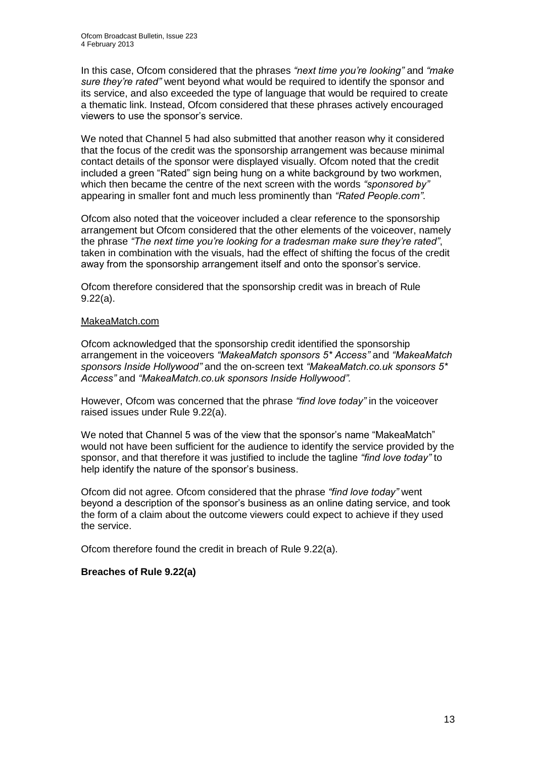In this case, Ofcom considered that the phrases *"next time you're looking"* and *"make sure they're rated"* went beyond what would be required to identify the sponsor and its service, and also exceeded the type of language that would be required to create a thematic link. Instead, Ofcom considered that these phrases actively encouraged viewers to use the sponsor's service.

We noted that Channel 5 had also submitted that another reason why it considered that the focus of the credit was the sponsorship arrangement was because minimal contact details of the sponsor were displayed visually. Ofcom noted that the credit included a green "Rated" sign being hung on a white background by two workmen, which then became the centre of the next screen with the words *"sponsored by"* appearing in smaller font and much less prominently than *"Rated People.com"*.

Ofcom also noted that the voiceover included a clear reference to the sponsorship arrangement but Ofcom considered that the other elements of the voiceover, namely the phrase *"The next time you're looking for a tradesman make sure they're rated"*, taken in combination with the visuals, had the effect of shifting the focus of the credit away from the sponsorship arrangement itself and onto the sponsor's service.

Ofcom therefore considered that the sponsorship credit was in breach of Rule 9.22(a).

<u>MakeaMatch.com</u>

Ofcom acknowledged that the sponsorship credit identified the sponsorship arrangement in the voiceovers *"MakeaMatch sponsors 5* Access"* and *"MakeaMatch sponsors Inside Hollywood"* and the on-screen text *"MakeaMatch.co.uk sponsors 5* Access"* and *"MakeaMatch.co.uk sponsors Inside Hollywood".*

However, Ofcom was concerned that the phrase *"find love today"* in the voiceover raised issues under Rule 9.22(a).

We noted that Channel 5 was of the view that the sponsor's name "MakeaMatch" would not have been sufficient for the audience to identify the service provided by the sponsor, and that therefore it was justified to include the tagline *"find love today"* to help identify the nature of the sponsor's business.

Ofcom did not agree. Ofcom considered that the phrase *"find love today"* went beyond a description of the sponsor's business as an online dating service, and took the form of a claim about the outcome viewers could expect to achieve if they used the service.

Ofcom therefore found the credit in breach of Rule 9.22(a).

**Breaches of Rule 9.22(a)**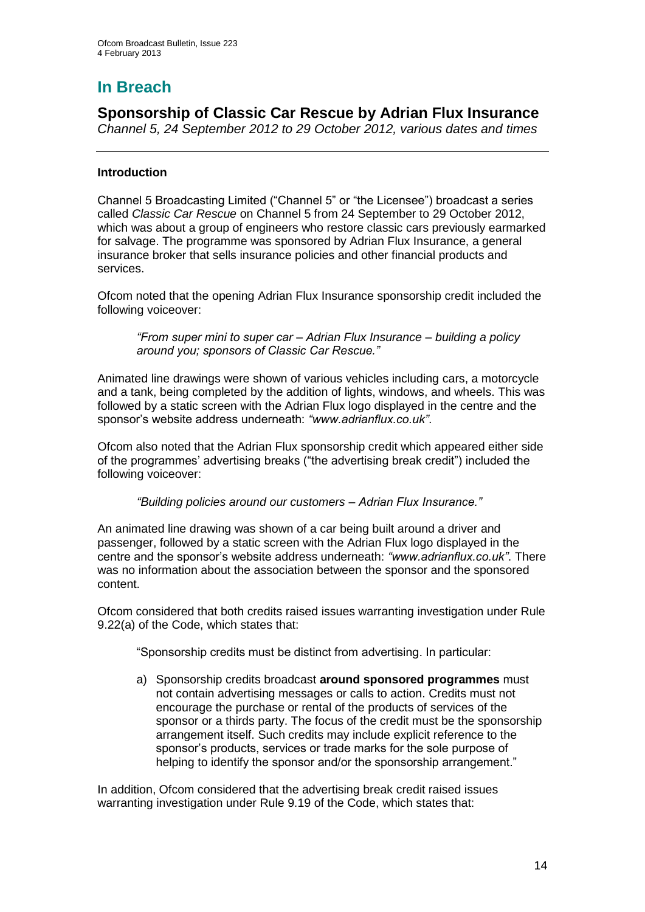# In Breach

## Sponsorship of Classic Car Rescue by Adrian Flux Insurance

*Channel 5, 24 September 2012 to 29 October 2012, various dates and times*

### Introduction

Channel 5 Broadcasting Limited ("Channel 5" or "the Licensee") broadcast a series called *Classic Car Rescue* on Channel 5 from 24 September to 29 October 2012, which was about a group of engineers who restore classic cars previously earmarked for salvage. The programme was sponsored by Adrian Flux Insurance, a general insurance broker that sells insurance policies and other financial products and services.

Ofcom noted that the opening Adrian Flux Insurance sponsorship credit included the following voiceover:

> *"From super mini to super car – Adrian Flux Insurance – building a policy around you; sponsors of Classic Car Rescue."*

Animated line drawings were shown of various vehicles including cars, a motorcycle and a tank, being completed by the addition of lights, windows, and wheels. This was followed by a static screen with the Adrian Flux logo displayed in the centre and the sponsor's website address underneath: *"www.adrianflux.co.uk"*.

Ofcom also noted that the Adrian Flux sponsorship credit which appeared either side of the programmes' advertising breaks ("the advertising break credit") included the following voiceover:

> *"Building policies around our customers – Adrian Flux Insurance."*

An animated line drawing was shown of a car being built around a driver and passenger, followed by a static screen with the Adrian Flux logo displayed in the centre and the sponsor's website address underneath: *"www.adrianflux.co.uk"*. There was no information about the association between the sponsor and the sponsored content.

Ofcom considered that both credits raised issues warranting investigation under Rule 9.22(a) of the Code, which states that:

> "Sponsorship credits must be distinct from advertising. In particular:
>
> a) Sponsorship credits broadcast **around sponsored programmes** must not contain advertising messages or calls to action. Credits must not encourage the purchase or rental of the products of services of the sponsor or a thirds party. The focus of the credit must be the sponsorship arrangement itself. Such credits may include explicit reference to the sponsor's products, services or trade marks for the sole purpose of helping to identify the sponsor and/or the sponsorship arrangement."

In addition, Ofcom considered that the advertising break credit raised issues warranting investigation under Rule 9.19 of the Code, which states that: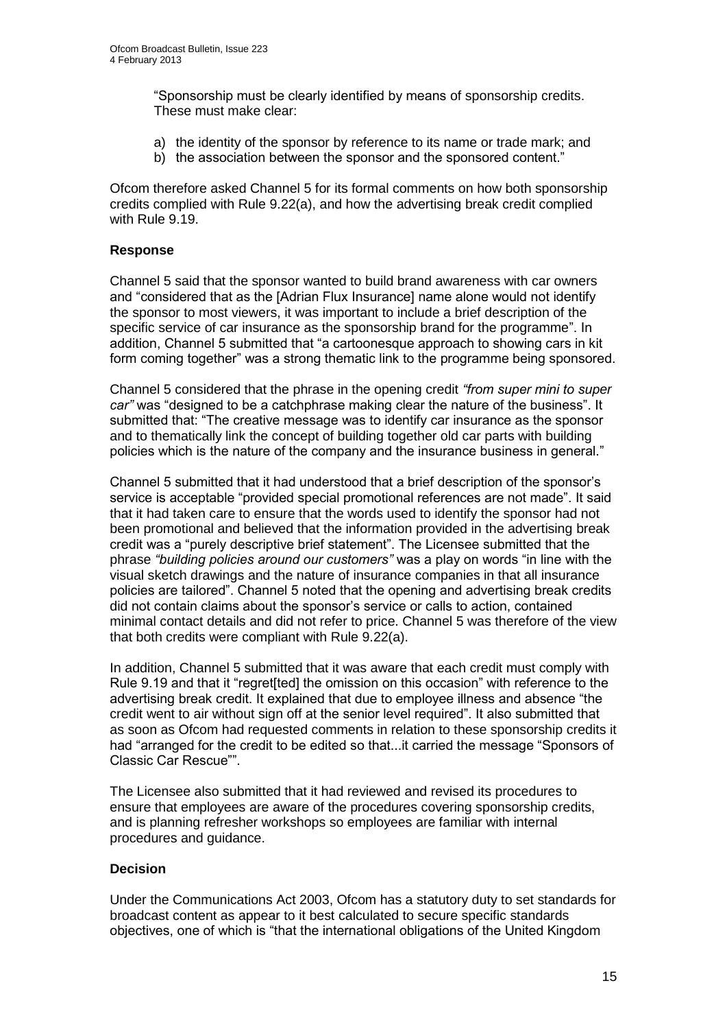"Sponsorship must be clearly identified by means of sponsorship credits. These must make clear:

a) the identity of the sponsor by reference to its name or trade mark; and
b) the association between the sponsor and the sponsored content."

Ofcom therefore asked Channel 5 for its formal comments on how both sponsorship credits complied with Rule 9.22(a), and how the advertising break credit complied with Rule 9.19.

### Response

Channel 5 said that the sponsor wanted to build brand awareness with car owners and "considered that as the [Adrian Flux Insurance] name alone would not identify the sponsor to most viewers, it was important to include a brief description of the specific service of car insurance as the sponsorship brand for the programme". In addition, Channel 5 submitted that "a cartoonesque approach to showing cars in kit form coming together" was a strong thematic link to the programme being sponsored.

Channel 5 considered that the phrase in the opening credit *"from super mini to super car"* was "designed to be a catchphrase making clear the nature of the business". It submitted that: "The creative message was to identify car insurance as the sponsor and to thematically link the concept of building together old car parts with building policies which is the nature of the company and the insurance business in general."

Channel 5 submitted that it had understood that a brief description of the sponsor's service is acceptable "provided special promotional references are not made". It said that it had taken care to ensure that the words used to identify the sponsor had not been promotional and believed that the information provided in the advertising break credit was a "purely descriptive brief statement". The Licensee submitted that the phrase *"building policies around our customers"* was a play on words "in line with the visual sketch drawings and the nature of insurance companies in that all insurance policies are tailored". Channel 5 noted that the opening and advertising break credits did not contain claims about the sponsor's service or calls to action, contained minimal contact details and did not refer to price. Channel 5 was therefore of the view that both credits were compliant with Rule 9.22(a).

In addition, Channel 5 submitted that it was aware that each credit must comply with Rule 9.19 and that it "regret[ted] the omission on this occasion" with reference to the advertising break credit. It explained that due to employee illness and absence "the credit went to air without sign off at the senior level required". It also submitted that as soon as Ofcom had requested comments in relation to these sponsorship credits it had "arranged for the credit to be edited so that...it carried the message "Sponsors of Classic Car Rescue"".

The Licensee also submitted that it had reviewed and revised its procedures to ensure that employees are aware of the procedures covering sponsorship credits, and is planning refresher workshops so employees are familiar with internal procedures and guidance.

### Decision

Under the Communications Act 2003, Ofcom has a statutory duty to set standards for broadcast content as appear to it best calculated to secure specific standards objectives, one of which is "that the international obligations of the United Kingdom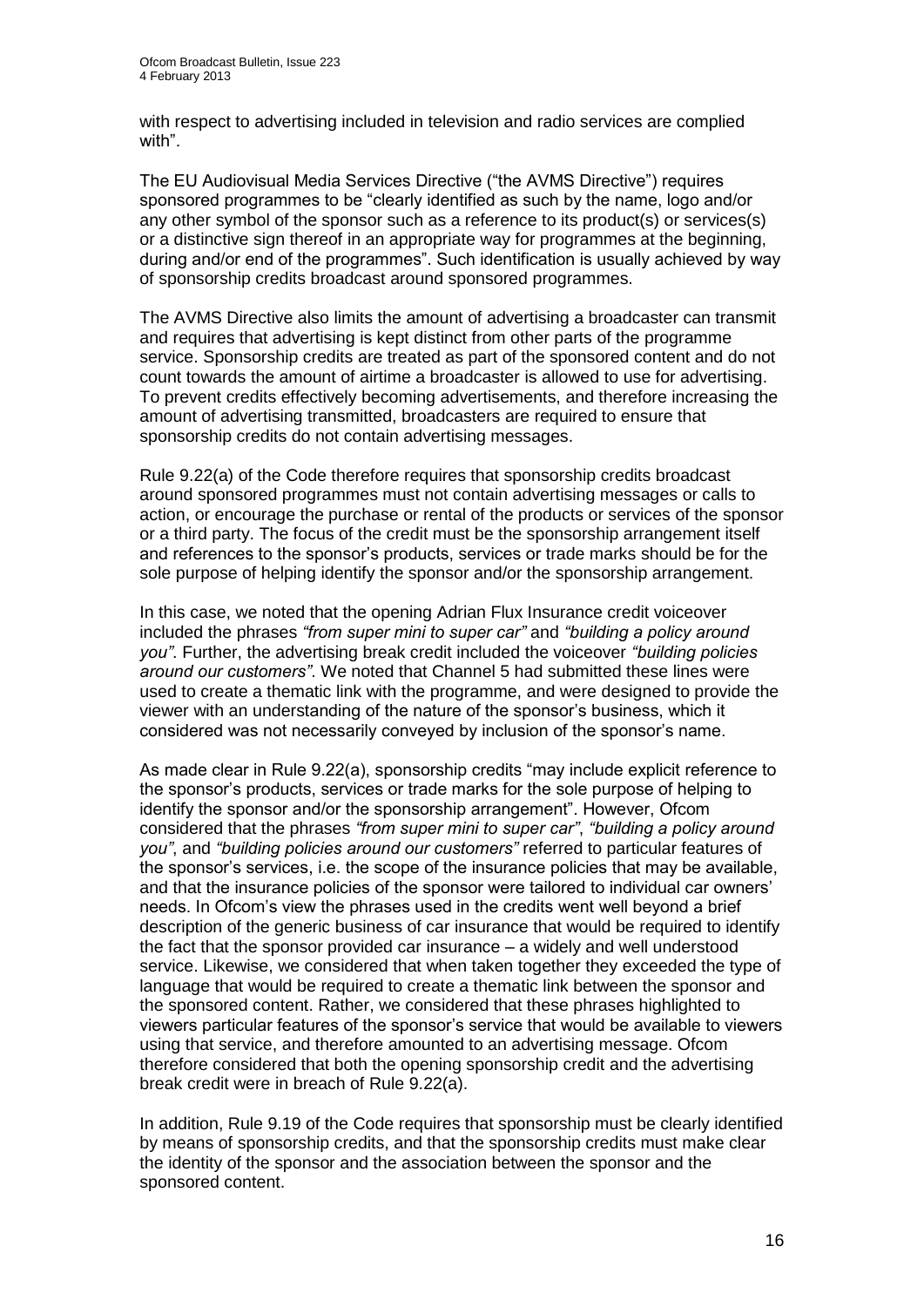with respect to advertising included in television and radio services are complied with".

The EU Audiovisual Media Services Directive ("the AVMS Directive") requires sponsored programmes to be "clearly identified as such by the name, logo and/or any other symbol of the sponsor such as a reference to its product(s) or services(s) or a distinctive sign thereof in an appropriate way for programmes at the beginning, during and/or end of the programmes". Such identification is usually achieved by way of sponsorship credits broadcast around sponsored programmes.

The AVMS Directive also limits the amount of advertising a broadcaster can transmit and requires that advertising is kept distinct from other parts of the programme service. Sponsorship credits are treated as part of the sponsored content and do not count towards the amount of airtime a broadcaster is allowed to use for advertising. To prevent credits effectively becoming advertisements, and therefore increasing the amount of advertising transmitted, broadcasters are required to ensure that sponsorship credits do not contain advertising messages.

Rule 9.22(a) of the Code therefore requires that sponsorship credits broadcast around sponsored programmes must not contain advertising messages or calls to action, or encourage the purchase or rental of the products or services of the sponsor or a third party. The focus of the credit must be the sponsorship arrangement itself and references to the sponsor's products, services or trade marks should be for the sole purpose of helping identify the sponsor and/or the sponsorship arrangement.

In this case, we noted that the opening Adrian Flux Insurance credit voiceover included the phrases *"from super mini to super car"* and *"building a policy around you"*. Further, the advertising break credit included the voiceover *"building policies around our customers"*. We noted that Channel 5 had submitted these lines were used to create a thematic link with the programme, and were designed to provide the viewer with an understanding of the nature of the sponsor's business, which it considered was not necessarily conveyed by inclusion of the sponsor's name.

As made clear in Rule 9.22(a), sponsorship credits "may include explicit reference to the sponsor's products, services or trade marks for the sole purpose of helping to identify the sponsor and/or the sponsorship arrangement". However, Ofcom considered that the phrases *"from super mini to super car"*, *"building a policy around you"*, and *"building policies around our customers"* referred to particular features of the sponsor's services, i.e. the scope of the insurance policies that may be available, and that the insurance policies of the sponsor were tailored to individual car owners' needs. In Ofcom's view the phrases used in the credits went well beyond a brief description of the generic business of car insurance that would be required to identify the fact that the sponsor provided car insurance – a widely and well understood service. Likewise, we considered that when taken together they exceeded the type of language that would be required to create a thematic link between the sponsor and the sponsored content. Rather, we considered that these phrases highlighted to viewers particular features of the sponsor's service that would be available to viewers using that service, and therefore amounted to an advertising message. Ofcom therefore considered that both the opening sponsorship credit and the advertising break credit were in breach of Rule 9.22(a).

In addition, Rule 9.19 of the Code requires that sponsorship must be clearly identified by means of sponsorship credits, and that the sponsorship credits must make clear the identity of the sponsor and the association between the sponsor and the sponsored content.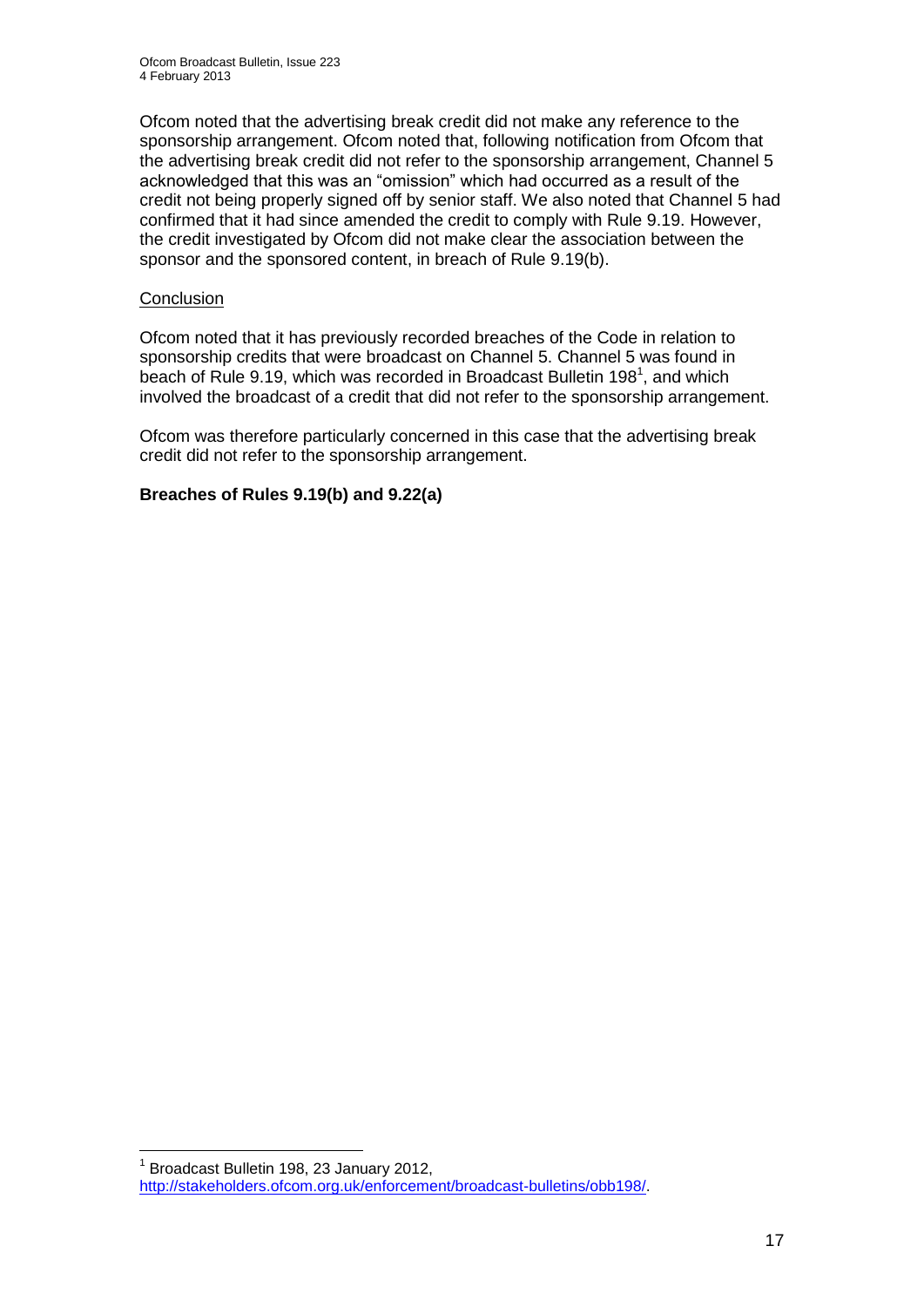Ofcom noted that the advertising break credit did not make any reference to the sponsorship arrangement. Ofcom noted that, following notification from Ofcom that the advertising break credit did not refer to the sponsorship arrangement, Channel 5 acknowledged that this was an "omission" which had occurred as a result of the credit not being properly signed off by senior staff. We also noted that Channel 5 had confirmed that it had since amended the credit to comply with Rule 9.19. However, the credit investigated by Ofcom did not make clear the association between the sponsor and the sponsored content, in breach of Rule 9.19(b).

Conclusion

Ofcom noted that it has previously recorded breaches of the Code in relation to sponsorship credits that were broadcast on Channel 5. Channel 5 was found in beach of Rule 9.19, which was recorded in Broadcast Bulletin 198[1], and which involved the broadcast of a credit that did not refer to the sponsorship arrangement.

Ofcom was therefore particularly concerned in this case that the advertising break credit did not refer to the sponsorship arrangement.

**Breaches of Rules 9.19(b) and 9.22(a)**

---

[1] Broadcast Bulletin 198, 23 January 2012, http://stakeholders.ofcom.org.uk/enforcement/broadcast-bulletins/obb198/.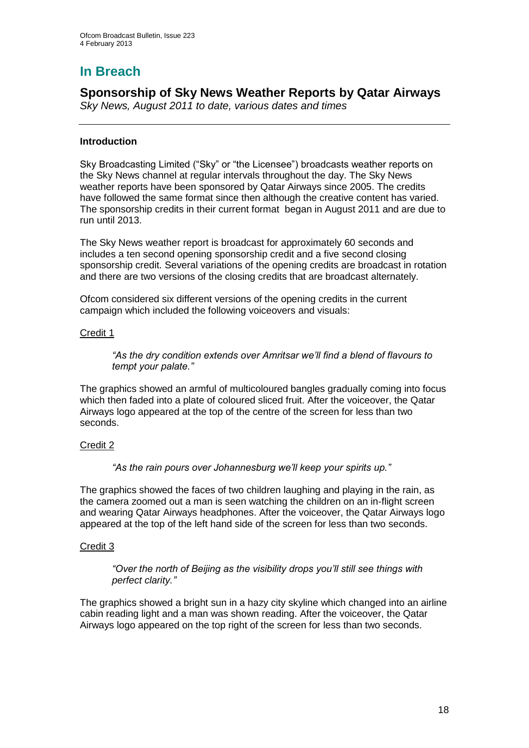# In Breach

## Sponsorship of Sky News Weather Reports by Qatar Airways

*Sky News, August 2011 to date, various dates and times*

---

### Introduction

Sky Broadcasting Limited ("Sky" or "the Licensee") broadcasts weather reports on the Sky News channel at regular intervals throughout the day. The Sky News weather reports have been sponsored by Qatar Airways since 2005. The credits have followed the same format since then although the creative content has varied. The sponsorship credits in their current format began in August 2011 and are due to run until 2013.

The Sky News weather report is broadcast for approximately 60 seconds and includes a ten second opening sponsorship credit and a five second closing sponsorship credit. Several variations of the opening credits are broadcast in rotation and there are two versions of the closing credits that are broadcast alternately.

Ofcom considered six different versions of the opening credits in the current campaign which included the following voiceovers and visuals:

Credit 1

> *"As the dry condition extends over Amritsar we'll find a blend of flavours to tempt your palate."*

The graphics showed an armful of multicoloured bangles gradually coming into focus which then faded into a plate of coloured sliced fruit. After the voiceover, the Qatar Airways logo appeared at the top of the centre of the screen for less than two seconds.

Credit 2

> *"As the rain pours over Johannesburg we'll keep your spirits up."*

The graphics showed the faces of two children laughing and playing in the rain, as the camera zoomed out a man is seen watching the children on an in-flight screen and wearing Qatar Airways headphones. After the voiceover, the Qatar Airways logo appeared at the top of the left hand side of the screen for less than two seconds.

Credit 3

> *"Over the north of Beijing as the visibility drops you'll still see things with perfect clarity."*

The graphics showed a bright sun in a hazy city skyline which changed into an airline cabin reading light and a man was shown reading. After the voiceover, the Qatar Airways logo appeared on the top right of the screen for less than two seconds.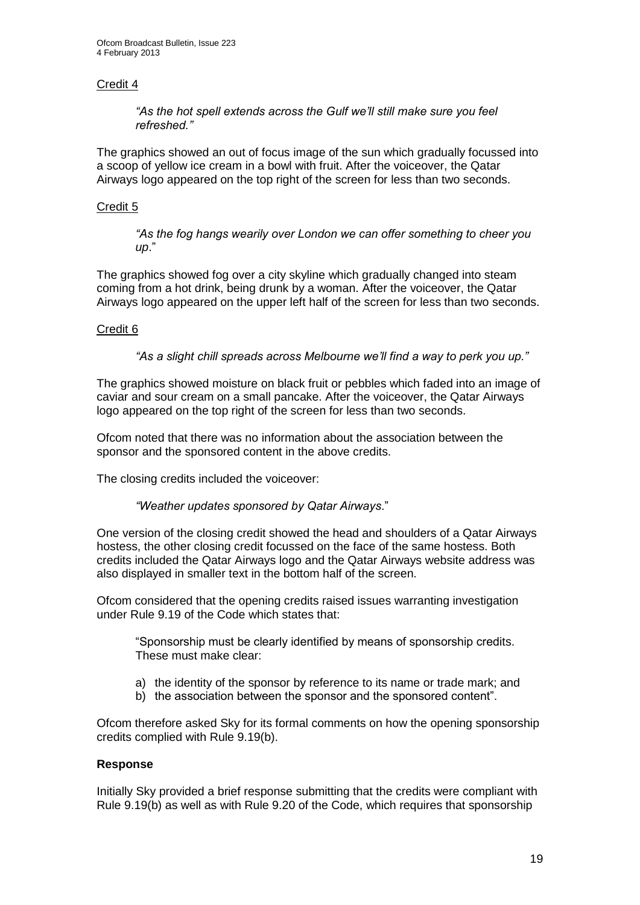Credit 4

> *"As the hot spell extends across the Gulf we'll still make sure you feel refreshed."*

The graphics showed an out of focus image of the sun which gradually focussed into a scoop of yellow ice cream in a bowl with fruit. After the voiceover, the Qatar Airways logo appeared on the top right of the screen for less than two seconds.

Credit 5

> *"As the fog hangs wearily over London we can offer something to cheer you up*."

The graphics showed fog over a city skyline which gradually changed into steam coming from a hot drink, being drunk by a woman. After the voiceover, the Qatar Airways logo appeared on the upper left half of the screen for less than two seconds.

Credit 6

> *"As a slight chill spreads across Melbourne we'll find a way to perk you up."*

The graphics showed moisture on black fruit or pebbles which faded into an image of caviar and sour cream on a small pancake. After the voiceover, the Qatar Airways logo appeared on the top right of the screen for less than two seconds.

Ofcom noted that there was no information about the association between the sponsor and the sponsored content in the above credits.

The closing credits included the voiceover:

> *"Weather updates sponsored by Qatar Airways*."

One version of the closing credit showed the head and shoulders of a Qatar Airways hostess, the other closing credit focussed on the face of the same hostess. Both credits included the Qatar Airways logo and the Qatar Airways website address was also displayed in smaller text in the bottom half of the screen.

Ofcom considered that the opening credits raised issues warranting investigation under Rule 9.19 of the Code which states that:

> "Sponsorship must be clearly identified by means of sponsorship credits. These must make clear:
>
> a) the identity of the sponsor by reference to its name or trade mark; and
> b) the association between the sponsor and the sponsored content".

Ofcom therefore asked Sky for its formal comments on how the opening sponsorship credits complied with Rule 9.19(b).

**Response**

Initially Sky provided a brief response submitting that the credits were compliant with Rule 9.19(b) as well as with Rule 9.20 of the Code, which requires that sponsorship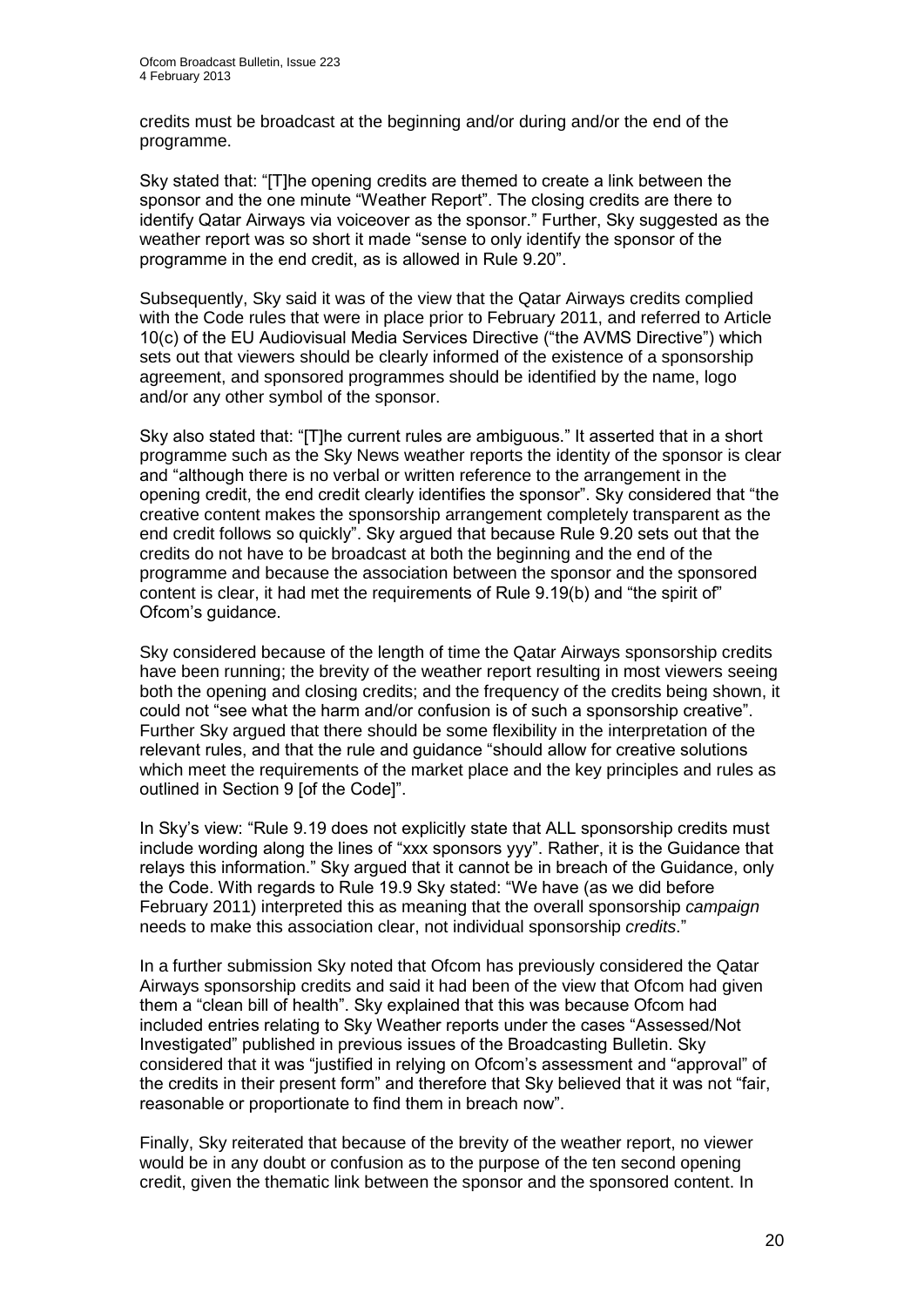credits must be broadcast at the beginning and/or during and/or the end of the programme.

Sky stated that: "[T]he opening credits are themed to create a link between the sponsor and the one minute "Weather Report". The closing credits are there to identify Qatar Airways via voiceover as the sponsor." Further, Sky suggested as the weather report was so short it made "sense to only identify the sponsor of the programme in the end credit, as is allowed in Rule 9.20".

Subsequently, Sky said it was of the view that the Qatar Airways credits complied with the Code rules that were in place prior to February 2011, and referred to Article 10(c) of the EU Audiovisual Media Services Directive ("the AVMS Directive") which sets out that viewers should be clearly informed of the existence of a sponsorship agreement, and sponsored programmes should be identified by the name, logo and/or any other symbol of the sponsor.

Sky also stated that: "[T]he current rules are ambiguous." It asserted that in a short programme such as the Sky News weather reports the identity of the sponsor is clear and "although there is no verbal or written reference to the arrangement in the opening credit, the end credit clearly identifies the sponsor". Sky considered that "the creative content makes the sponsorship arrangement completely transparent as the end credit follows so quickly". Sky argued that because Rule 9.20 sets out that the credits do not have to be broadcast at both the beginning and the end of the programme and because the association between the sponsor and the sponsored content is clear, it had met the requirements of Rule 9.19(b) and "the spirit of" Ofcom's guidance.

Sky considered because of the length of time the Qatar Airways sponsorship credits have been running; the brevity of the weather report resulting in most viewers seeing both the opening and closing credits; and the frequency of the credits being shown, it could not "see what the harm and/or confusion is of such a sponsorship creative". Further Sky argued that there should be some flexibility in the interpretation of the relevant rules, and that the rule and guidance "should allow for creative solutions which meet the requirements of the market place and the key principles and rules as outlined in Section 9 [of the Code]".

In Sky's view: "Rule 9.19 does not explicitly state that ALL sponsorship credits must include wording along the lines of "xxx sponsors yyy". Rather, it is the Guidance that relays this information." Sky argued that it cannot be in breach of the Guidance, only the Code. With regards to Rule 19.9 Sky stated: "We have (as we did before February 2011) interpreted this as meaning that the overall sponsorship *campaign* needs to make this association clear, not individual sponsorship *credits*."

In a further submission Sky noted that Ofcom has previously considered the Qatar Airways sponsorship credits and said it had been of the view that Ofcom had given them a "clean bill of health". Sky explained that this was because Ofcom had included entries relating to Sky Weather reports under the cases "Assessed/Not Investigated" published in previous issues of the Broadcasting Bulletin. Sky considered that it was "justified in relying on Ofcom's assessment and "approval" of the credits in their present form" and therefore that Sky believed that it was not "fair, reasonable or proportionate to find them in breach now".

Finally, Sky reiterated that because of the brevity of the weather report, no viewer would be in any doubt or confusion as to the purpose of the ten second opening credit, given the thematic link between the sponsor and the sponsored content. In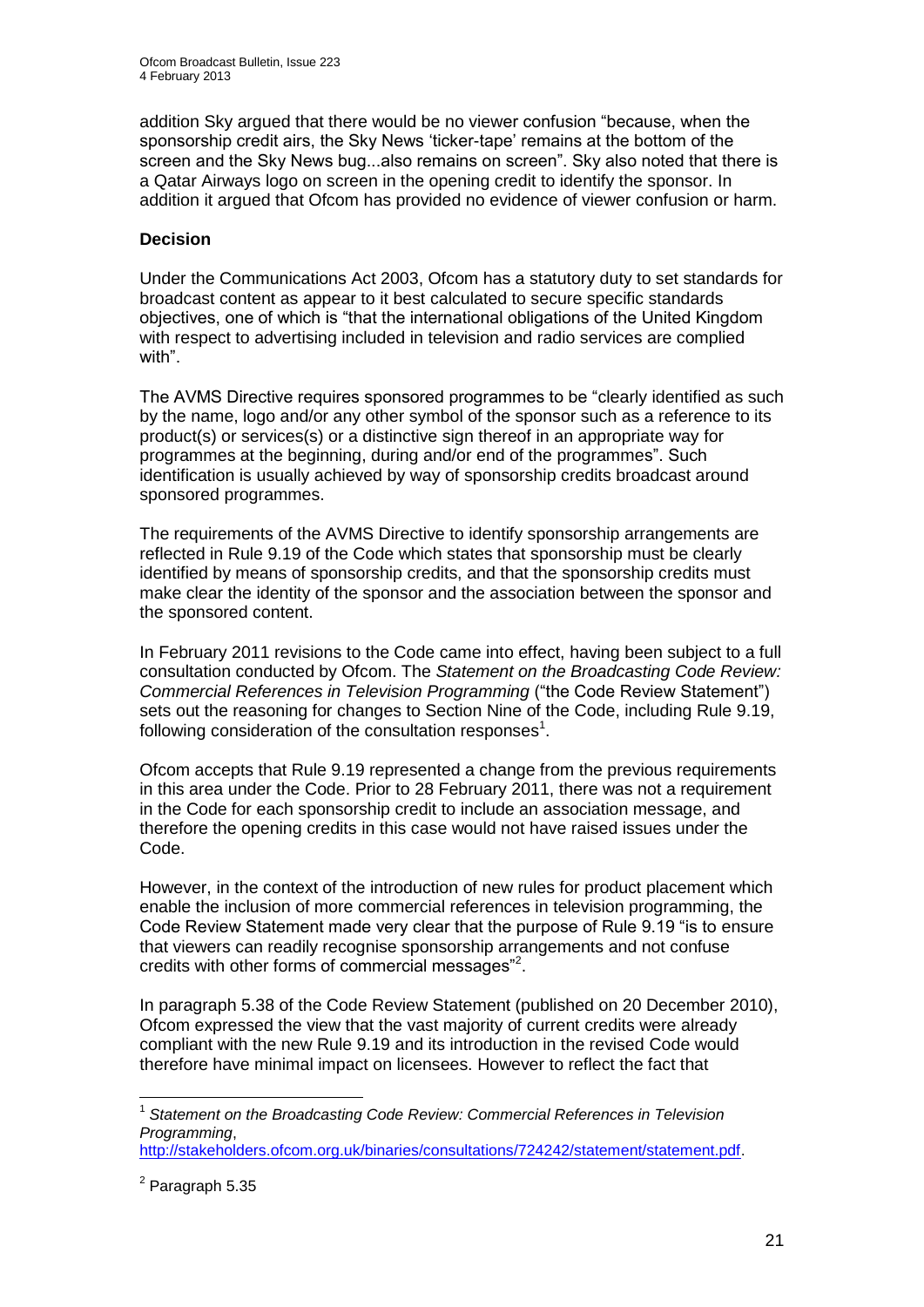addition Sky argued that there would be no viewer confusion "because, when the sponsorship credit airs, the Sky News 'ticker-tape' remains at the bottom of the screen and the Sky News bug...also remains on screen". Sky also noted that there is a Qatar Airways logo on screen in the opening credit to identify the sponsor. In addition it argued that Ofcom has provided no evidence of viewer confusion or harm.

**Decision**

Under the Communications Act 2003, Ofcom has a statutory duty to set standards for broadcast content as appear to it best calculated to secure specific standards objectives, one of which is "that the international obligations of the United Kingdom with respect to advertising included in television and radio services are complied with".

The AVMS Directive requires sponsored programmes to be "clearly identified as such by the name, logo and/or any other symbol of the sponsor such as a reference to its product(s) or services(s) or a distinctive sign thereof in an appropriate way for programmes at the beginning, during and/or end of the programmes". Such identification is usually achieved by way of sponsorship credits broadcast around sponsored programmes.

The requirements of the AVMS Directive to identify sponsorship arrangements are reflected in Rule 9.19 of the Code which states that sponsorship must be clearly identified by means of sponsorship credits, and that the sponsorship credits must make clear the identity of the sponsor and the association between the sponsor and the sponsored content.

In February 2011 revisions to the Code came into effect, having been subject to a full consultation conducted by Ofcom. The *Statement on the Broadcasting Code Review: Commercial References in Television Programming* ("the Code Review Statement") sets out the reasoning for changes to Section Nine of the Code, including Rule 9.19, following consideration of the consultation responses[1].

Ofcom accepts that Rule 9.19 represented a change from the previous requirements in this area under the Code. Prior to 28 February 2011, there was not a requirement in the Code for each sponsorship credit to include an association message, and therefore the opening credits in this case would not have raised issues under the Code.

However, in the context of the introduction of new rules for product placement which enable the inclusion of more commercial references in television programming, the Code Review Statement made very clear that the purpose of Rule 9.19 "is to ensure that viewers can readily recognise sponsorship arrangements and not confuse credits with other forms of commercial messages"[2].

In paragraph 5.38 of the Code Review Statement (published on 20 December 2010), Ofcom expressed the view that the vast majority of current credits were already compliant with the new Rule 9.19 and its introduction in the revised Code would therefore have minimal impact on licensees. However to reflect the fact that

---

[1] *Statement on the Broadcasting Code Review: Commercial References in Television Programming*, http://stakeholders.ofcom.org.uk/binaries/consultations/724242/statement/statement.pdf.

[2] Paragraph 5.35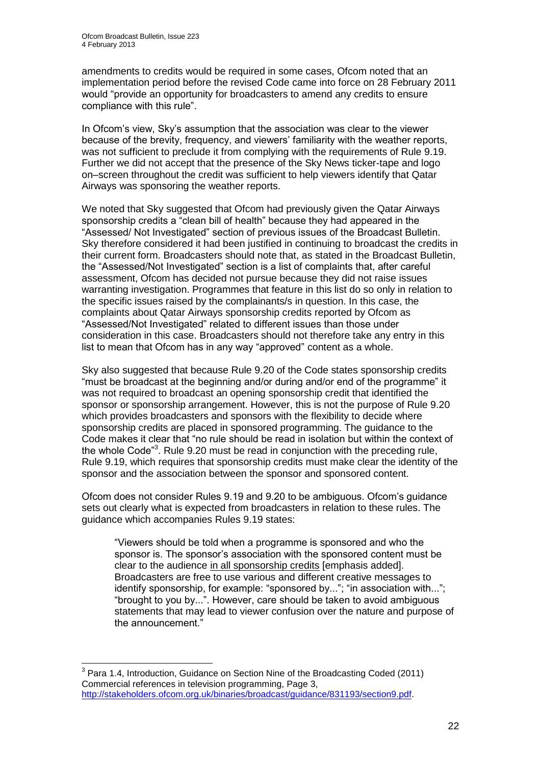amendments to credits would be required in some cases, Ofcom noted that an implementation period before the revised Code came into force on 28 February 2011 would "provide an opportunity for broadcasters to amend any credits to ensure compliance with this rule".

In Ofcom's view, Sky's assumption that the association was clear to the viewer because of the brevity, frequency, and viewers' familiarity with the weather reports, was not sufficient to preclude it from complying with the requirements of Rule 9.19. Further we did not accept that the presence of the Sky News ticker-tape and logo on–screen throughout the credit was sufficient to help viewers identify that Qatar Airways was sponsoring the weather reports.

We noted that Sky suggested that Ofcom had previously given the Qatar Airways sponsorship credits a "clean bill of health" because they had appeared in the "Assessed/ Not Investigated" section of previous issues of the Broadcast Bulletin. Sky therefore considered it had been justified in continuing to broadcast the credits in their current form. Broadcasters should note that, as stated in the Broadcast Bulletin, the "Assessed/Not Investigated" section is a list of complaints that, after careful assessment, Ofcom has decided not pursue because they did not raise issues warranting investigation. Programmes that feature in this list do so only in relation to the specific issues raised by the complainants/s in question. In this case, the complaints about Qatar Airways sponsorship credits reported by Ofcom as "Assessed/Not Investigated" related to different issues than those under consideration in this case. Broadcasters should not therefore take any entry in this list to mean that Ofcom has in any way "approved" content as a whole.

Sky also suggested that because Rule 9.20 of the Code states sponsorship credits "must be broadcast at the beginning and/or during and/or end of the programme" it was not required to broadcast an opening sponsorship credit that identified the sponsor or sponsorship arrangement. However, this is not the purpose of Rule 9.20 which provides broadcasters and sponsors with the flexibility to decide where sponsorship credits are placed in sponsored programming. The guidance to the Code makes it clear that "no rule should be read in isolation but within the context of the whole Code"[3]. Rule 9.20 must be read in conjunction with the preceding rule, Rule 9.19, which requires that sponsorship credits must make clear the identity of the sponsor and the association between the sponsor and sponsored content.

Ofcom does not consider Rules 9.19 and 9.20 to be ambiguous. Ofcom's guidance sets out clearly what is expected from broadcasters in relation to these rules. The guidance which accompanies Rules 9.19 states:

> "Viewers should be told when a programme is sponsored and who the sponsor is. The sponsor's association with the sponsored content must be clear to the audience <u>in all sponsorship credits</u> [emphasis added]. Broadcasters are free to use various and different creative messages to identify sponsorship, for example: "sponsored by..."; "in association with..."; "brought to you by...". However, care should be taken to avoid ambiguous statements that may lead to viewer confusion over the nature and purpose of the announcement."

---

[3] Para 1.4, Introduction, Guidance on Section Nine of the Broadcasting Coded (2011) Commercial references in television programming, Page 3, http://stakeholders.ofcom.org.uk/binaries/broadcast/guidance/831193/section9.pdf.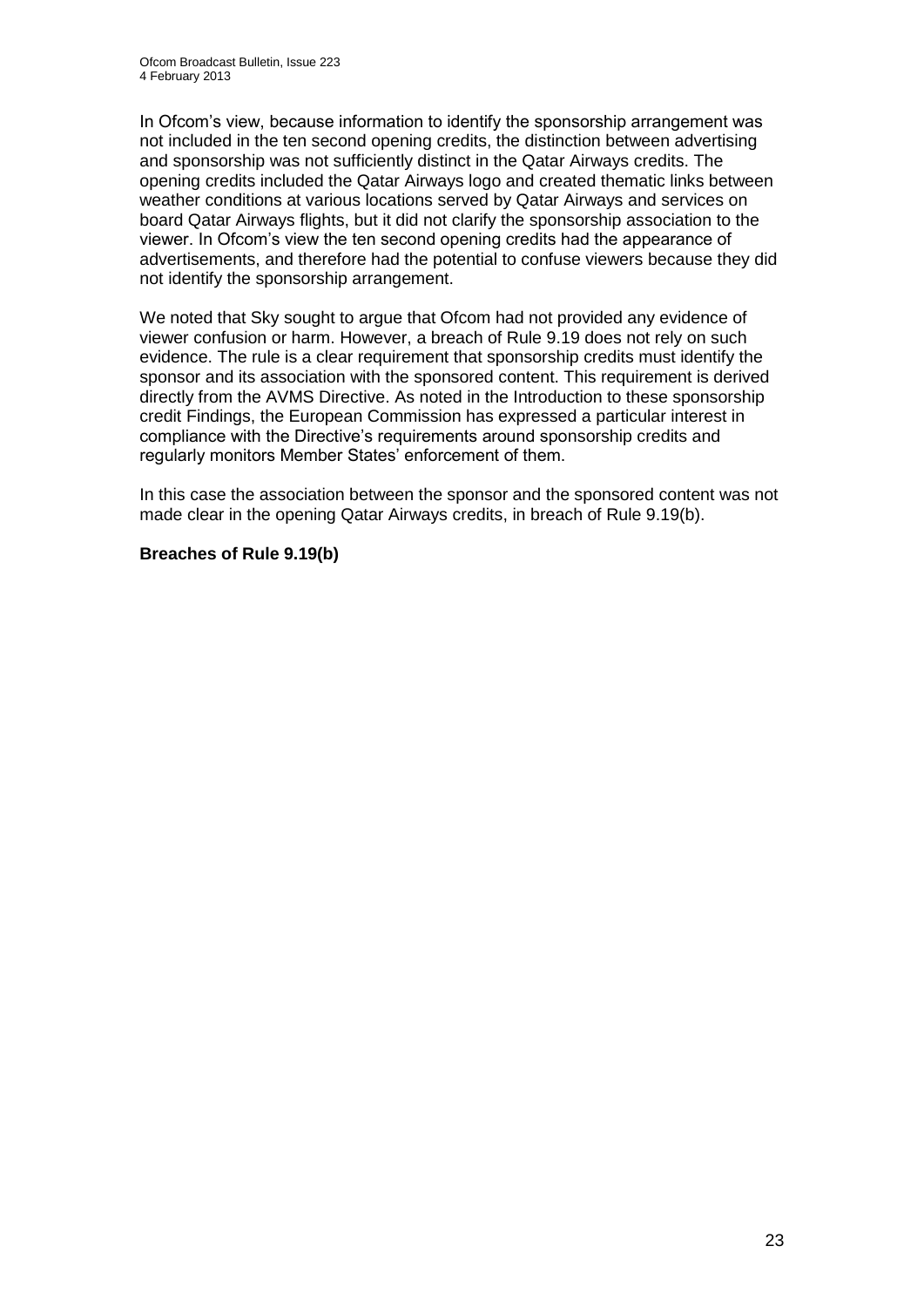In Ofcom's view, because information to identify the sponsorship arrangement was not included in the ten second opening credits, the distinction between advertising and sponsorship was not sufficiently distinct in the Qatar Airways credits. The opening credits included the Qatar Airways logo and created thematic links between weather conditions at various locations served by Qatar Airways and services on board Qatar Airways flights, but it did not clarify the sponsorship association to the viewer. In Ofcom's view the ten second opening credits had the appearance of advertisements, and therefore had the potential to confuse viewers because they did not identify the sponsorship arrangement.

We noted that Sky sought to argue that Ofcom had not provided any evidence of viewer confusion or harm. However, a breach of Rule 9.19 does not rely on such evidence. The rule is a clear requirement that sponsorship credits must identify the sponsor and its association with the sponsored content. This requirement is derived directly from the AVMS Directive. As noted in the Introduction to these sponsorship credit Findings, the European Commission has expressed a particular interest in compliance with the Directive's requirements around sponsorship credits and regularly monitors Member States' enforcement of them.

In this case the association between the sponsor and the sponsored content was not made clear in the opening Qatar Airways credits, in breach of Rule 9.19(b).

**Breaches of Rule 9.19(b)**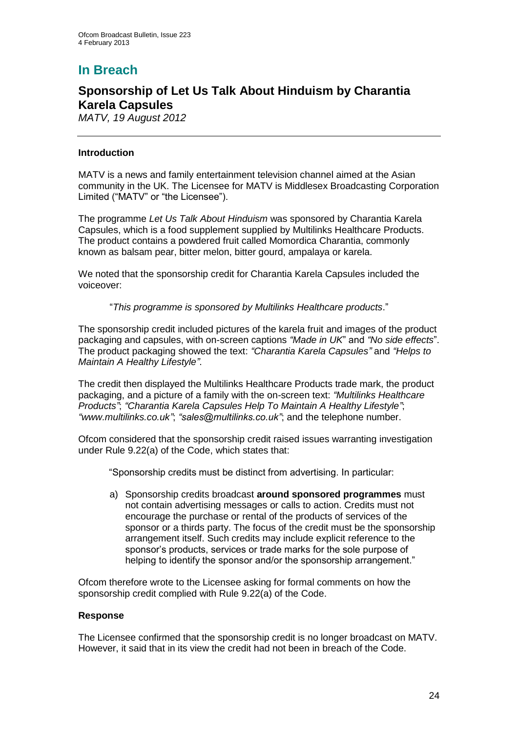# In Breach

## Sponsorship of Let Us Talk About Hinduism by Charantia Karela Capsules

*MATV, 19 August 2012*

---

### Introduction

MATV is a news and family entertainment television channel aimed at the Asian community in the UK. The Licensee for MATV is Middlesex Broadcasting Corporation Limited ("MATV" or "the Licensee").

The programme *Let Us Talk About Hinduism* was sponsored by Charantia Karela Capsules, which is a food supplement supplied by Multilinks Healthcare Products. The product contains a powdered fruit called Momordica Charantia, commonly known as balsam pear, bitter melon, bitter gourd, ampalaya or karela.

We noted that the sponsorship credit for Charantia Karela Capsules included the voiceover:

> "*This programme is sponsored by Multilinks Healthcare products*."

The sponsorship credit included pictures of the karela fruit and images of the product packaging and capsules, with on-screen captions *"Made in UK*" and *"No side effects*". The product packaging showed the text: *"Charantia Karela Capsules"* and *"Helps to Maintain A Healthy Lifestyle"*.

The credit then displayed the Multilinks Healthcare Products trade mark, the product packaging, and a picture of a family with the on-screen text: *"Multilinks Healthcare Products"*; *"Charantia Karela Capsules Help To Maintain A Healthy Lifestyle"*; *"www.multilinks.co.uk"*; *"sales@multilinks.co.uk"*; and the telephone number.

Ofcom considered that the sponsorship credit raised issues warranting investigation under Rule 9.22(a) of the Code, which states that:

> "Sponsorship credits must be distinct from advertising. In particular:
>
> a) Sponsorship credits broadcast **around sponsored programmes** must not contain advertising messages or calls to action. Credits must not encourage the purchase or rental of the products of services of the sponsor or a thirds party. The focus of the credit must be the sponsorship arrangement itself. Such credits may include explicit reference to the sponsor's products, services or trade marks for the sole purpose of helping to identify the sponsor and/or the sponsorship arrangement."

Ofcom therefore wrote to the Licensee asking for formal comments on how the sponsorship credit complied with Rule 9.22(a) of the Code.

### Response

The Licensee confirmed that the sponsorship credit is no longer broadcast on MATV. However, it said that in its view the credit had not been in breach of the Code.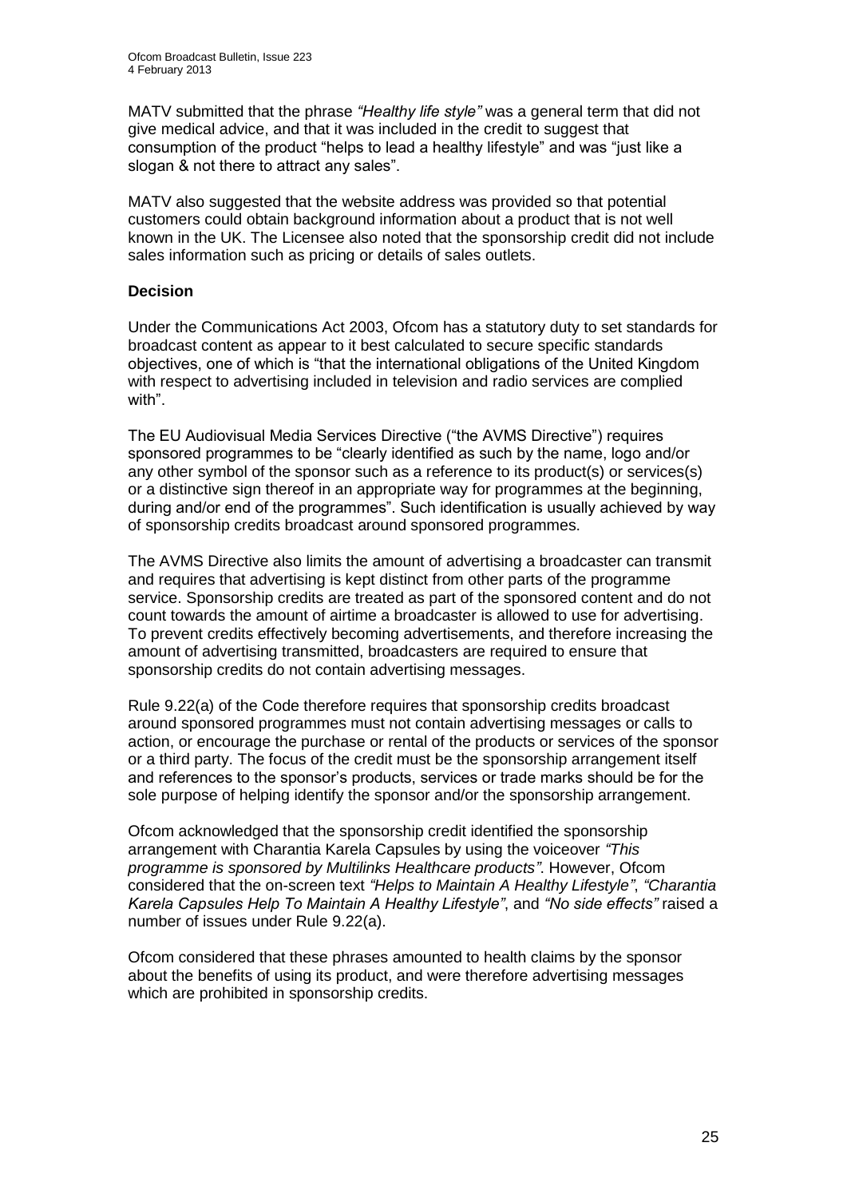MATV submitted that the phrase *"Healthy life style"* was a general term that did not give medical advice, and that it was included in the credit to suggest that consumption of the product "helps to lead a healthy lifestyle" and was "just like a slogan & not there to attract any sales".

MATV also suggested that the website address was provided so that potential customers could obtain background information about a product that is not well known in the UK. The Licensee also noted that the sponsorship credit did not include sales information such as pricing or details of sales outlets.

**Decision**

Under the Communications Act 2003, Ofcom has a statutory duty to set standards for broadcast content as appear to it best calculated to secure specific standards objectives, one of which is "that the international obligations of the United Kingdom with respect to advertising included in television and radio services are complied with".

The EU Audiovisual Media Services Directive ("the AVMS Directive") requires sponsored programmes to be "clearly identified as such by the name, logo and/or any other symbol of the sponsor such as a reference to its product(s) or services(s) or a distinctive sign thereof in an appropriate way for programmes at the beginning, during and/or end of the programmes". Such identification is usually achieved by way of sponsorship credits broadcast around sponsored programmes.

The AVMS Directive also limits the amount of advertising a broadcaster can transmit and requires that advertising is kept distinct from other parts of the programme service. Sponsorship credits are treated as part of the sponsored content and do not count towards the amount of airtime a broadcaster is allowed to use for advertising. To prevent credits effectively becoming advertisements, and therefore increasing the amount of advertising transmitted, broadcasters are required to ensure that sponsorship credits do not contain advertising messages.

Rule 9.22(a) of the Code therefore requires that sponsorship credits broadcast around sponsored programmes must not contain advertising messages or calls to action, or encourage the purchase or rental of the products or services of the sponsor or a third party. The focus of the credit must be the sponsorship arrangement itself and references to the sponsor's products, services or trade marks should be for the sole purpose of helping identify the sponsor and/or the sponsorship arrangement.

Ofcom acknowledged that the sponsorship credit identified the sponsorship arrangement with Charantia Karela Capsules by using the voiceover *"This programme is sponsored by Multilinks Healthcare products"*. However, Ofcom considered that the on-screen text *"Helps to Maintain A Healthy Lifestyle"*, *"Charantia Karela Capsules Help To Maintain A Healthy Lifestyle"*, and *"No side effects"* raised a number of issues under Rule 9.22(a).

Ofcom considered that these phrases amounted to health claims by the sponsor about the benefits of using its product, and were therefore advertising messages which are prohibited in sponsorship credits.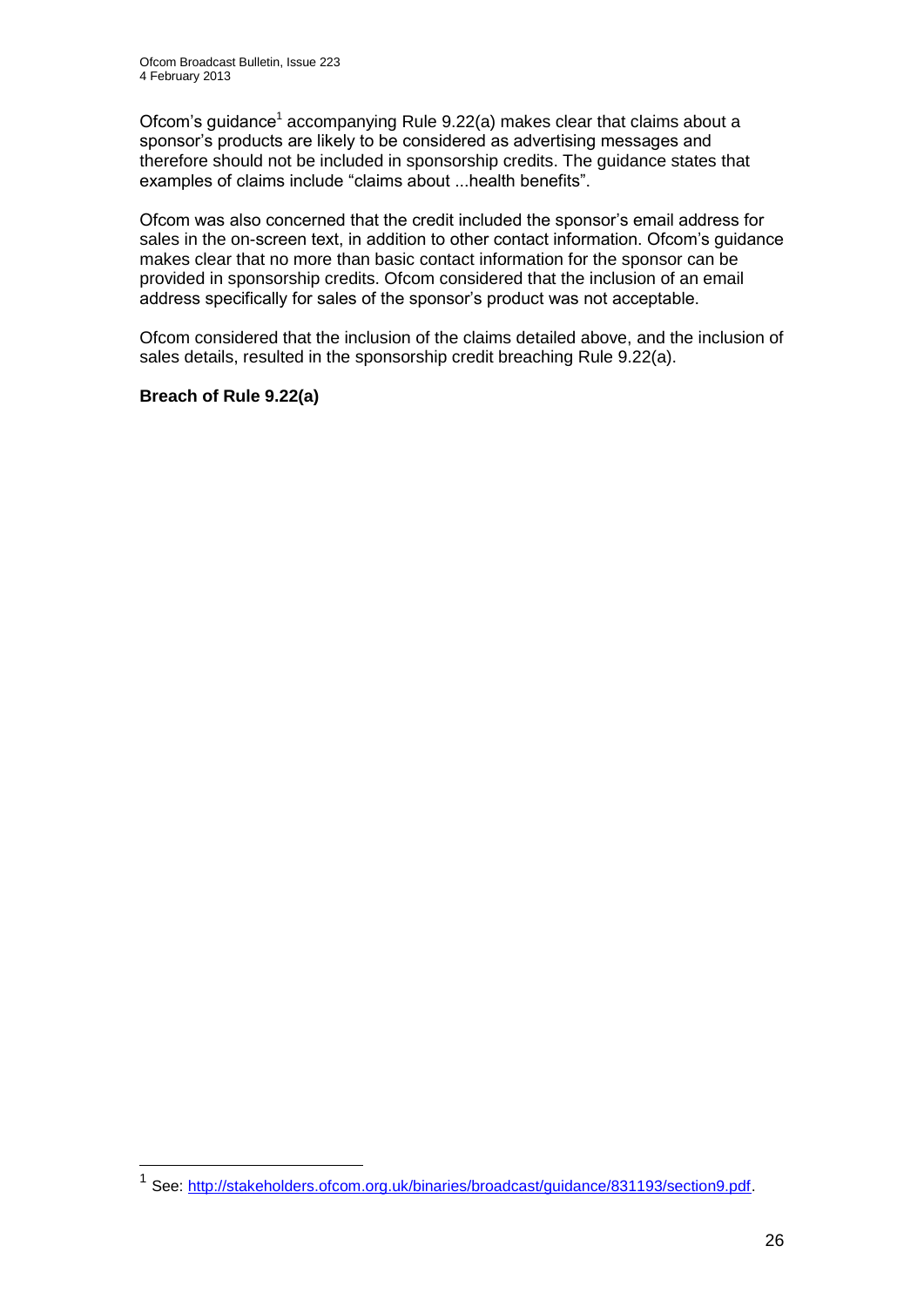Ofcom's guidance[1] accompanying Rule 9.22(a) makes clear that claims about a sponsor's products are likely to be considered as advertising messages and therefore should not be included in sponsorship credits. The guidance states that examples of claims include "claims about ...health benefits".

Ofcom was also concerned that the credit included the sponsor's email address for sales in the on-screen text, in addition to other contact information. Ofcom's guidance makes clear that no more than basic contact information for the sponsor can be provided in sponsorship credits. Ofcom considered that the inclusion of an email address specifically for sales of the sponsor's product was not acceptable.

Ofcom considered that the inclusion of the claims detailed above, and the inclusion of sales details, resulted in the sponsorship credit breaching Rule 9.22(a).

**Breach of Rule 9.22(a)**

[1] See: http://stakeholders.ofcom.org.uk/binaries/broadcast/guidance/831193/section9.pdf.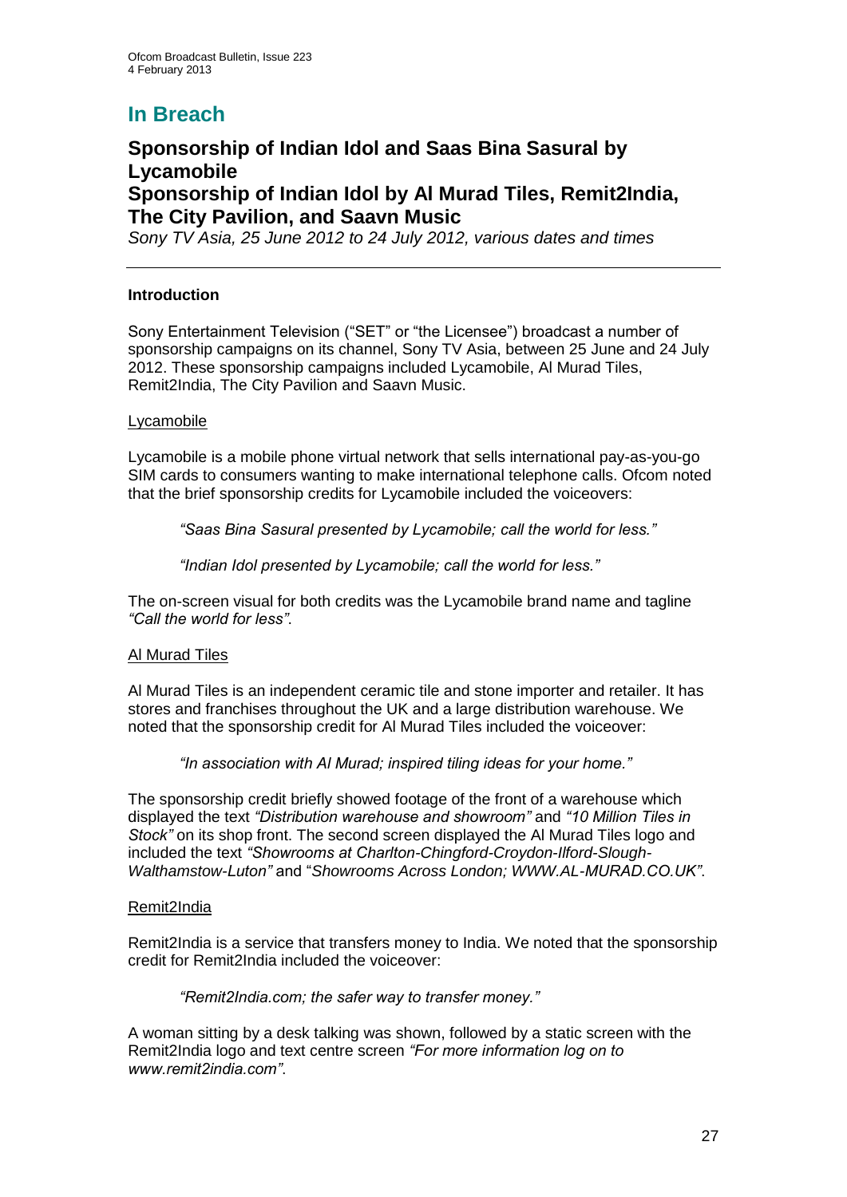# In Breach

## Sponsorship of Indian Idol and Saas Bina Sasural by Lycamobile

## Sponsorship of Indian Idol by Al Murad Tiles, Remit2India, The City Pavilion, and Saavn Music

*Sony TV Asia, 25 June 2012 to 24 July 2012, various dates and times*

---

### Introduction

Sony Entertainment Television ("SET" or "the Licensee") broadcast a number of sponsorship campaigns on its channel, Sony TV Asia, between 25 June and 24 July 2012. These sponsorship campaigns included Lycamobile, Al Murad Tiles, Remit2India, The City Pavilion and Saavn Music.

Lycamobile

Lycamobile is a mobile phone virtual network that sells international pay-as-you-go SIM cards to consumers wanting to make international telephone calls. Ofcom noted that the brief sponsorship credits for Lycamobile included the voiceovers:

> *"Saas Bina Sasural presented by Lycamobile; call the world for less."*
>
> *"Indian Idol presented by Lycamobile; call the world for less."*

The on-screen visual for both credits was the Lycamobile brand name and tagline *"Call the world for less"*.

Al Murad Tiles

Al Murad Tiles is an independent ceramic tile and stone importer and retailer. It has stores and franchises throughout the UK and a large distribution warehouse. We noted that the sponsorship credit for Al Murad Tiles included the voiceover:

> *"In association with Al Murad; inspired tiling ideas for your home."*

The sponsorship credit briefly showed footage of the front of a warehouse which displayed the text *"Distribution warehouse and showroom"* and *"10 Million Tiles in Stock"* on its shop front. The second screen displayed the Al Murad Tiles logo and included the text *"Showrooms at Charlton-Chingford-Croydon-Ilford-Slough-Walthamstow-Luton"* and "*Showrooms Across London; WWW.AL-MURAD.CO.UK"*.

Remit2India

Remit2India is a service that transfers money to India. We noted that the sponsorship credit for Remit2India included the voiceover:

> *"Remit2India.com; the safer way to transfer money."*

A woman sitting by a desk talking was shown, followed by a static screen with the Remit2India logo and text centre screen *"For more information log on to www.remit2india.com"*.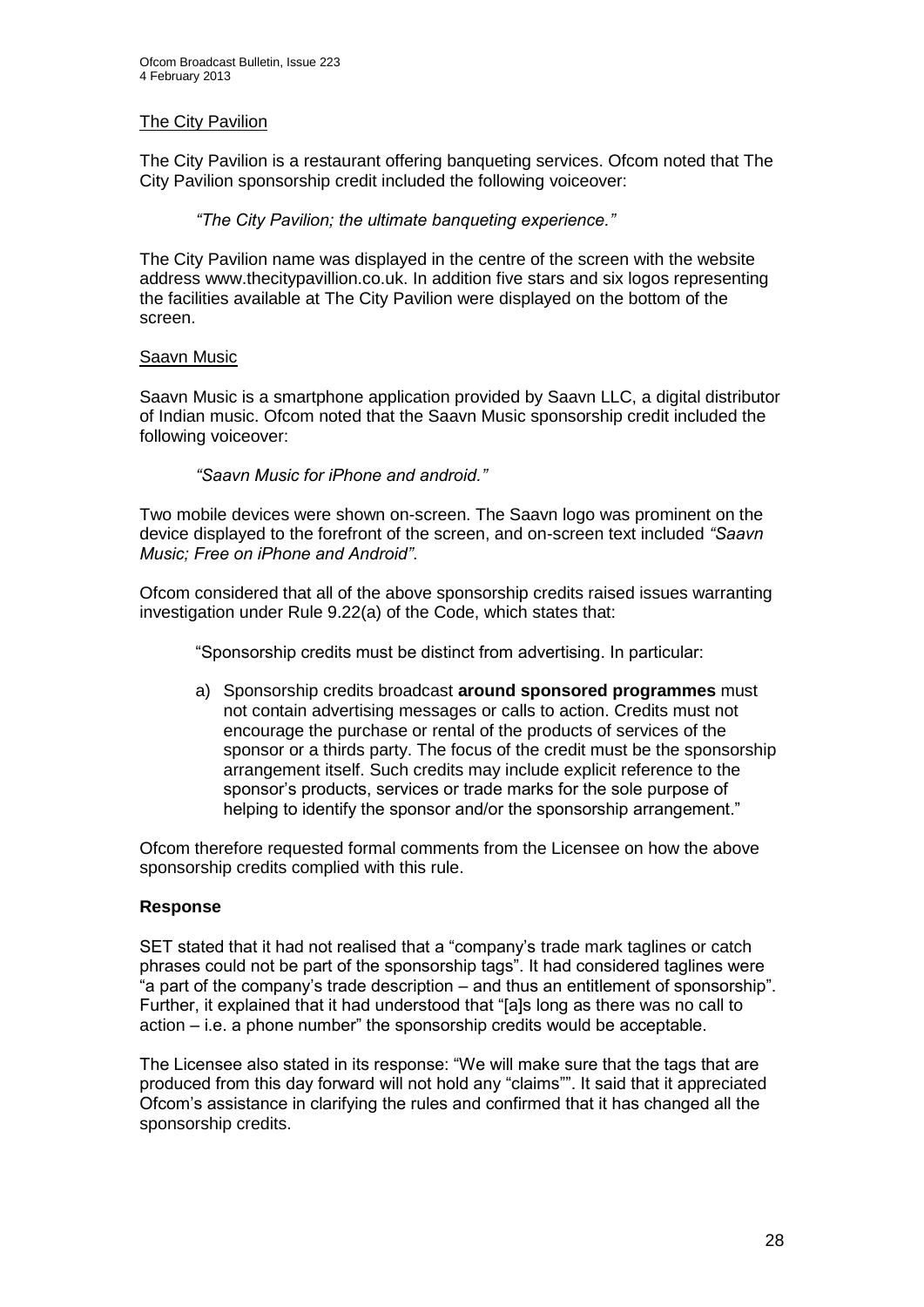The City Pavilion

The City Pavilion is a restaurant offering banqueting services. Ofcom noted that The City Pavilion sponsorship credit included the following voiceover:

> *"The City Pavilion; the ultimate banqueting experience."*

The City Pavilion name was displayed in the centre of the screen with the website address www.thecitypavillion.co.uk. In addition five stars and six logos representing the facilities available at The City Pavilion were displayed on the bottom of the screen.

Saavn Music

Saavn Music is a smartphone application provided by Saavn LLC, a digital distributor of Indian music. Ofcom noted that the Saavn Music sponsorship credit included the following voiceover:

> *"Saavn Music for iPhone and android."*

Two mobile devices were shown on-screen. The Saavn logo was prominent on the device displayed to the forefront of the screen, and on-screen text included *"Saavn Music; Free on iPhone and Android"*.

Ofcom considered that all of the above sponsorship credits raised issues warranting investigation under Rule 9.22(a) of the Code, which states that:

> "Sponsorship credits must be distinct from advertising. In particular:
>
> a) Sponsorship credits broadcast **around sponsored programmes** must not contain advertising messages or calls to action. Credits must not encourage the purchase or rental of the products of services of the sponsor or a thirds party. The focus of the credit must be the sponsorship arrangement itself. Such credits may include explicit reference to the sponsor's products, services or trade marks for the sole purpose of helping to identify the sponsor and/or the sponsorship arrangement."

Ofcom therefore requested formal comments from the Licensee on how the above sponsorship credits complied with this rule.

**Response**

SET stated that it had not realised that a "company's trade mark taglines or catch phrases could not be part of the sponsorship tags". It had considered taglines were "a part of the company's trade description – and thus an entitlement of sponsorship". Further, it explained that it had understood that "[a]s long as there was no call to action – i.e. a phone number" the sponsorship credits would be acceptable.

The Licensee also stated in its response: "We will make sure that the tags that are produced from this day forward will not hold any "claims"". It said that it appreciated Ofcom's assistance in clarifying the rules and confirmed that it has changed all the sponsorship credits.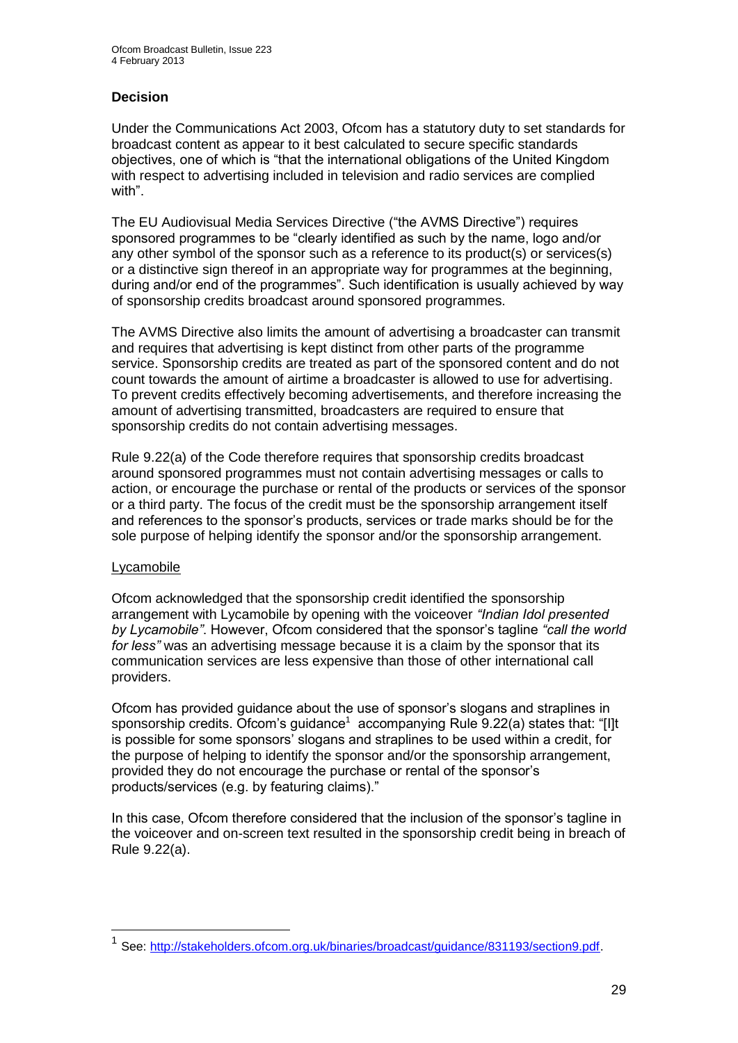## Decision

Under the Communications Act 2003, Ofcom has a statutory duty to set standards for broadcast content as appear to it best calculated to secure specific standards objectives, one of which is "that the international obligations of the United Kingdom with respect to advertising included in television and radio services are complied with".

The EU Audiovisual Media Services Directive ("the AVMS Directive") requires sponsored programmes to be "clearly identified as such by the name, logo and/or any other symbol of the sponsor such as a reference to its product(s) or services(s) or a distinctive sign thereof in an appropriate way for programmes at the beginning, during and/or end of the programmes". Such identification is usually achieved by way of sponsorship credits broadcast around sponsored programmes.

The AVMS Directive also limits the amount of advertising a broadcaster can transmit and requires that advertising is kept distinct from other parts of the programme service. Sponsorship credits are treated as part of the sponsored content and do not count towards the amount of airtime a broadcaster is allowed to use for advertising. To prevent credits effectively becoming advertisements, and therefore increasing the amount of advertising transmitted, broadcasters are required to ensure that sponsorship credits do not contain advertising messages.

Rule 9.22(a) of the Code therefore requires that sponsorship credits broadcast around sponsored programmes must not contain advertising messages or calls to action, or encourage the purchase or rental of the products or services of the sponsor or a third party. The focus of the credit must be the sponsorship arrangement itself and references to the sponsor's products, services or trade marks should be for the sole purpose of helping identify the sponsor and/or the sponsorship arrangement.

Lycamobile

Ofcom acknowledged that the sponsorship credit identified the sponsorship arrangement with Lycamobile by opening with the voiceover *"Indian Idol presented by Lycamobile"*. However, Ofcom considered that the sponsor's tagline *"call the world for less"* was an advertising message because it is a claim by the sponsor that its communication services are less expensive than those of other international call providers.

Ofcom has provided guidance about the use of sponsor's slogans and straplines in sponsorship credits. Ofcom's guidance[1] accompanying Rule 9.22(a) states that: "[I]t is possible for some sponsors' slogans and straplines to be used within a credit, for the purpose of helping to identify the sponsor and/or the sponsorship arrangement, provided they do not encourage the purchase or rental of the sponsor's products/services (e.g. by featuring claims)."

In this case, Ofcom therefore considered that the inclusion of the sponsor's tagline in the voiceover and on-screen text resulted in the sponsorship credit being in breach of Rule 9.22(a).

[1] See: http://stakeholders.ofcom.org.uk/binaries/broadcast/guidance/831193/section9.pdf.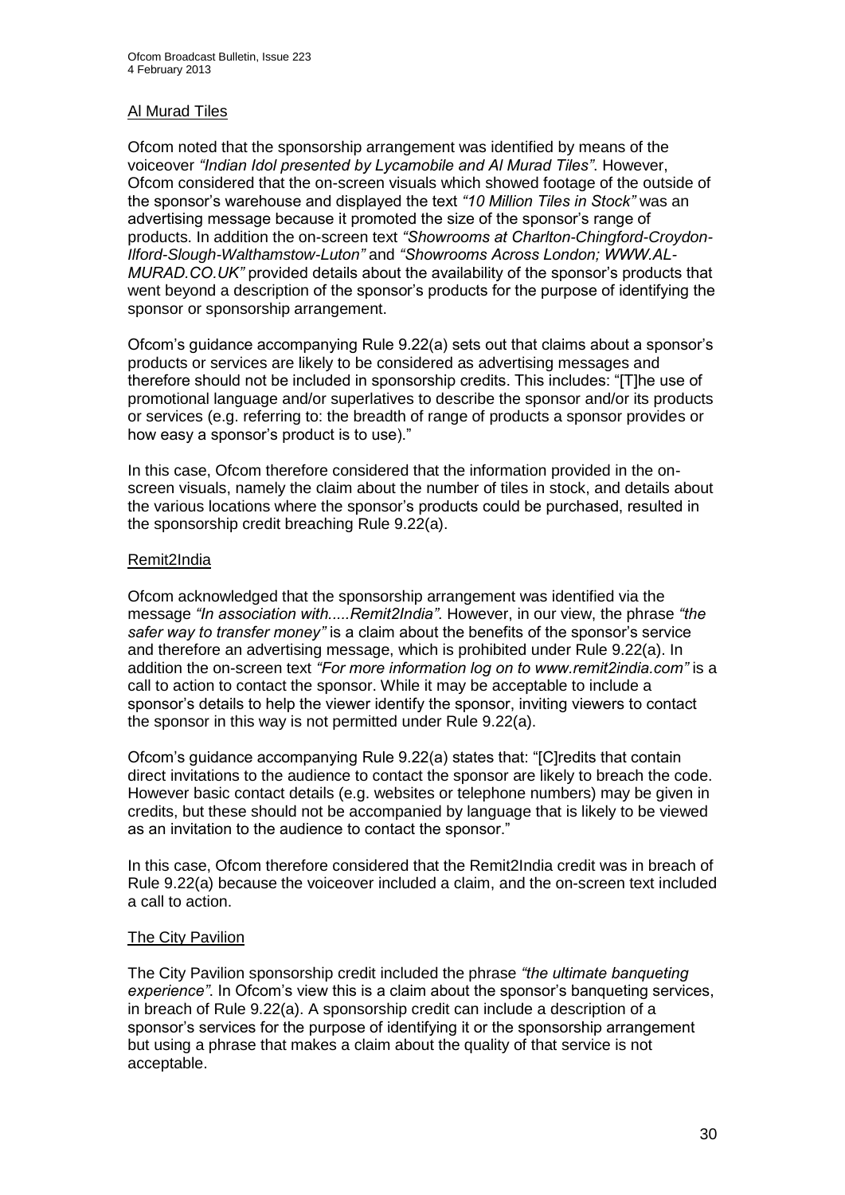Al Murad Tiles

Ofcom noted that the sponsorship arrangement was identified by means of the voiceover *"Indian Idol presented by Lycamobile and Al Murad Tiles"*. However, Ofcom considered that the on-screen visuals which showed footage of the outside of the sponsor's warehouse and displayed the text *"10 Million Tiles in Stock"* was an advertising message because it promoted the size of the sponsor's range of products. In addition the on-screen text *"Showrooms at Charlton-Chingford-Croydon-Ilford-Slough-Walthamstow-Luton"* and *"Showrooms Across London; WWW.AL-MURAD.CO.UK"* provided details about the availability of the sponsor's products that went beyond a description of the sponsor's products for the purpose of identifying the sponsor or sponsorship arrangement.

Ofcom's guidance accompanying Rule 9.22(a) sets out that claims about a sponsor's products or services are likely to be considered as advertising messages and therefore should not be included in sponsorship credits. This includes: "[T]he use of promotional language and/or superlatives to describe the sponsor and/or its products or services (e.g. referring to: the breadth of range of products a sponsor provides or how easy a sponsor's product is to use)."

In this case, Ofcom therefore considered that the information provided in the on-screen visuals, namely the claim about the number of tiles in stock, and details about the various locations where the sponsor's products could be purchased, resulted in the sponsorship credit breaching Rule 9.22(a).

Remit2India

Ofcom acknowledged that the sponsorship arrangement was identified via the message *"In association with.....Remit2India"*. However, in our view, the phrase *"the safer way to transfer money"* is a claim about the benefits of the sponsor's service and therefore an advertising message, which is prohibited under Rule 9.22(a). In addition the on-screen text *"For more information log on to www.remit2india.com"* is a call to action to contact the sponsor. While it may be acceptable to include a sponsor's details to help the viewer identify the sponsor, inviting viewers to contact the sponsor in this way is not permitted under Rule 9.22(a).

Ofcom's guidance accompanying Rule 9.22(a) states that: "[C]redits that contain direct invitations to the audience to contact the sponsor are likely to breach the code. However basic contact details (e.g. websites or telephone numbers) may be given in credits, but these should not be accompanied by language that is likely to be viewed as an invitation to the audience to contact the sponsor."

In this case, Ofcom therefore considered that the Remit2India credit was in breach of Rule 9.22(a) because the voiceover included a claim, and the on-screen text included a call to action.

The City Pavilion

The City Pavilion sponsorship credit included the phrase *"the ultimate banqueting experience"*. In Ofcom's view this is a claim about the sponsor's banqueting services, in breach of Rule 9.22(a). A sponsorship credit can include a description of a sponsor's services for the purpose of identifying it or the sponsorship arrangement but using a phrase that makes a claim about the quality of that service is not acceptable.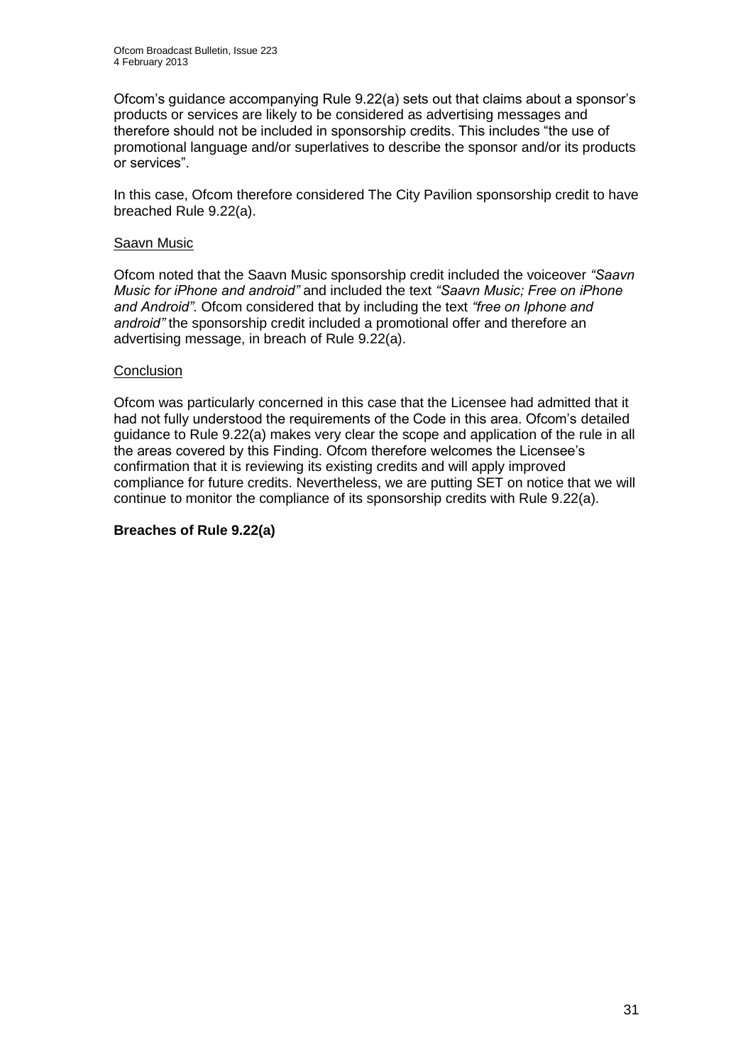Ofcom's guidance accompanying Rule 9.22(a) sets out that claims about a sponsor's products or services are likely to be considered as advertising messages and therefore should not be included in sponsorship credits. This includes "the use of promotional language and/or superlatives to describe the sponsor and/or its products or services".

In this case, Ofcom therefore considered The City Pavilion sponsorship credit to have breached Rule 9.22(a).

Saavn Music

Ofcom noted that the Saavn Music sponsorship credit included the voiceover *"Saavn Music for iPhone and android"* and included the text *"Saavn Music; Free on iPhone and Android"*. Ofcom considered that by including the text *"free on Iphone and android"* the sponsorship credit included a promotional offer and therefore an advertising message, in breach of Rule 9.22(a).

Conclusion

Ofcom was particularly concerned in this case that the Licensee had admitted that it had not fully understood the requirements of the Code in this area. Ofcom's detailed guidance to Rule 9.22(a) makes very clear the scope and application of the rule in all the areas covered by this Finding. Ofcom therefore welcomes the Licensee's confirmation that it is reviewing its existing credits and will apply improved compliance for future credits. Nevertheless, we are putting SET on notice that we will continue to monitor the compliance of its sponsorship credits with Rule 9.22(a).

**Breaches of Rule 9.22(a)**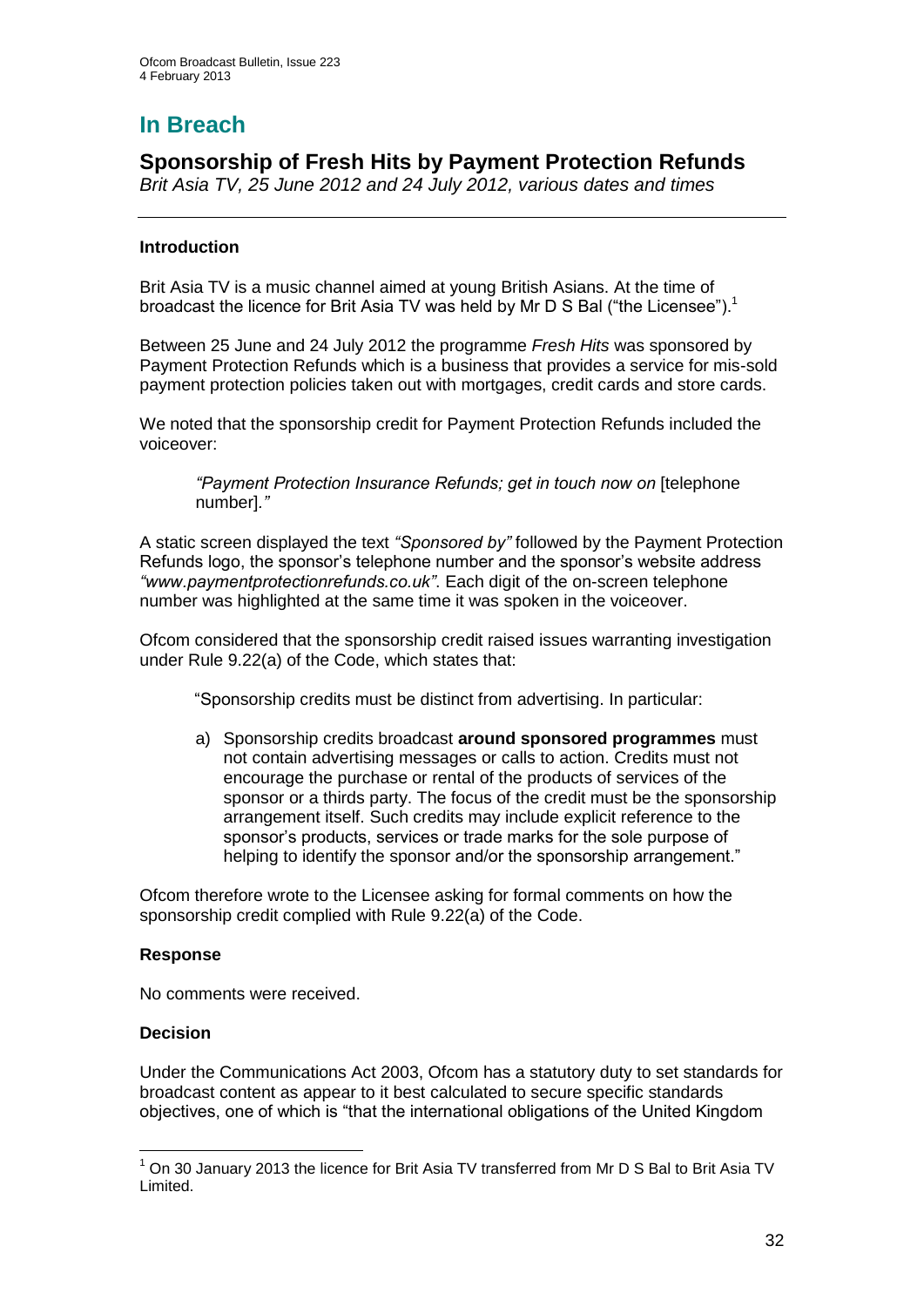# In Breach

## Sponsorship of Fresh Hits by Payment Protection Refunds

*Brit Asia TV, 25 June 2012 and 24 July 2012, various dates and times*

### Introduction

Brit Asia TV is a music channel aimed at young British Asians. At the time of broadcast the licence for Brit Asia TV was held by Mr D S Bal ("the Licensee").[1]

Between 25 June and 24 July 2012 the programme *Fresh Hits* was sponsored by Payment Protection Refunds which is a business that provides a service for mis-sold payment protection policies taken out with mortgages, credit cards and store cards.

We noted that the sponsorship credit for Payment Protection Refunds included the voiceover:

> *"Payment Protection Insurance Refunds; get in touch now on* [telephone number]*."*

A static screen displayed the text *"Sponsored by"* followed by the Payment Protection Refunds logo, the sponsor's telephone number and the sponsor's website address *"www.paymentprotectionrefunds.co.uk"*. Each digit of the on-screen telephone number was highlighted at the same time it was spoken in the voiceover.

Ofcom considered that the sponsorship credit raised issues warranting investigation under Rule 9.22(a) of the Code, which states that:

> "Sponsorship credits must be distinct from advertising. In particular:
>
> a) Sponsorship credits broadcast **around sponsored programmes** must not contain advertising messages or calls to action. Credits must not encourage the purchase or rental of the products of services of the sponsor or a thirds party. The focus of the credit must be the sponsorship arrangement itself. Such credits may include explicit reference to the sponsor's products, services or trade marks for the sole purpose of helping to identify the sponsor and/or the sponsorship arrangement."

Ofcom therefore wrote to the Licensee asking for formal comments on how the sponsorship credit complied with Rule 9.22(a) of the Code.

### Response

No comments were received.

### Decision

Under the Communications Act 2003, Ofcom has a statutory duty to set standards for broadcast content as appear to it best calculated to secure specific standards objectives, one of which is "that the international obligations of the United Kingdom

---

[1] On 30 January 2013 the licence for Brit Asia TV transferred from Mr D S Bal to Brit Asia TV Limited.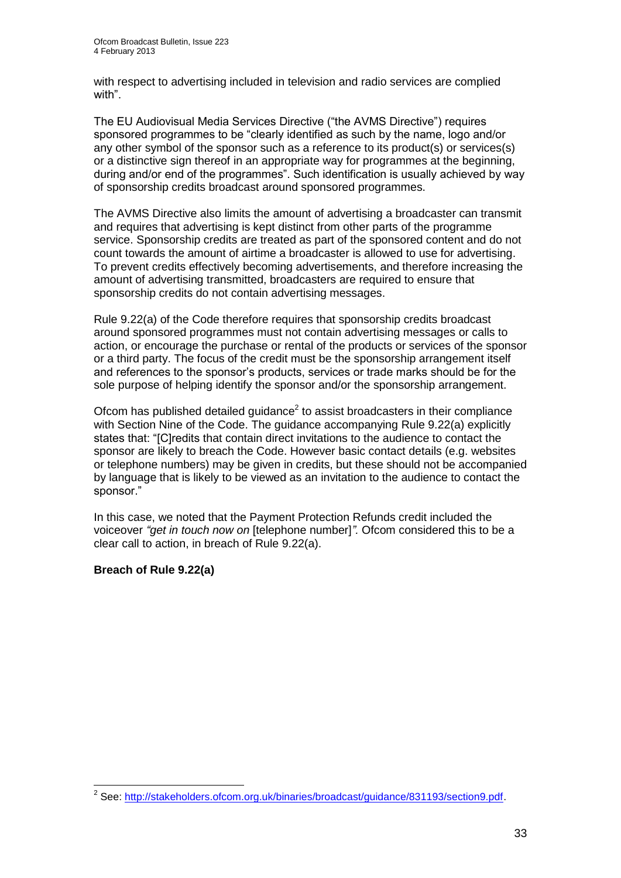with respect to advertising included in television and radio services are complied with".

The EU Audiovisual Media Services Directive ("the AVMS Directive") requires sponsored programmes to be "clearly identified as such by the name, logo and/or any other symbol of the sponsor such as a reference to its product(s) or services(s) or a distinctive sign thereof in an appropriate way for programmes at the beginning, during and/or end of the programmes". Such identification is usually achieved by way of sponsorship credits broadcast around sponsored programmes.

The AVMS Directive also limits the amount of advertising a broadcaster can transmit and requires that advertising is kept distinct from other parts of the programme service. Sponsorship credits are treated as part of the sponsored content and do not count towards the amount of airtime a broadcaster is allowed to use for advertising. To prevent credits effectively becoming advertisements, and therefore increasing the amount of advertising transmitted, broadcasters are required to ensure that sponsorship credits do not contain advertising messages.

Rule 9.22(a) of the Code therefore requires that sponsorship credits broadcast around sponsored programmes must not contain advertising messages or calls to action, or encourage the purchase or rental of the products or services of the sponsor or a third party. The focus of the credit must be the sponsorship arrangement itself and references to the sponsor's products, services or trade marks should be for the sole purpose of helping identify the sponsor and/or the sponsorship arrangement.

Ofcom has published detailed guidance[2] to assist broadcasters in their compliance with Section Nine of the Code. The guidance accompanying Rule 9.22(a) explicitly states that: "[C]redits that contain direct invitations to the audience to contact the sponsor are likely to breach the Code. However basic contact details (e.g. websites or telephone numbers) may be given in credits, but these should not be accompanied by language that is likely to be viewed as an invitation to the audience to contact the sponsor."

In this case, we noted that the Payment Protection Refunds credit included the voiceover *"get in touch now on* [telephone number]*".* Ofcom considered this to be a clear call to action, in breach of Rule 9.22(a).

**Breach of Rule 9.22(a)**

[2] See: http://stakeholders.ofcom.org.uk/binaries/broadcast/guidance/831193/section9.pdf.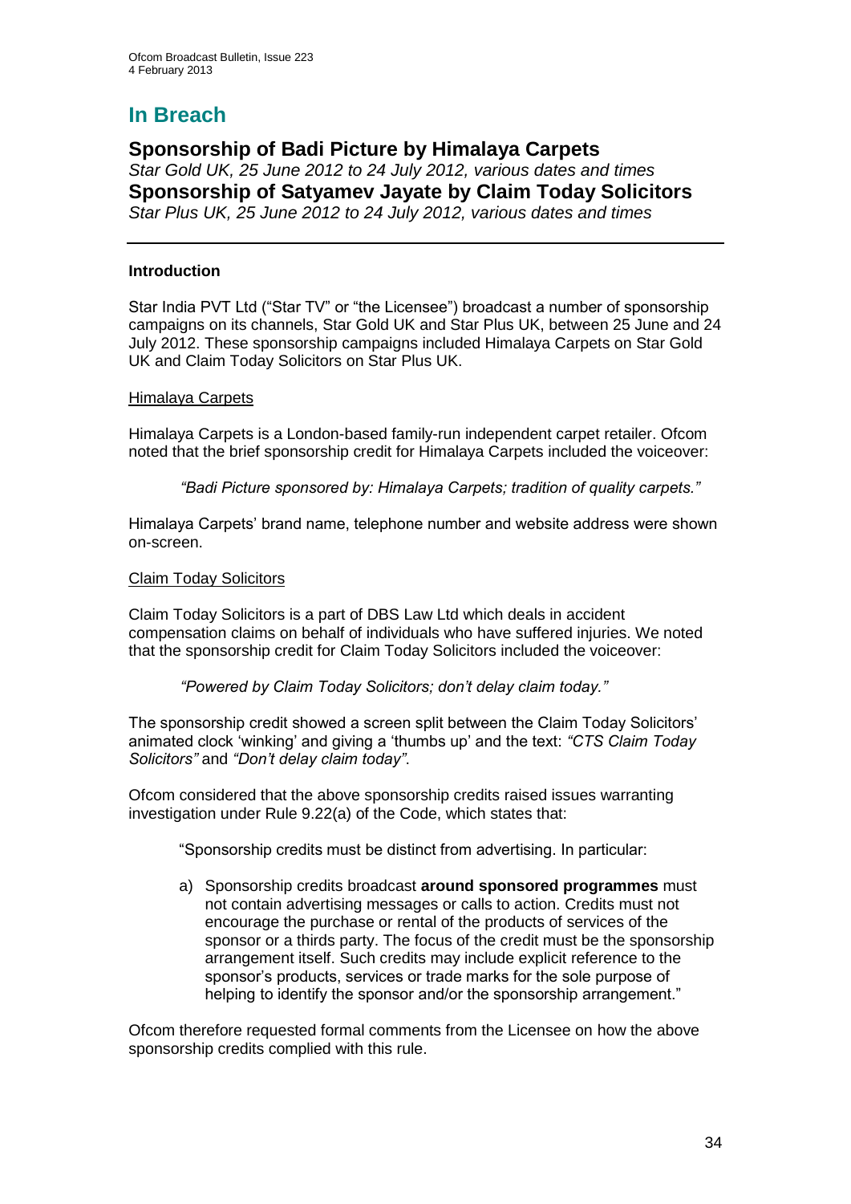# In Breach

## Sponsorship of Badi Picture by Himalaya Carpets

*Star Gold UK, 25 June 2012 to 24 July 2012, various dates and times*

## Sponsorship of Satyamev Jayate by Claim Today Solicitors

*Star Plus UK, 25 June 2012 to 24 July 2012, various dates and times*

---

### Introduction

Star India PVT Ltd ("Star TV" or "the Licensee") broadcast a number of sponsorship campaigns on its channels, Star Gold UK and Star Plus UK, between 25 June and 24 July 2012. These sponsorship campaigns included Himalaya Carpets on Star Gold UK and Claim Today Solicitors on Star Plus UK.

<u>Himalaya Carpets</u>

Himalaya Carpets is a London-based family-run independent carpet retailer. Ofcom noted that the brief sponsorship credit for Himalaya Carpets included the voiceover:

> *"Badi Picture sponsored by: Himalaya Carpets; tradition of quality carpets."*

Himalaya Carpets' brand name, telephone number and website address were shown on-screen.

<u>Claim Today Solicitors</u>

Claim Today Solicitors is a part of DBS Law Ltd which deals in accident compensation claims on behalf of individuals who have suffered injuries. We noted that the sponsorship credit for Claim Today Solicitors included the voiceover:

> *"Powered by Claim Today Solicitors; don't delay claim today."*

The sponsorship credit showed a screen split between the Claim Today Solicitors' animated clock 'winking' and giving a 'thumbs up' and the text: *"CTS Claim Today Solicitors"* and *"Don't delay claim today"*.

Ofcom considered that the above sponsorship credits raised issues warranting investigation under Rule 9.22(a) of the Code, which states that:

> "Sponsorship credits must be distinct from advertising. In particular:
>
> a) Sponsorship credits broadcast **around sponsored programmes** must not contain advertising messages or calls to action. Credits must not encourage the purchase or rental of the products of services of the sponsor or a thirds party. The focus of the credit must be the sponsorship arrangement itself. Such credits may include explicit reference to the sponsor's products, services or trade marks for the sole purpose of helping to identify the sponsor and/or the sponsorship arrangement."

Ofcom therefore requested formal comments from the Licensee on how the above sponsorship credits complied with this rule.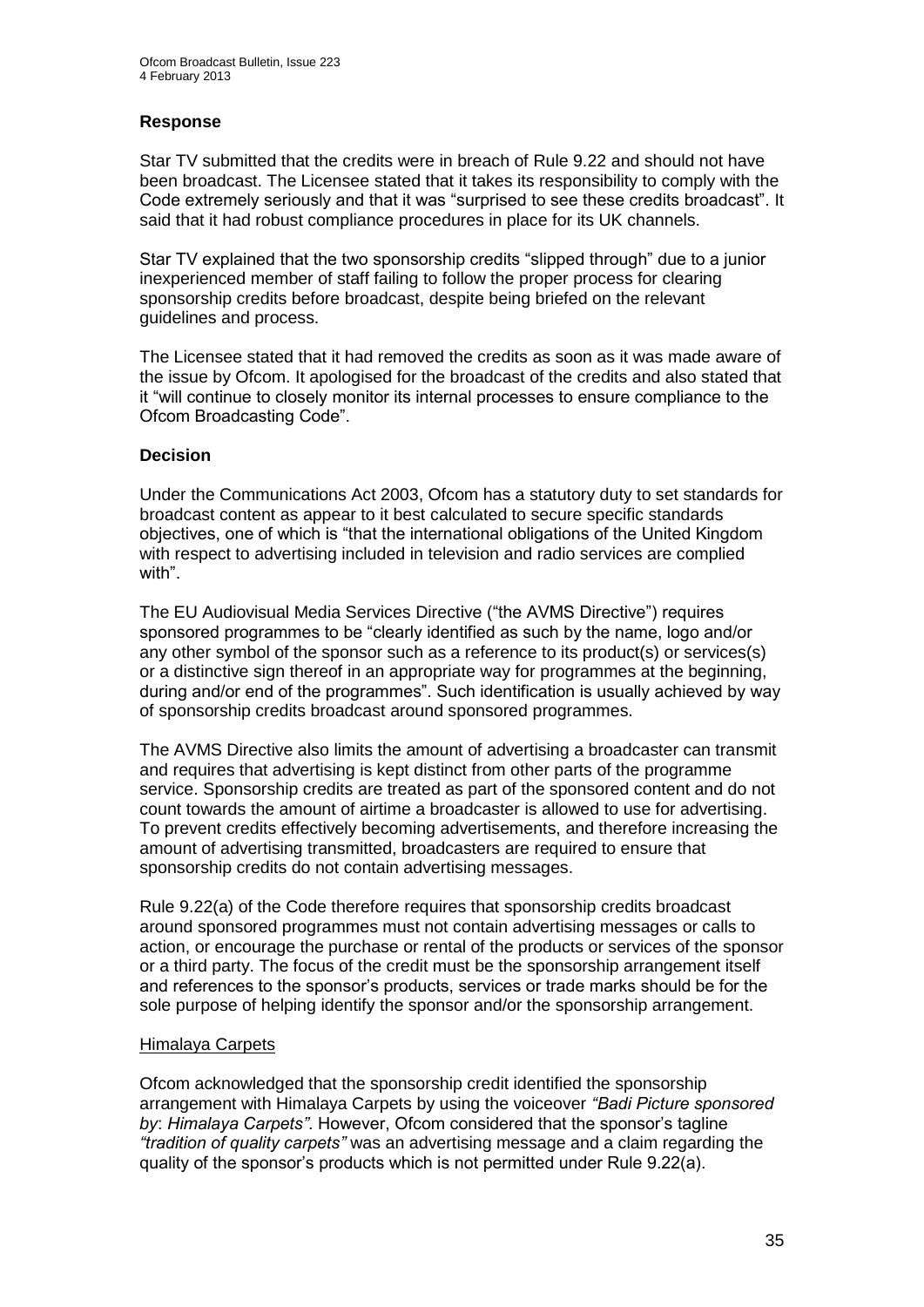### Response

Star TV submitted that the credits were in breach of Rule 9.22 and should not have been broadcast. The Licensee stated that it takes its responsibility to comply with the Code extremely seriously and that it was "surprised to see these credits broadcast". It said that it had robust compliance procedures in place for its UK channels.

Star TV explained that the two sponsorship credits "slipped through" due to a junior inexperienced member of staff failing to follow the proper process for clearing sponsorship credits before broadcast, despite being briefed on the relevant guidelines and process.

The Licensee stated that it had removed the credits as soon as it was made aware of the issue by Ofcom. It apologised for the broadcast of the credits and also stated that it "will continue to closely monitor its internal processes to ensure compliance to the Ofcom Broadcasting Code".

### Decision

Under the Communications Act 2003, Ofcom has a statutory duty to set standards for broadcast content as appear to it best calculated to secure specific standards objectives, one of which is "that the international obligations of the United Kingdom with respect to advertising included in television and radio services are complied with".

The EU Audiovisual Media Services Directive ("the AVMS Directive") requires sponsored programmes to be "clearly identified as such by the name, logo and/or any other symbol of the sponsor such as a reference to its product(s) or services(s) or a distinctive sign thereof in an appropriate way for programmes at the beginning, during and/or end of the programmes". Such identification is usually achieved by way of sponsorship credits broadcast around sponsored programmes.

The AVMS Directive also limits the amount of advertising a broadcaster can transmit and requires that advertising is kept distinct from other parts of the programme service. Sponsorship credits are treated as part of the sponsored content and do not count towards the amount of airtime a broadcaster is allowed to use for advertising. To prevent credits effectively becoming advertisements, and therefore increasing the amount of advertising transmitted, broadcasters are required to ensure that sponsorship credits do not contain advertising messages.

Rule 9.22(a) of the Code therefore requires that sponsorship credits broadcast around sponsored programmes must not contain advertising messages or calls to action, or encourage the purchase or rental of the products or services of the sponsor or a third party. The focus of the credit must be the sponsorship arrangement itself and references to the sponsor's products, services or trade marks should be for the sole purpose of helping identify the sponsor and/or the sponsorship arrangement.

Himalaya Carpets

Ofcom acknowledged that the sponsorship credit identified the sponsorship arrangement with Himalaya Carpets by using the voiceover *"Badi Picture sponsored by: Himalaya Carpets"*. However, Ofcom considered that the sponsor's tagline *"tradition of quality carpets"* was an advertising message and a claim regarding the quality of the sponsor's products which is not permitted under Rule 9.22(a).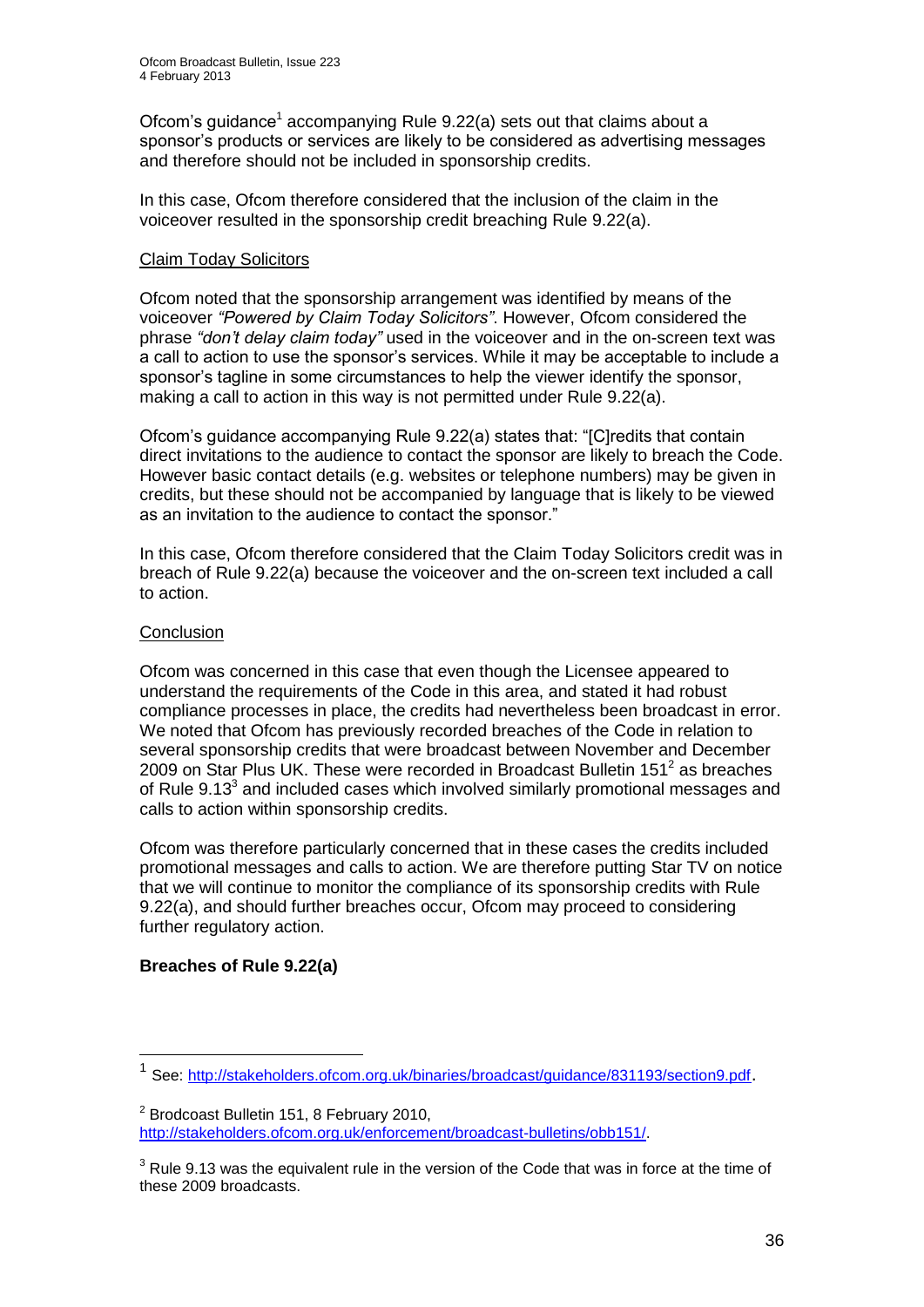Ofcom's guidance[1] accompanying Rule 9.22(a) sets out that claims about a sponsor's products or services are likely to be considered as advertising messages and therefore should not be included in sponsorship credits.

In this case, Ofcom therefore considered that the inclusion of the claim in the voiceover resulted in the sponsorship credit breaching Rule 9.22(a).

Claim Today Solicitors

Ofcom noted that the sponsorship arrangement was identified by means of the voiceover *"Powered by Claim Today Solicitors"*. However, Ofcom considered the phrase *"don't delay claim today"* used in the voiceover and in the on-screen text was a call to action to use the sponsor's services. While it may be acceptable to include a sponsor's tagline in some circumstances to help the viewer identify the sponsor, making a call to action in this way is not permitted under Rule 9.22(a).

Ofcom's guidance accompanying Rule 9.22(a) states that: "[C]redits that contain direct invitations to the audience to contact the sponsor are likely to breach the Code. However basic contact details (e.g. websites or telephone numbers) may be given in credits, but these should not be accompanied by language that is likely to be viewed as an invitation to the audience to contact the sponsor."

In this case, Ofcom therefore considered that the Claim Today Solicitors credit was in breach of Rule 9.22(a) because the voiceover and the on-screen text included a call to action.

Conclusion

Ofcom was concerned in this case that even though the Licensee appeared to understand the requirements of the Code in this area, and stated it had robust compliance processes in place, the credits had nevertheless been broadcast in error. We noted that Ofcom has previously recorded breaches of the Code in relation to several sponsorship credits that were broadcast between November and December 2009 on Star Plus UK. These were recorded in Broadcast Bulletin 151[2] as breaches of Rule 9.13[3] and included cases which involved similarly promotional messages and calls to action within sponsorship credits.

Ofcom was therefore particularly concerned that in these cases the credits included promotional messages and calls to action. We are therefore putting Star TV on notice that we will continue to monitor the compliance of its sponsorship credits with Rule 9.22(a), and should further breaches occur, Ofcom may proceed to considering further regulatory action.

**Breaches of Rule 9.22(a)**

---

[1] See: http://stakeholders.ofcom.org.uk/binaries/broadcast/guidance/831193/section9.pdf.

[2] Brodcoast Bulletin 151, 8 February 2010, http://stakeholders.ofcom.org.uk/enforcement/broadcast-bulletins/obb151/.

[3] Rule 9.13 was the equivalent rule in the version of the Code that was in force at the time of these 2009 broadcasts.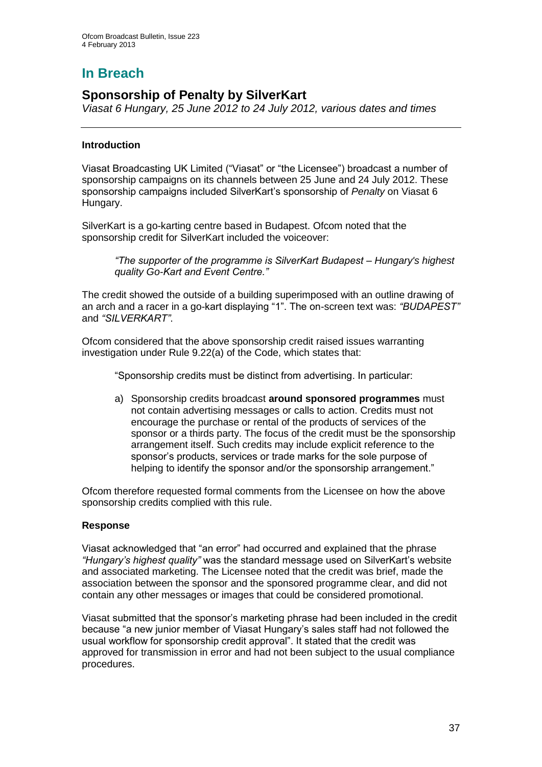# In Breach

## Sponsorship of Penalty by SilverKart

*Viasat 6 Hungary, 25 June 2012 to 24 July 2012, various dates and times*

---

### Introduction

Viasat Broadcasting UK Limited ("Viasat" or "the Licensee") broadcast a number of sponsorship campaigns on its channels between 25 June and 24 July 2012. These sponsorship campaigns included SilverKart's sponsorship of *Penalty* on Viasat 6 Hungary.

SilverKart is a go-karting centre based in Budapest. Ofcom noted that the sponsorship credit for SilverKart included the voiceover:

> *"The supporter of the programme is SilverKart Budapest – Hungary's highest quality Go-Kart and Event Centre."*

The credit showed the outside of a building superimposed with an outline drawing of an arch and a racer in a go-kart displaying "1". The on-screen text was: *"BUDAPEST"* and *"SILVERKART"*.

Ofcom considered that the above sponsorship credit raised issues warranting investigation under Rule 9.22(a) of the Code, which states that:

> "Sponsorship credits must be distinct from advertising. In particular:
>
> a) Sponsorship credits broadcast **around sponsored programmes** must not contain advertising messages or calls to action. Credits must not encourage the purchase or rental of the products of services of the sponsor or a thirds party. The focus of the credit must be the sponsorship arrangement itself. Such credits may include explicit reference to the sponsor's products, services or trade marks for the sole purpose of helping to identify the sponsor and/or the sponsorship arrangement."

Ofcom therefore requested formal comments from the Licensee on how the above sponsorship credits complied with this rule.

### Response

Viasat acknowledged that "an error" had occurred and explained that the phrase *"Hungary's highest quality"* was the standard message used on SilverKart's website and associated marketing. The Licensee noted that the credit was brief, made the association between the sponsor and the sponsored programme clear, and did not contain any other messages or images that could be considered promotional.

Viasat submitted that the sponsor's marketing phrase had been included in the credit because "a new junior member of Viasat Hungary's sales staff had not followed the usual workflow for sponsorship credit approval". It stated that the credit was approved for transmission in error and had not been subject to the usual compliance procedures.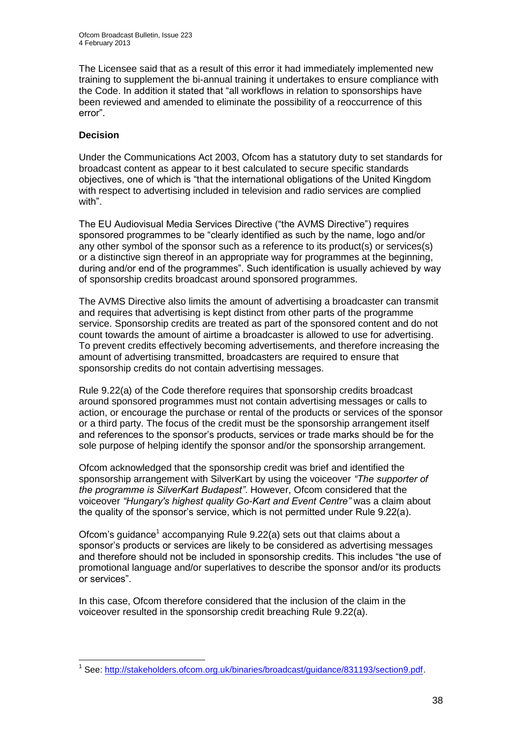The Licensee said that as a result of this error it had immediately implemented new training to supplement the bi-annual training it undertakes to ensure compliance with the Code. In addition it stated that "all workflows in relation to sponsorships have been reviewed and amended to eliminate the possibility of a reoccurrence of this error".

**Decision**

Under the Communications Act 2003, Ofcom has a statutory duty to set standards for broadcast content as appear to it best calculated to secure specific standards objectives, one of which is "that the international obligations of the United Kingdom with respect to advertising included in television and radio services are complied with".

The EU Audiovisual Media Services Directive ("the AVMS Directive") requires sponsored programmes to be "clearly identified as such by the name, logo and/or any other symbol of the sponsor such as a reference to its product(s) or services(s) or a distinctive sign thereof in an appropriate way for programmes at the beginning, during and/or end of the programmes". Such identification is usually achieved by way of sponsorship credits broadcast around sponsored programmes.

The AVMS Directive also limits the amount of advertising a broadcaster can transmit and requires that advertising is kept distinct from other parts of the programme service. Sponsorship credits are treated as part of the sponsored content and do not count towards the amount of airtime a broadcaster is allowed to use for advertising. To prevent credits effectively becoming advertisements, and therefore increasing the amount of advertising transmitted, broadcasters are required to ensure that sponsorship credits do not contain advertising messages.

Rule 9.22(a) of the Code therefore requires that sponsorship credits broadcast around sponsored programmes must not contain advertising messages or calls to action, or encourage the purchase or rental of the products or services of the sponsor or a third party. The focus of the credit must be the sponsorship arrangement itself and references to the sponsor's products, services or trade marks should be for the sole purpose of helping identify the sponsor and/or the sponsorship arrangement.

Ofcom acknowledged that the sponsorship credit was brief and identified the sponsorship arrangement with SilverKart by using the voiceover *"The supporter of the programme is SilverKart Budapest"*. However, Ofcom considered that the voiceover *"Hungary's highest quality Go-Kart and Event Centre"* was a claim about the quality of the sponsor's service, which is not permitted under Rule 9.22(a).

Ofcom's guidance[1] accompanying Rule 9.22(a) sets out that claims about a sponsor's products or services are likely to be considered as advertising messages and therefore should not be included in sponsorship credits. This includes "the use of promotional language and/or superlatives to describe the sponsor and/or its products or services".

In this case, Ofcom therefore considered that the inclusion of the claim in the voiceover resulted in the sponsorship credit breaching Rule 9.22(a).

---

[1] See: http://stakeholders.ofcom.org.uk/binaries/broadcast/guidance/831193/section9.pdf.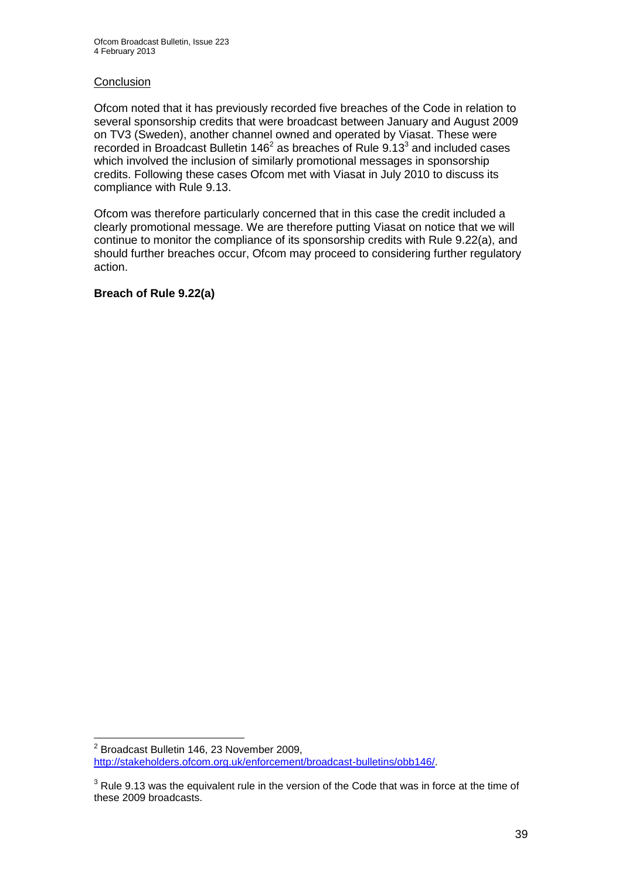Conclusion

Ofcom noted that it has previously recorded five breaches of the Code in relation to several sponsorship credits that were broadcast between January and August 2009 on TV3 (Sweden), another channel owned and operated by Viasat. These were recorded in Broadcast Bulletin 146[2] as breaches of Rule 9.13[3] and included cases which involved the inclusion of similarly promotional messages in sponsorship credits. Following these cases Ofcom met with Viasat in July 2010 to discuss its compliance with Rule 9.13.

Ofcom was therefore particularly concerned that in this case the credit included a clearly promotional message. We are therefore putting Viasat on notice that we will continue to monitor the compliance of its sponsorship credits with Rule 9.22(a), and should further breaches occur, Ofcom may proceed to considering further regulatory action.

**Breach of Rule 9.22(a)**

---

[2] Broadcast Bulletin 146, 23 November 2009, http://stakeholders.ofcom.org.uk/enforcement/broadcast-bulletins/obb146/.

[3] Rule 9.13 was the equivalent rule in the version of the Code that was in force at the time of these 2009 broadcasts.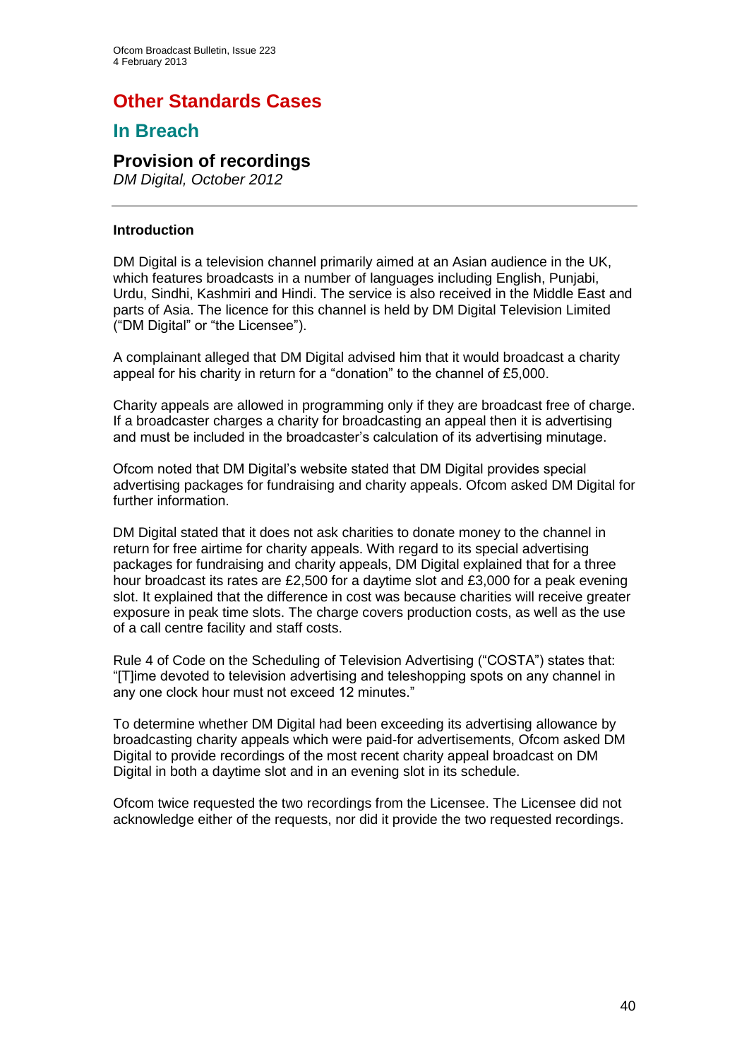# Other Standards Cases

## In Breach

### Provision of recordings

*DM Digital, October 2012*

---

**Introduction**

DM Digital is a television channel primarily aimed at an Asian audience in the UK, which features broadcasts in a number of languages including English, Punjabi, Urdu, Sindhi, Kashmiri and Hindi. The service is also received in the Middle East and parts of Asia. The licence for this channel is held by DM Digital Television Limited ("DM Digital" or "the Licensee").

A complainant alleged that DM Digital advised him that it would broadcast a charity appeal for his charity in return for a "donation" to the channel of £5,000.

Charity appeals are allowed in programming only if they are broadcast free of charge. If a broadcaster charges a charity for broadcasting an appeal then it is advertising and must be included in the broadcaster's calculation of its advertising minutage.

Ofcom noted that DM Digital's website stated that DM Digital provides special advertising packages for fundraising and charity appeals. Ofcom asked DM Digital for further information.

DM Digital stated that it does not ask charities to donate money to the channel in return for free airtime for charity appeals. With regard to its special advertising packages for fundraising and charity appeals, DM Digital explained that for a three hour broadcast its rates are £2,500 for a daytime slot and £3,000 for a peak evening slot. It explained that the difference in cost was because charities will receive greater exposure in peak time slots. The charge covers production costs, as well as the use of a call centre facility and staff costs.

Rule 4 of Code on the Scheduling of Television Advertising ("COSTA") states that: "[T]ime devoted to television advertising and teleshopping spots on any channel in any one clock hour must not exceed 12 minutes."

To determine whether DM Digital had been exceeding its advertising allowance by broadcasting charity appeals which were paid-for advertisements, Ofcom asked DM Digital to provide recordings of the most recent charity appeal broadcast on DM Digital in both a daytime slot and in an evening slot in its schedule.

Ofcom twice requested the two recordings from the Licensee. The Licensee did not acknowledge either of the requests, nor did it provide the two requested recordings.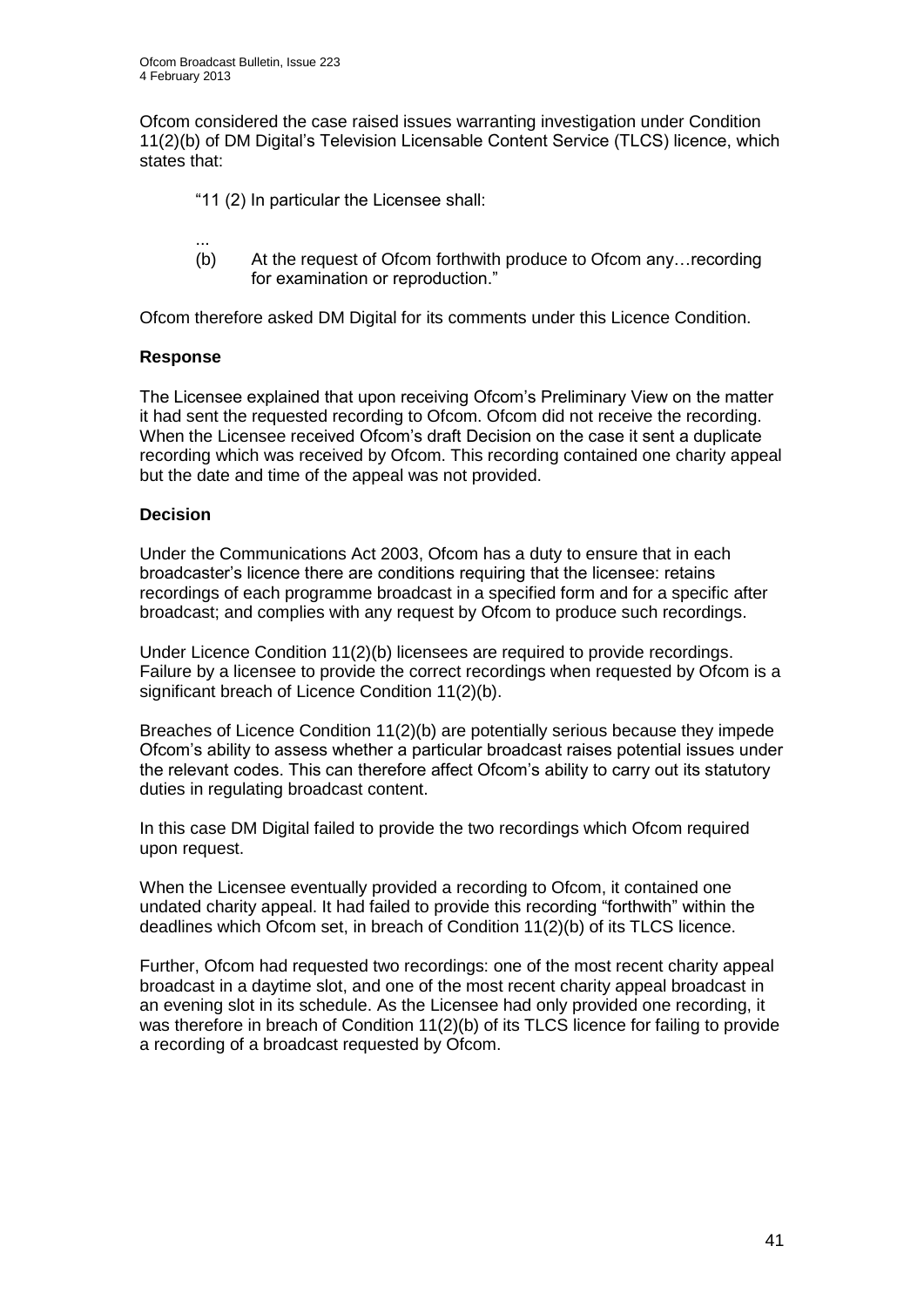Ofcom considered the case raised issues warranting investigation under Condition 11(2)(b) of DM Digital's Television Licensable Content Service (TLCS) licence, which states that:

> "11 (2) In particular the Licensee shall:
>
> ...
>
> (b) At the request of Ofcom forthwith produce to Ofcom any…recording for examination or reproduction."

Ofcom therefore asked DM Digital for its comments under this Licence Condition.

### Response

The Licensee explained that upon receiving Ofcom's Preliminary View on the matter it had sent the requested recording to Ofcom. Ofcom did not receive the recording. When the Licensee received Ofcom's draft Decision on the case it sent a duplicate recording which was received by Ofcom. This recording contained one charity appeal but the date and time of the appeal was not provided.

### Decision

Under the Communications Act 2003, Ofcom has a duty to ensure that in each broadcaster's licence there are conditions requiring that the licensee: retains recordings of each programme broadcast in a specified form and for a specific after broadcast; and complies with any request by Ofcom to produce such recordings.

Under Licence Condition 11(2)(b) licensees are required to provide recordings. Failure by a licensee to provide the correct recordings when requested by Ofcom is a significant breach of Licence Condition 11(2)(b).

Breaches of Licence Condition 11(2)(b) are potentially serious because they impede Ofcom's ability to assess whether a particular broadcast raises potential issues under the relevant codes. This can therefore affect Ofcom's ability to carry out its statutory duties in regulating broadcast content.

In this case DM Digital failed to provide the two recordings which Ofcom required upon request.

When the Licensee eventually provided a recording to Ofcom, it contained one undated charity appeal. It had failed to provide this recording "forthwith" within the deadlines which Ofcom set, in breach of Condition 11(2)(b) of its TLCS licence.

Further, Ofcom had requested two recordings: one of the most recent charity appeal broadcast in a daytime slot, and one of the most recent charity appeal broadcast in an evening slot in its schedule. As the Licensee had only provided one recording, it was therefore in breach of Condition 11(2)(b) of its TLCS licence for failing to provide a recording of a broadcast requested by Ofcom.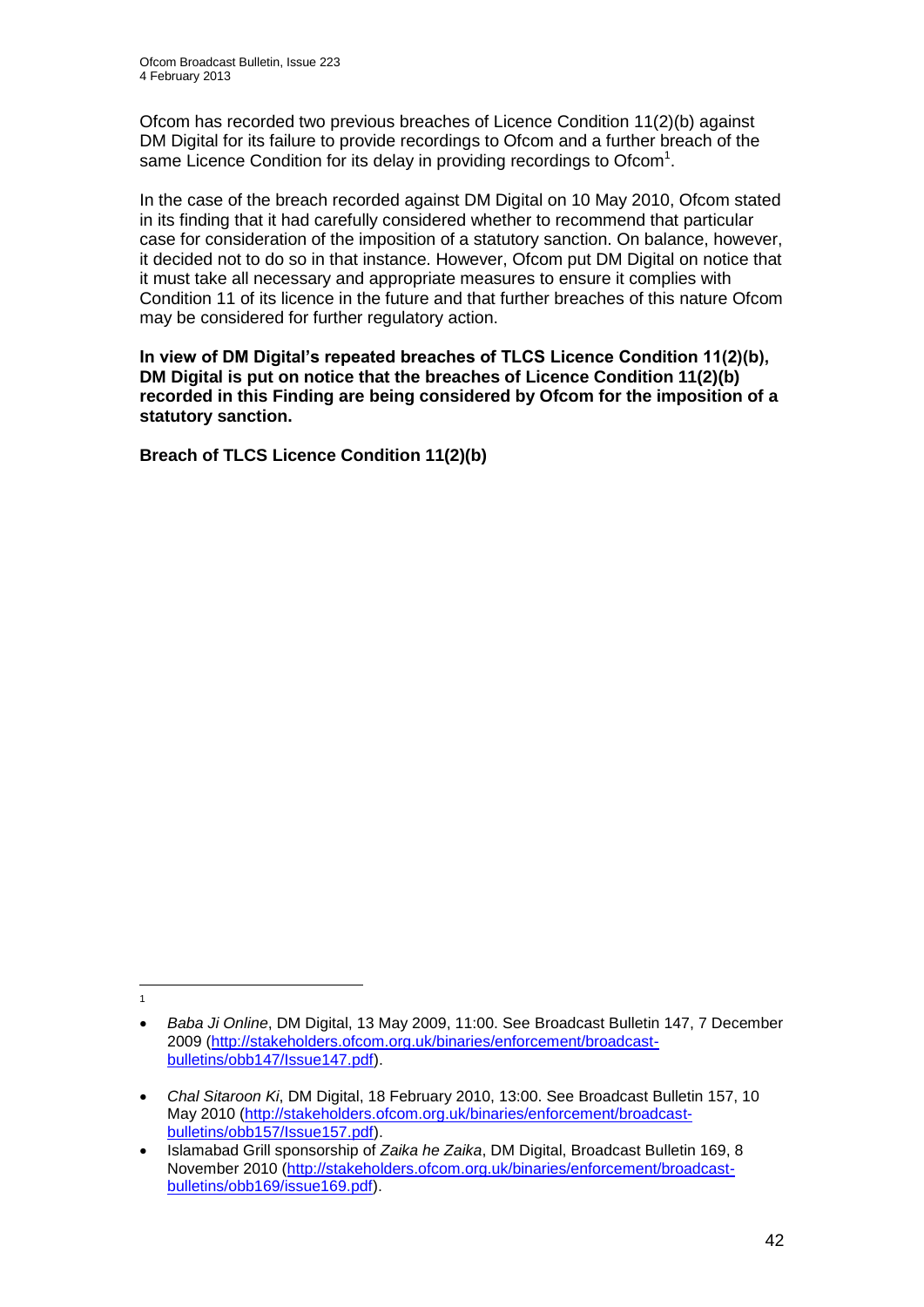Ofcom has recorded two previous breaches of Licence Condition 11(2)(b) against DM Digital for its failure to provide recordings to Ofcom and a further breach of the same Licence Condition for its delay in providing recordings to Ofcom[1].

In the case of the breach recorded against DM Digital on 10 May 2010, Ofcom stated in its finding that it had carefully considered whether to recommend that particular case for consideration of the imposition of a statutory sanction. On balance, however, it decided not to do so in that instance. However, Ofcom put DM Digital on notice that it must take all necessary and appropriate measures to ensure it complies with Condition 11 of its licence in the future and that further breaches of this nature Ofcom may be considered for further regulatory action.

**In view of DM Digital's repeated breaches of TLCS Licence Condition 11(2)(b), DM Digital is put on notice that the breaches of Licence Condition 11(2)(b) recorded in this Finding are being considered by Ofcom for the imposition of a statutory sanction.**

**Breach of TLCS Licence Condition 11(2)(b)**

---

[1]

- *Baba Ji Online*, DM Digital, 13 May 2009, 11:00. See Broadcast Bulletin 147, 7 December 2009 (http://stakeholders.ofcom.org.uk/binaries/enforcement/broadcast-bulletins/obb147/Issue147.pdf).
- *Chal Sitaroon Ki*, DM Digital, 18 February 2010, 13:00. See Broadcast Bulletin 157, 10 May 2010 (http://stakeholders.ofcom.org.uk/binaries/enforcement/broadcast-bulletins/obb157/Issue157.pdf).
- Islamabad Grill sponsorship of *Zaika he Zaika*, DM Digital, Broadcast Bulletin 169, 8 November 2010 (http://stakeholders.ofcom.org.uk/binaries/enforcement/broadcast-bulletins/obb169/issue169.pdf).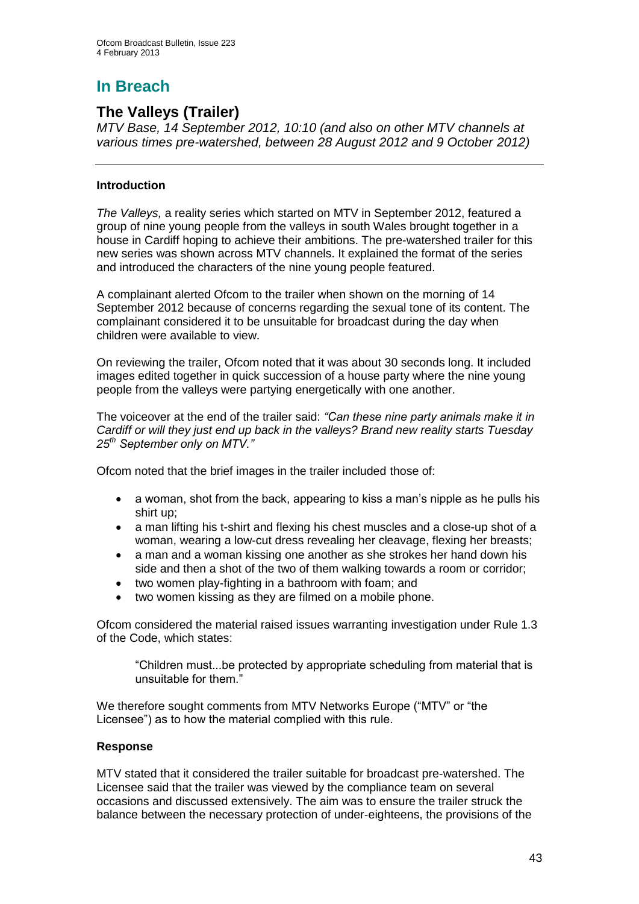# In Breach

## The Valleys (Trailer)

*MTV Base, 14 September 2012, 10:10 (and also on other MTV channels at various times pre-watershed, between 28 August 2012 and 9 October 2012)*

---

### Introduction

*The Valleys,* a reality series which started on MTV in September 2012, featured a group of nine young people from the valleys in south Wales brought together in a house in Cardiff hoping to achieve their ambitions. The pre-watershed trailer for this new series was shown across MTV channels. It explained the format of the series and introduced the characters of the nine young people featured.

A complainant alerted Ofcom to the trailer when shown on the morning of 14 September 2012 because of concerns regarding the sexual tone of its content. The complainant considered it to be unsuitable for broadcast during the day when children were available to view.

On reviewing the trailer, Ofcom noted that it was about 30 seconds long. It included images edited together in quick succession of a house party where the nine young people from the valleys were partying energetically with one another.

The voiceover at the end of the trailer said: *"Can these nine party animals make it in Cardiff or will they just end up back in the valleys? Brand new reality starts Tuesday 25th September only on MTV."*

Ofcom noted that the brief images in the trailer included those of:

- a woman, shot from the back, appearing to kiss a man's nipple as he pulls his shirt up;
- a man lifting his t-shirt and flexing his chest muscles and a close-up shot of a woman, wearing a low-cut dress revealing her cleavage, flexing her breasts;
- a man and a woman kissing one another as she strokes her hand down his side and then a shot of the two of them walking towards a room or corridor;
- two women play-fighting in a bathroom with foam; and
- two women kissing as they are filmed on a mobile phone.

Ofcom considered the material raised issues warranting investigation under Rule 1.3 of the Code, which states:

> "Children must...be protected by appropriate scheduling from material that is unsuitable for them."

We therefore sought comments from MTV Networks Europe ("MTV" or "the Licensee") as to how the material complied with this rule.

### Response

MTV stated that it considered the trailer suitable for broadcast pre-watershed. The Licensee said that the trailer was viewed by the compliance team on several occasions and discussed extensively. The aim was to ensure the trailer struck the balance between the necessary protection of under-eighteens, the provisions of the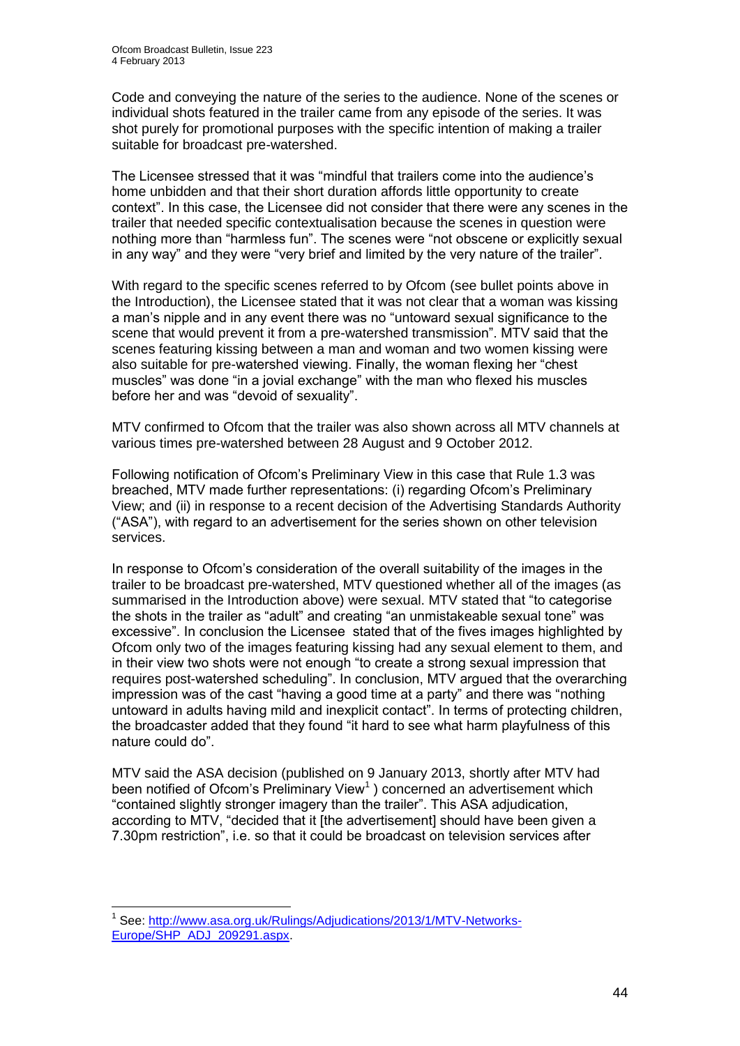Code and conveying the nature of the series to the audience. None of the scenes or individual shots featured in the trailer came from any episode of the series. It was shot purely for promotional purposes with the specific intention of making a trailer suitable for broadcast pre-watershed.

The Licensee stressed that it was "mindful that trailers come into the audience's home unbidden and that their short duration affords little opportunity to create context". In this case, the Licensee did not consider that there were any scenes in the trailer that needed specific contextualisation because the scenes in question were nothing more than "harmless fun". The scenes were "not obscene or explicitly sexual in any way" and they were "very brief and limited by the very nature of the trailer".

With regard to the specific scenes referred to by Ofcom (see bullet points above in the Introduction), the Licensee stated that it was not clear that a woman was kissing a man's nipple and in any event there was no "untoward sexual significance to the scene that would prevent it from a pre-watershed transmission". MTV said that the scenes featuring kissing between a man and woman and two women kissing were also suitable for pre-watershed viewing. Finally, the woman flexing her "chest muscles" was done "in a jovial exchange" with the man who flexed his muscles before her and was "devoid of sexuality".

MTV confirmed to Ofcom that the trailer was also shown across all MTV channels at various times pre-watershed between 28 August and 9 October 2012.

Following notification of Ofcom's Preliminary View in this case that Rule 1.3 was breached, MTV made further representations: (i) regarding Ofcom's Preliminary View; and (ii) in response to a recent decision of the Advertising Standards Authority ("ASA"), with regard to an advertisement for the series shown on other television services.

In response to Ofcom's consideration of the overall suitability of the images in the trailer to be broadcast pre-watershed, MTV questioned whether all of the images (as summarised in the Introduction above) were sexual. MTV stated that "to categorise the shots in the trailer as "adult" and creating "an unmistakeable sexual tone" was excessive". In conclusion the Licensee stated that of the fives images highlighted by Ofcom only two of the images featuring kissing had any sexual element to them, and in their view two shots were not enough "to create a strong sexual impression that requires post-watershed scheduling". In conclusion, MTV argued that the overarching impression was of the cast "having a good time at a party" and there was "nothing untoward in adults having mild and inexplicit contact". In terms of protecting children, the broadcaster added that they found "it hard to see what harm playfulness of this nature could do".

MTV said the ASA decision (published on 9 January 2013, shortly after MTV had been notified of Ofcom's Preliminary View[1] ) concerned an advertisement which "contained slightly stronger imagery than the trailer". This ASA adjudication, according to MTV, "decided that it [the advertisement] should have been given a 7.30pm restriction", i.e. so that it could be broadcast on television services after

[1] See: http://www.asa.org.uk/Rulings/Adjudications/2013/1/MTV-Networks-Europe/SHP_ADJ_209291.aspx.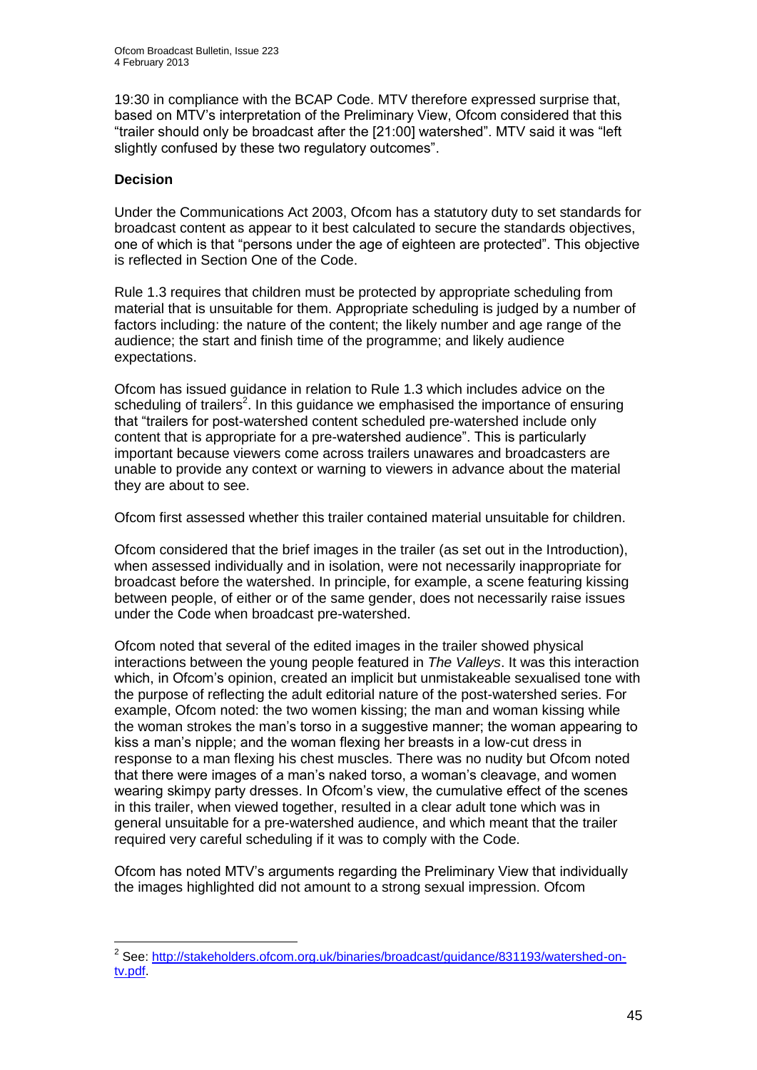19:30 in compliance with the BCAP Code. MTV therefore expressed surprise that, based on MTV's interpretation of the Preliminary View, Ofcom considered that this "trailer should only be broadcast after the [21:00] watershed". MTV said it was "left slightly confused by these two regulatory outcomes".

**Decision**

Under the Communications Act 2003, Ofcom has a statutory duty to set standards for broadcast content as appear to it best calculated to secure the standards objectives, one of which is that "persons under the age of eighteen are protected". This objective is reflected in Section One of the Code.

Rule 1.3 requires that children must be protected by appropriate scheduling from material that is unsuitable for them. Appropriate scheduling is judged by a number of factors including: the nature of the content; the likely number and age range of the audience; the start and finish time of the programme; and likely audience expectations.

Ofcom has issued guidance in relation to Rule 1.3 which includes advice on the scheduling of trailers[2]. In this guidance we emphasised the importance of ensuring that "trailers for post-watershed content scheduled pre-watershed include only content that is appropriate for a pre-watershed audience". This is particularly important because viewers come across trailers unawares and broadcasters are unable to provide any context or warning to viewers in advance about the material they are about to see.

Ofcom first assessed whether this trailer contained material unsuitable for children.

Ofcom considered that the brief images in the trailer (as set out in the Introduction), when assessed individually and in isolation, were not necessarily inappropriate for broadcast before the watershed. In principle, for example, a scene featuring kissing between people, of either or of the same gender, does not necessarily raise issues under the Code when broadcast pre-watershed.

Ofcom noted that several of the edited images in the trailer showed physical interactions between the young people featured in *The Valleys*. It was this interaction which, in Ofcom's opinion, created an implicit but unmistakeable sexualised tone with the purpose of reflecting the adult editorial nature of the post-watershed series. For example, Ofcom noted: the two women kissing; the man and woman kissing while the woman strokes the man's torso in a suggestive manner; the woman appearing to kiss a man's nipple; and the woman flexing her breasts in a low-cut dress in response to a man flexing his chest muscles. There was no nudity but Ofcom noted that there were images of a man's naked torso, a woman's cleavage, and women wearing skimpy party dresses. In Ofcom's view, the cumulative effect of the scenes in this trailer, when viewed together, resulted in a clear adult tone which was in general unsuitable for a pre-watershed audience, and which meant that the trailer required very careful scheduling if it was to comply with the Code.

Ofcom has noted MTV's arguments regarding the Preliminary View that individually the images highlighted did not amount to a strong sexual impression. Ofcom

[2] See: http://stakeholders.ofcom.org.uk/binaries/broadcast/guidance/831193/watershed-on-tv.pdf.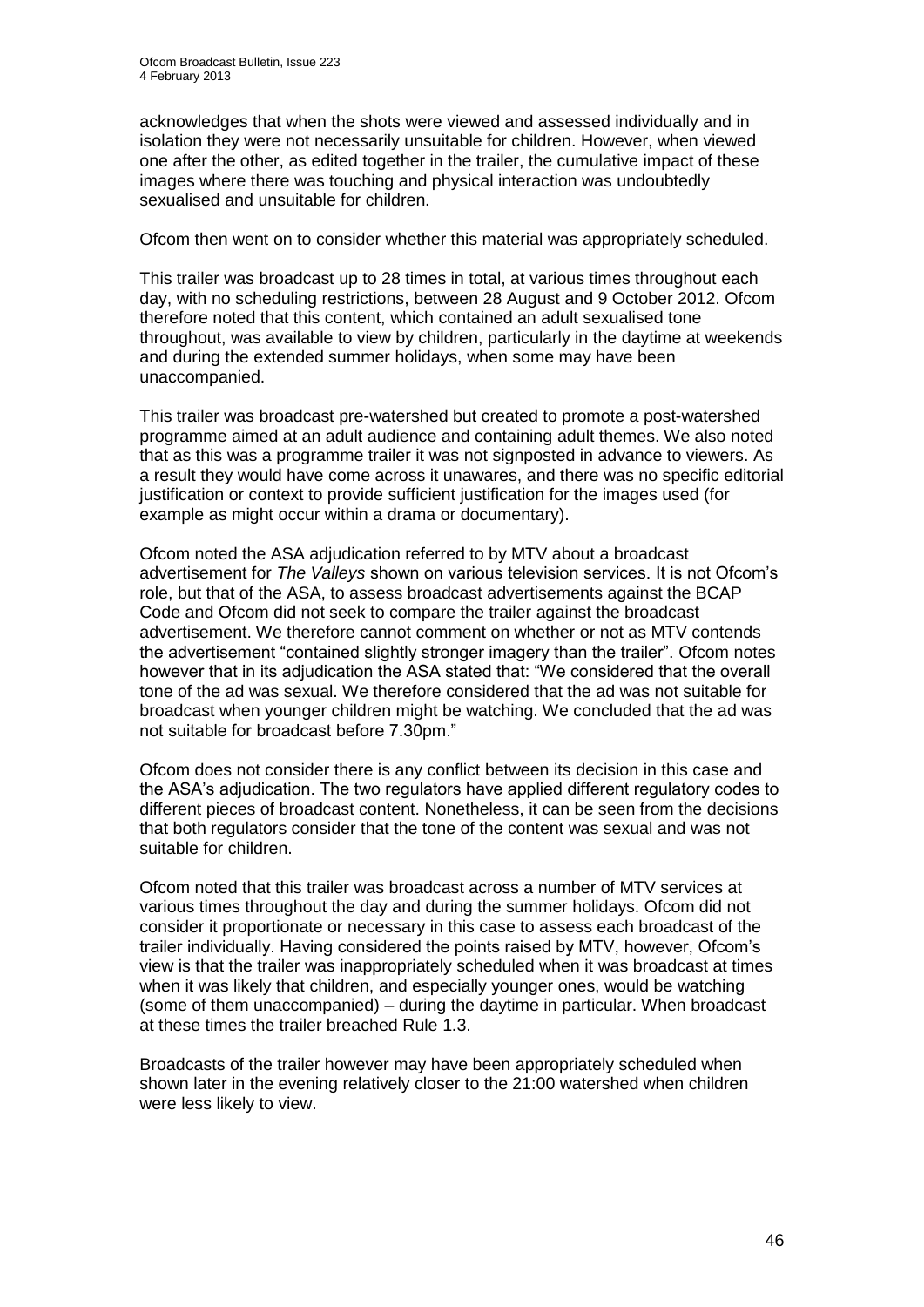acknowledges that when the shots were viewed and assessed individually and in isolation they were not necessarily unsuitable for children. However, when viewed one after the other, as edited together in the trailer, the cumulative impact of these images where there was touching and physical interaction was undoubtedly sexualised and unsuitable for children.

Ofcom then went on to consider whether this material was appropriately scheduled.

This trailer was broadcast up to 28 times in total, at various times throughout each day, with no scheduling restrictions, between 28 August and 9 October 2012. Ofcom therefore noted that this content, which contained an adult sexualised tone throughout, was available to view by children, particularly in the daytime at weekends and during the extended summer holidays, when some may have been unaccompanied.

This trailer was broadcast pre-watershed but created to promote a post-watershed programme aimed at an adult audience and containing adult themes. We also noted that as this was a programme trailer it was not signposted in advance to viewers. As a result they would have come across it unawares, and there was no specific editorial justification or context to provide sufficient justification for the images used (for example as might occur within a drama or documentary).

Ofcom noted the ASA adjudication referred to by MTV about a broadcast advertisement for *The Valleys* shown on various television services. It is not Ofcom's role, but that of the ASA, to assess broadcast advertisements against the BCAP Code and Ofcom did not seek to compare the trailer against the broadcast advertisement. We therefore cannot comment on whether or not as MTV contends the advertisement "contained slightly stronger imagery than the trailer". Ofcom notes however that in its adjudication the ASA stated that: "We considered that the overall tone of the ad was sexual. We therefore considered that the ad was not suitable for broadcast when younger children might be watching. We concluded that the ad was not suitable for broadcast before 7.30pm."

Ofcom does not consider there is any conflict between its decision in this case and the ASA's adjudication. The two regulators have applied different regulatory codes to different pieces of broadcast content. Nonetheless, it can be seen from the decisions that both regulators consider that the tone of the content was sexual and was not suitable for children.

Ofcom noted that this trailer was broadcast across a number of MTV services at various times throughout the day and during the summer holidays. Ofcom did not consider it proportionate or necessary in this case to assess each broadcast of the trailer individually. Having considered the points raised by MTV, however, Ofcom's view is that the trailer was inappropriately scheduled when it was broadcast at times when it was likely that children, and especially younger ones, would be watching (some of them unaccompanied) – during the daytime in particular. When broadcast at these times the trailer breached Rule 1.3.

Broadcasts of the trailer however may have been appropriately scheduled when shown later in the evening relatively closer to the 21:00 watershed when children were less likely to view.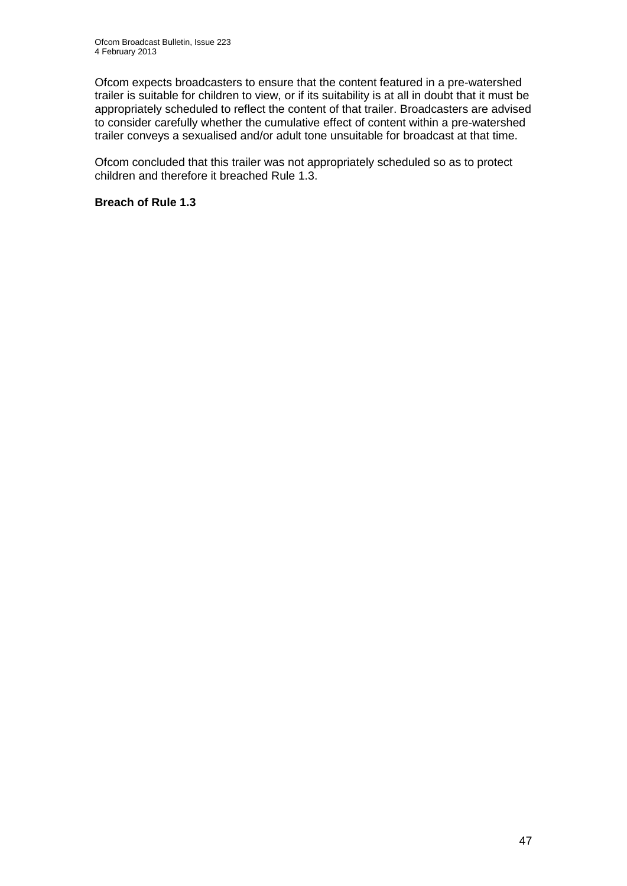Ofcom expects broadcasters to ensure that the content featured in a pre-watershed trailer is suitable for children to view, or if its suitability is at all in doubt that it must be appropriately scheduled to reflect the content of that trailer. Broadcasters are advised to consider carefully whether the cumulative effect of content within a pre-watershed trailer conveys a sexualised and/or adult tone unsuitable for broadcast at that time.

Ofcom concluded that this trailer was not appropriately scheduled so as to protect children and therefore it breached Rule 1.3.

**Breach of Rule 1.3**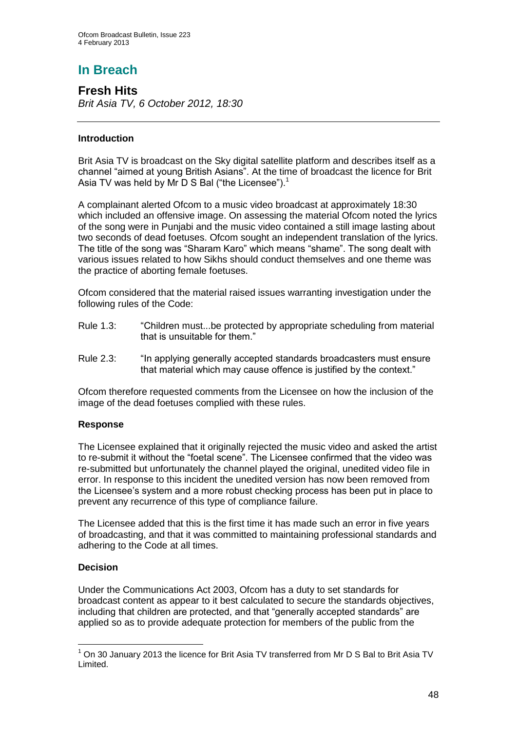# In Breach

## Fresh Hits

*Brit Asia TV, 6 October 2012, 18:30*

---

### Introduction

Brit Asia TV is broadcast on the Sky digital satellite platform and describes itself as a channel "aimed at young British Asians". At the time of broadcast the licence for Brit Asia TV was held by Mr D S Bal ("the Licensee").[1]

A complainant alerted Ofcom to a music video broadcast at approximately 18:30 which included an offensive image. On assessing the material Ofcom noted the lyrics of the song were in Punjabi and the music video contained a still image lasting about two seconds of dead foetuses. Ofcom sought an independent translation of the lyrics. The title of the song was "Sharam Karo" which means "shame". The song dealt with various issues related to how Sikhs should conduct themselves and one theme was the practice of aborting female foetuses.

Ofcom considered that the material raised issues warranting investigation under the following rules of the Code:

Rule 1.3: "Children must...be protected by appropriate scheduling from material that is unsuitable for them."

Rule 2.3: "In applying generally accepted standards broadcasters must ensure that material which may cause offence is justified by the context."

Ofcom therefore requested comments from the Licensee on how the inclusion of the image of the dead foetuses complied with these rules.

### Response

The Licensee explained that it originally rejected the music video and asked the artist to re-submit it without the "foetal scene". The Licensee confirmed that the video was re-submitted but unfortunately the channel played the original, unedited video file in error. In response to this incident the unedited version has now been removed from the Licensee's system and a more robust checking process has been put in place to prevent any recurrence of this type of compliance failure.

The Licensee added that this is the first time it has made such an error in five years of broadcasting, and that it was committed to maintaining professional standards and adhering to the Code at all times.

### Decision

Under the Communications Act 2003, Ofcom has a duty to set standards for broadcast content as appear to it best calculated to secure the standards objectives, including that children are protected, and that "generally accepted standards" are applied so as to provide adequate protection for members of the public from the

---

[1] On 30 January 2013 the licence for Brit Asia TV transferred from Mr D S Bal to Brit Asia TV Limited.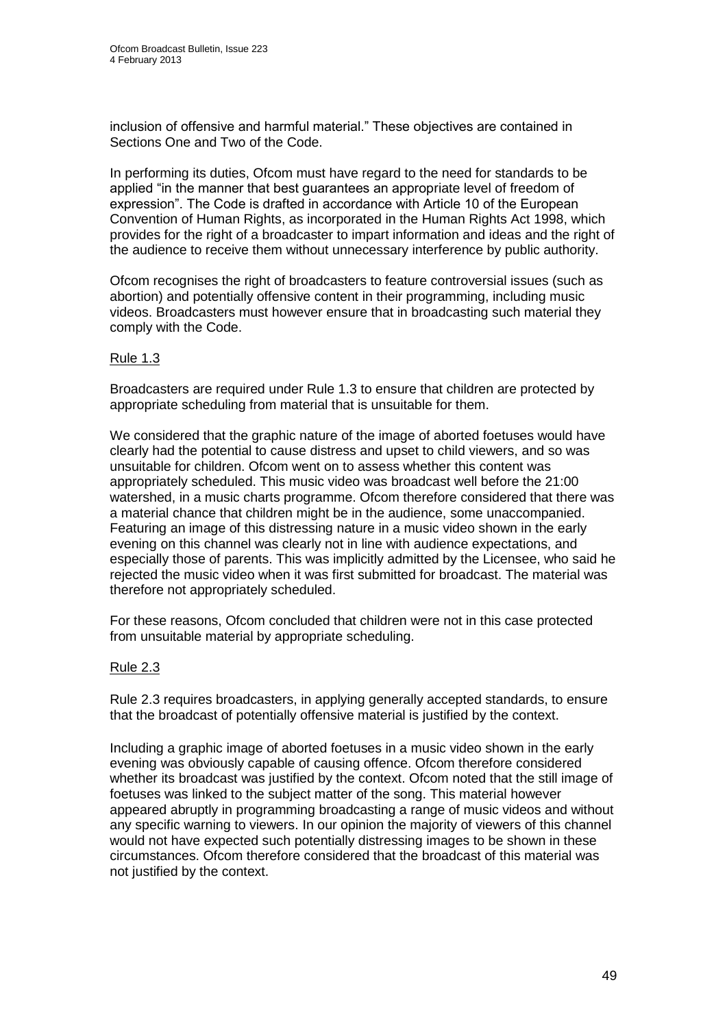inclusion of offensive and harmful material." These objectives are contained in Sections One and Two of the Code.

In performing its duties, Ofcom must have regard to the need for standards to be applied "in the manner that best guarantees an appropriate level of freedom of expression". The Code is drafted in accordance with Article 10 of the European Convention of Human Rights, as incorporated in the Human Rights Act 1998, which provides for the right of a broadcaster to impart information and ideas and the right of the audience to receive them without unnecessary interference by public authority.

Ofcom recognises the right of broadcasters to feature controversial issues (such as abortion) and potentially offensive content in their programming, including music videos. Broadcasters must however ensure that in broadcasting such material they comply with the Code.

Rule 1.3

Broadcasters are required under Rule 1.3 to ensure that children are protected by appropriate scheduling from material that is unsuitable for them.

We considered that the graphic nature of the image of aborted foetuses would have clearly had the potential to cause distress and upset to child viewers, and so was unsuitable for children. Ofcom went on to assess whether this content was appropriately scheduled. This music video was broadcast well before the 21:00 watershed, in a music charts programme. Ofcom therefore considered that there was a material chance that children might be in the audience, some unaccompanied. Featuring an image of this distressing nature in a music video shown in the early evening on this channel was clearly not in line with audience expectations, and especially those of parents. This was implicitly admitted by the Licensee, who said he rejected the music video when it was first submitted for broadcast. The material was therefore not appropriately scheduled.

For these reasons, Ofcom concluded that children were not in this case protected from unsuitable material by appropriate scheduling.

Rule 2.3

Rule 2.3 requires broadcasters, in applying generally accepted standards, to ensure that the broadcast of potentially offensive material is justified by the context.

Including a graphic image of aborted foetuses in a music video shown in the early evening was obviously capable of causing offence. Ofcom therefore considered whether its broadcast was justified by the context. Ofcom noted that the still image of foetuses was linked to the subject matter of the song. This material however appeared abruptly in programming broadcasting a range of music videos and without any specific warning to viewers. In our opinion the majority of viewers of this channel would not have expected such potentially distressing images to be shown in these circumstances. Ofcom therefore considered that the broadcast of this material was not justified by the context.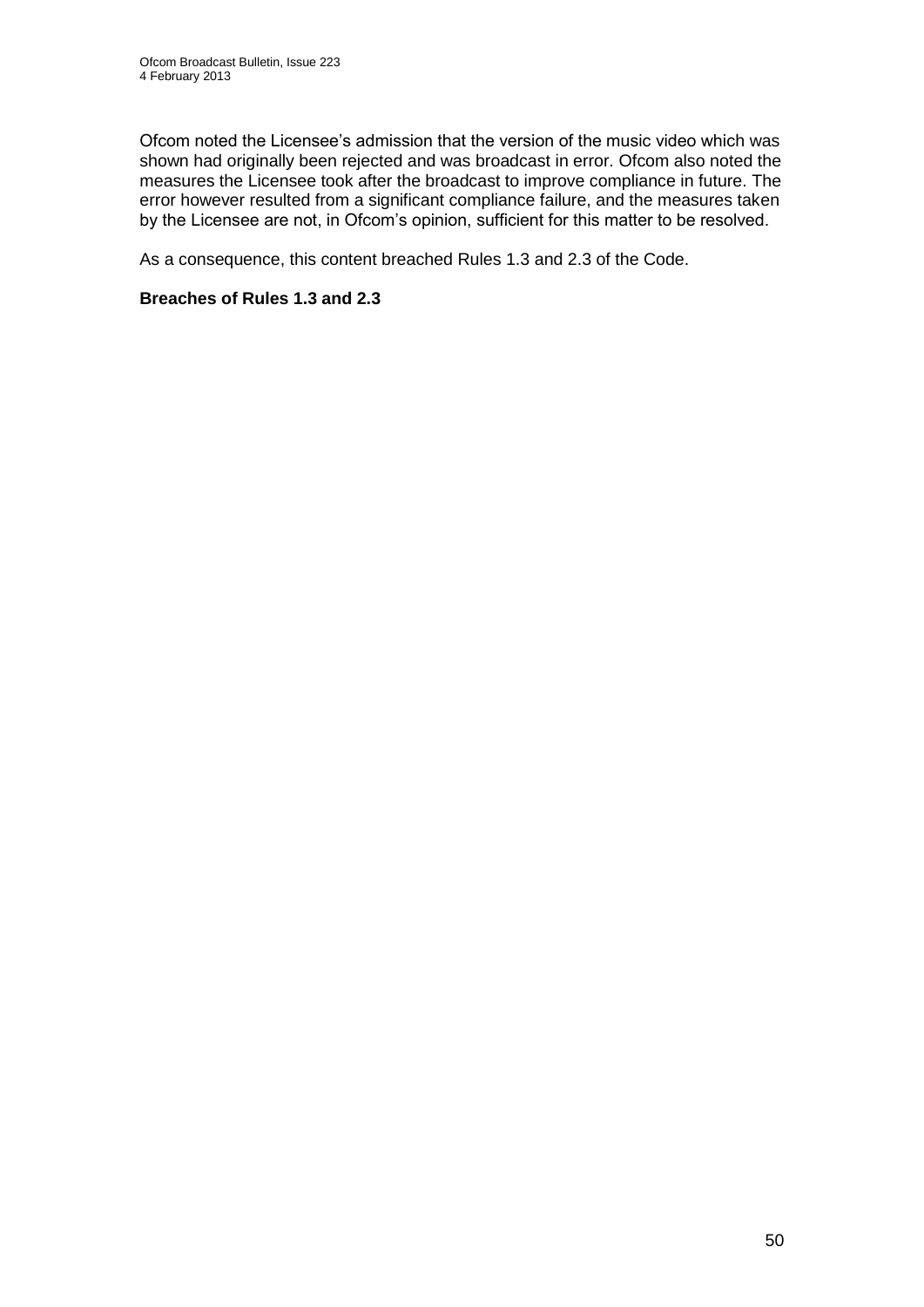Ofcom noted the Licensee's admission that the version of the music video which was shown had originally been rejected and was broadcast in error. Ofcom also noted the measures the Licensee took after the broadcast to improve compliance in future. The error however resulted from a significant compliance failure, and the measures taken by the Licensee are not, in Ofcom's opinion, sufficient for this matter to be resolved.

As a consequence, this content breached Rules 1.3 and 2.3 of the Code.

**Breaches of Rules 1.3 and 2.3**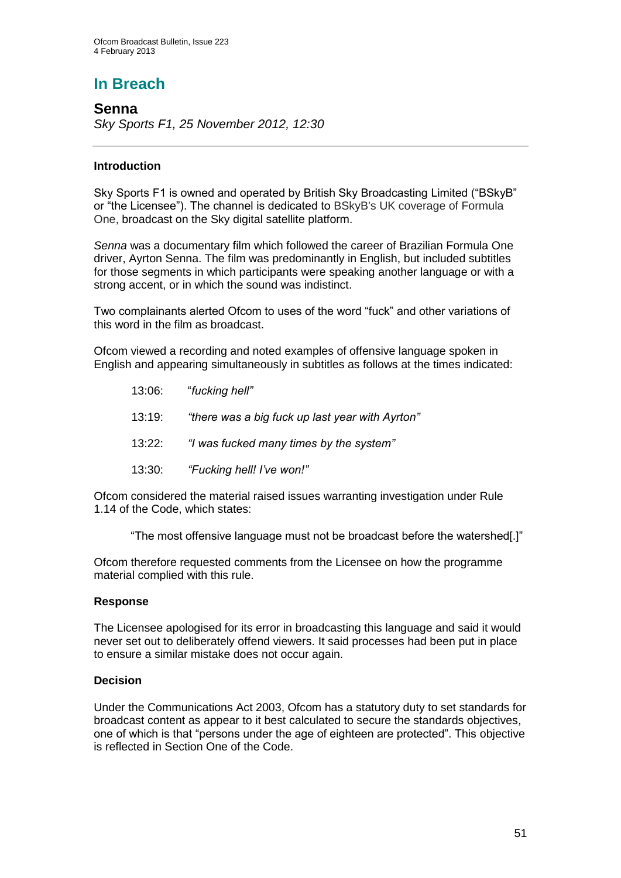# In Breach

## Senna

*Sky Sports F1, 25 November 2012, 12:30*

---

### Introduction

Sky Sports F1 is owned and operated by British Sky Broadcasting Limited ("BSkyB" or "the Licensee"). The channel is dedicated to BSkyB's UK coverage of Formula One, broadcast on the Sky digital satellite platform.

*Senna* was a documentary film which followed the career of Brazilian Formula One driver, Ayrton Senna. The film was predominantly in English, but included subtitles for those segments in which participants were speaking another language or with a strong accent, or in which the sound was indistinct.

Two complainants alerted Ofcom to uses of the word "fuck" and other variations of this word in the film as broadcast.

Ofcom viewed a recording and noted examples of offensive language spoken in English and appearing simultaneously in subtitles as follows at the times indicated:

13:06: "*fucking hell"*

13:19: *"there was a big fuck up last year with Ayrton"*

13:22: *"I was fucked many times by the system"*

13:30: *"Fucking hell! I've won!"*

Ofcom considered the material raised issues warranting investigation under Rule 1.14 of the Code, which states:

> "The most offensive language must not be broadcast before the watershed[.]"

Ofcom therefore requested comments from the Licensee on how the programme material complied with this rule.

### Response

The Licensee apologised for its error in broadcasting this language and said it would never set out to deliberately offend viewers. It said processes had been put in place to ensure a similar mistake does not occur again.

### Decision

Under the Communications Act 2003, Ofcom has a statutory duty to set standards for broadcast content as appear to it best calculated to secure the standards objectives, one of which is that "persons under the age of eighteen are protected". This objective is reflected in Section One of the Code.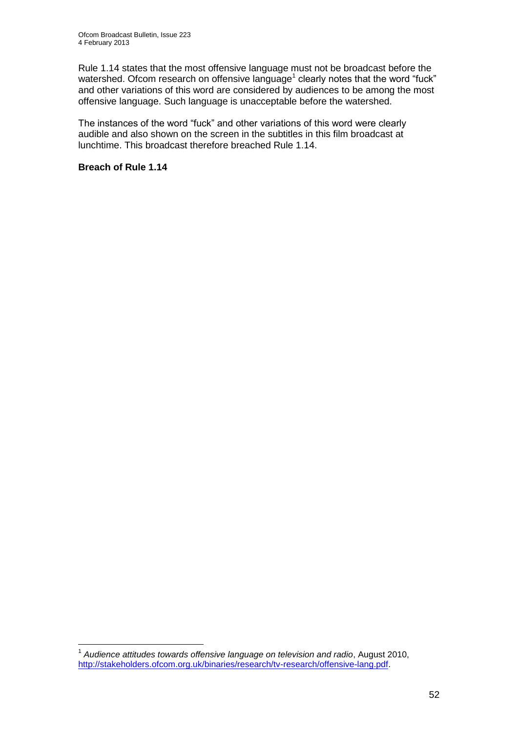Rule 1.14 states that the most offensive language must not be broadcast before the watershed. Ofcom research on offensive language[1] clearly notes that the word "fuck" and other variations of this word are considered by audiences to be among the most offensive language. Such language is unacceptable before the watershed.

The instances of the word "fuck" and other variations of this word were clearly audible and also shown on the screen in the subtitles in this film broadcast at lunchtime. This broadcast therefore breached Rule 1.14.

**Breach of Rule 1.14**

[1] *Audience attitudes towards offensive language on television and radio*, August 2010, http://stakeholders.ofcom.org.uk/binaries/research/tv-research/offensive-lang.pdf.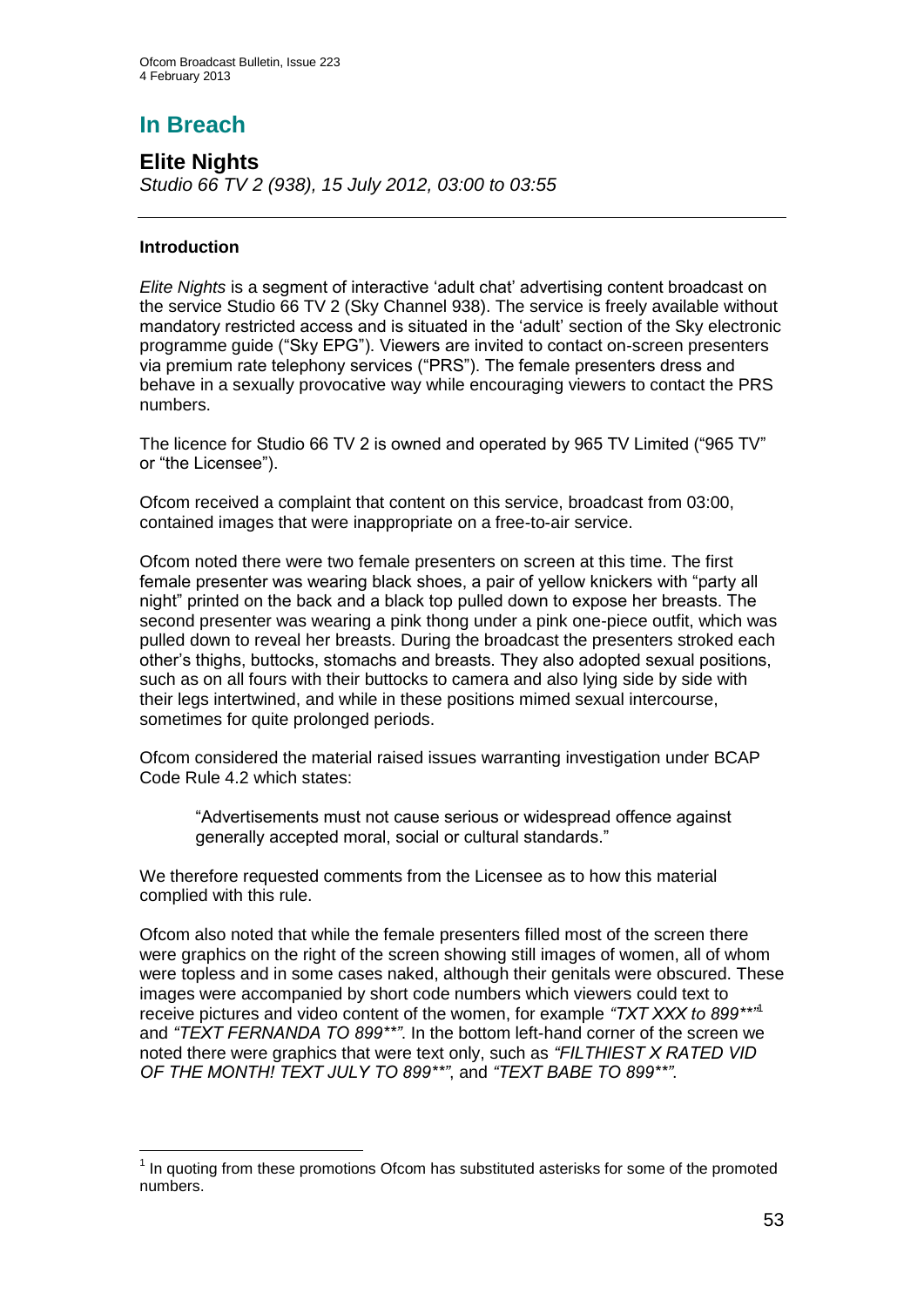# In Breach

## Elite Nights

*Studio 66 TV 2 (938), 15 July 2012, 03:00 to 03:55*

### Introduction

*Elite Nights* is a segment of interactive 'adult chat' advertising content broadcast on the service Studio 66 TV 2 (Sky Channel 938). The service is freely available without mandatory restricted access and is situated in the 'adult' section of the Sky electronic programme guide ("Sky EPG"). Viewers are invited to contact on-screen presenters via premium rate telephony services ("PRS"). The female presenters dress and behave in a sexually provocative way while encouraging viewers to contact the PRS numbers.

The licence for Studio 66 TV 2 is owned and operated by 965 TV Limited ("965 TV" or "the Licensee").

Ofcom received a complaint that content on this service, broadcast from 03:00, contained images that were inappropriate on a free-to-air service.

Ofcom noted there were two female presenters on screen at this time. The first female presenter was wearing black shoes, a pair of yellow knickers with "party all night" printed on the back and a black top pulled down to expose her breasts. The second presenter was wearing a pink thong under a pink one-piece outfit, which was pulled down to reveal her breasts. During the broadcast the presenters stroked each other's thighs, buttocks, stomachs and breasts. They also adopted sexual positions, such as on all fours with their buttocks to camera and also lying side by side with their legs intertwined, and while in these positions mimed sexual intercourse, sometimes for quite prolonged periods.

Ofcom considered the material raised issues warranting investigation under BCAP Code Rule 4.2 which states:

> "Advertisements must not cause serious or widespread offence against generally accepted moral, social or cultural standards."

We therefore requested comments from the Licensee as to how this material complied with this rule.

Ofcom also noted that while the female presenters filled most of the screen there were graphics on the right of the screen showing still images of women, all of whom were topless and in some cases naked, although their genitals were obscured. These images were accompanied by short code numbers which viewers could text to receive pictures and video content of the women, for example *"TXT XXX to 899**"*[1] and *"TEXT FERNANDA TO 899**"*. In the bottom left-hand corner of the screen we noted there were graphics that were text only, such as *"FILTHIEST X RATED VID OF THE MONTH! TEXT JULY TO 899**"*, and *"TEXT BABE TO 899**"*.

---

[1] In quoting from these promotions Ofcom has substituted asterisks for some of the promoted numbers.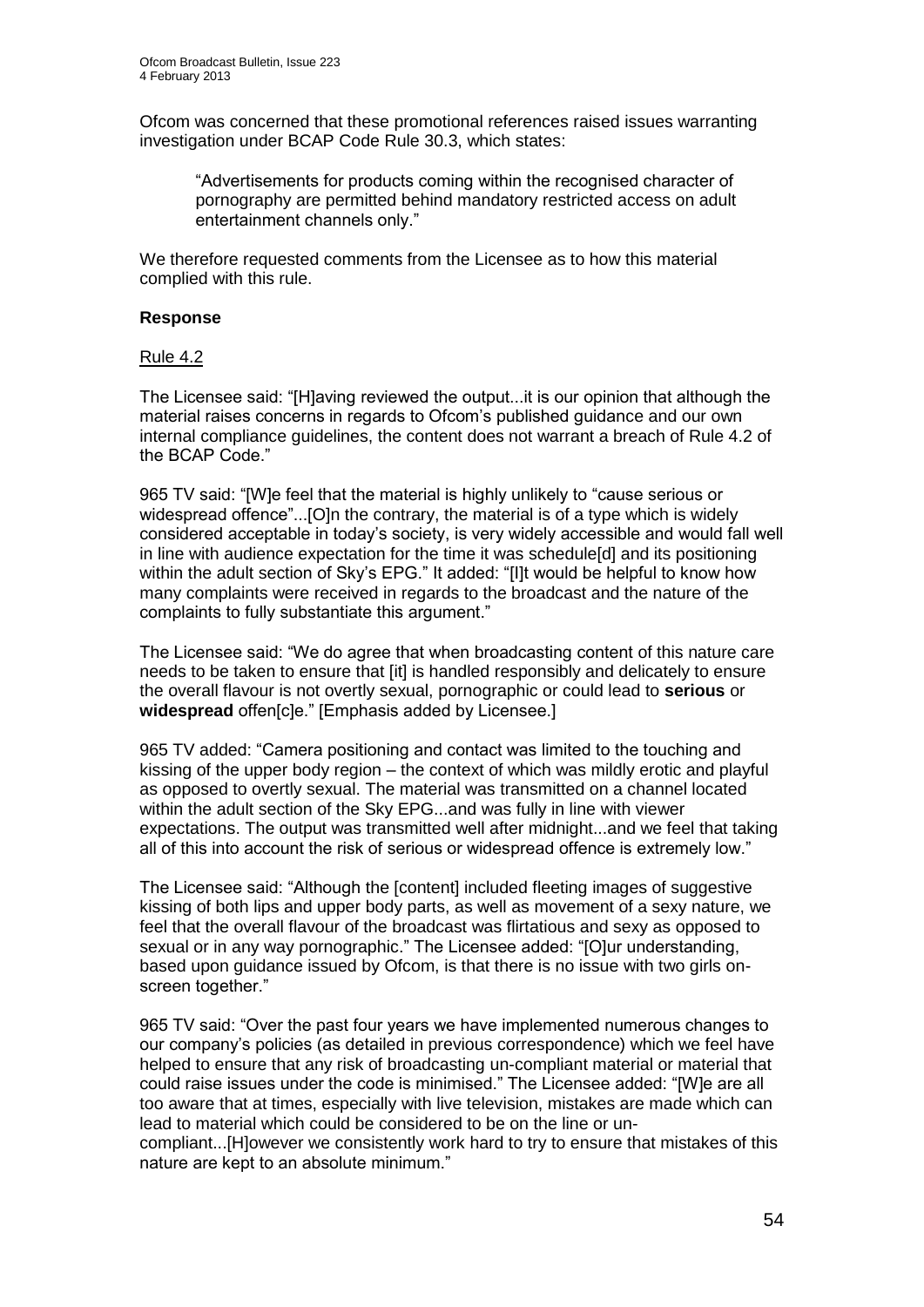Ofcom was concerned that these promotional references raised issues warranting investigation under BCAP Code Rule 30.3, which states:

> "Advertisements for products coming within the recognised character of pornography are permitted behind mandatory restricted access on adult entertainment channels only."

We therefore requested comments from the Licensee as to how this material complied with this rule.

**Response**

Rule 4.2

The Licensee said: "[H]aving reviewed the output...it is our opinion that although the material raises concerns in regards to Ofcom's published guidance and our own internal compliance guidelines, the content does not warrant a breach of Rule 4.2 of the BCAP Code."

965 TV said: "[W]e feel that the material is highly unlikely to "cause serious or widespread offence"...[O]n the contrary, the material is of a type which is widely considered acceptable in today's society, is very widely accessible and would fall well in line with audience expectation for the time it was schedule[d] and its positioning within the adult section of Sky's EPG." It added: "[I]t would be helpful to know how many complaints were received in regards to the broadcast and the nature of the complaints to fully substantiate this argument."

The Licensee said: "We do agree that when broadcasting content of this nature care needs to be taken to ensure that [it] is handled responsibly and delicately to ensure the overall flavour is not overtly sexual, pornographic or could lead to **serious** or **widespread** offen[c]e." [Emphasis added by Licensee.]

965 TV added: "Camera positioning and contact was limited to the touching and kissing of the upper body region – the context of which was mildly erotic and playful as opposed to overtly sexual. The material was transmitted on a channel located within the adult section of the Sky EPG...and was fully in line with viewer expectations. The output was transmitted well after midnight...and we feel that taking all of this into account the risk of serious or widespread offence is extremely low."

The Licensee said: "Although the [content] included fleeting images of suggestive kissing of both lips and upper body parts, as well as movement of a sexy nature, we feel that the overall flavour of the broadcast was flirtatious and sexy as opposed to sexual or in any way pornographic." The Licensee added: "[O]ur understanding, based upon guidance issued by Ofcom, is that there is no issue with two girls on-screen together."

965 TV said: "Over the past four years we have implemented numerous changes to our company's policies (as detailed in previous correspondence) which we feel have helped to ensure that any risk of broadcasting un-compliant material or material that could raise issues under the code is minimised." The Licensee added: "[W]e are all too aware that at times, especially with live television, mistakes are made which can lead to material which could be considered to be on the line or un-compliant...[H]owever we consistently work hard to try to ensure that mistakes of this nature are kept to an absolute minimum."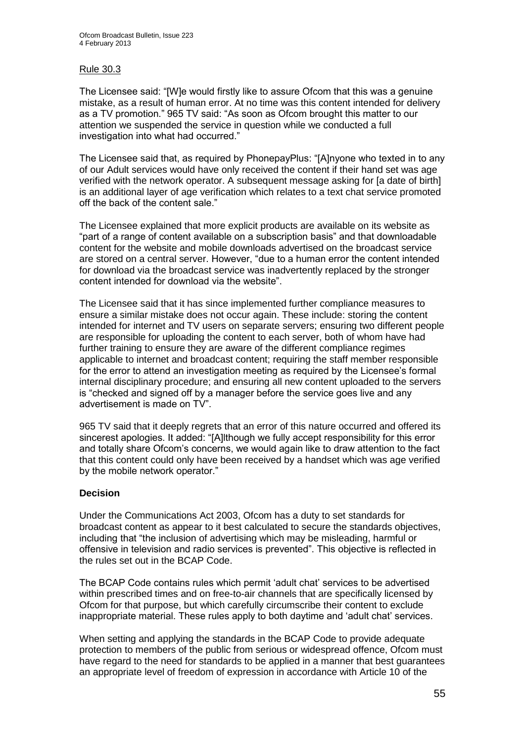Rule 30.3

The Licensee said: "[W]e would firstly like to assure Ofcom that this was a genuine mistake, as a result of human error. At no time was this content intended for delivery as a TV promotion." 965 TV said: "As soon as Ofcom brought this matter to our attention we suspended the service in question while we conducted a full investigation into what had occurred."

The Licensee said that, as required by PhonepayPlus: "[A]nyone who texted in to any of our Adult services would have only received the content if their hand set was age verified with the network operator. A subsequent message asking for [a date of birth] is an additional layer of age verification which relates to a text chat service promoted off the back of the content sale."

The Licensee explained that more explicit products are available on its website as "part of a range of content available on a subscription basis" and that downloadable content for the website and mobile downloads advertised on the broadcast service are stored on a central server. However, "due to a human error the content intended for download via the broadcast service was inadvertently replaced by the stronger content intended for download via the website".

The Licensee said that it has since implemented further compliance measures to ensure a similar mistake does not occur again. These include: storing the content intended for internet and TV users on separate servers; ensuring two different people are responsible for uploading the content to each server, both of whom have had further training to ensure they are aware of the different compliance regimes applicable to internet and broadcast content; requiring the staff member responsible for the error to attend an investigation meeting as required by the Licensee's formal internal disciplinary procedure; and ensuring all new content uploaded to the servers is "checked and signed off by a manager before the service goes live and any advertisement is made on TV".

965 TV said that it deeply regrets that an error of this nature occurred and offered its sincerest apologies. It added: "[A]lthough we fully accept responsibility for this error and totally share Ofcom's concerns, we would again like to draw attention to the fact that this content could only have been received by a handset which was age verified by the mobile network operator."

**Decision**

Under the Communications Act 2003, Ofcom has a duty to set standards for broadcast content as appear to it best calculated to secure the standards objectives, including that "the inclusion of advertising which may be misleading, harmful or offensive in television and radio services is prevented". This objective is reflected in the rules set out in the BCAP Code.

The BCAP Code contains rules which permit 'adult chat' services to be advertised within prescribed times and on free-to-air channels that are specifically licensed by Ofcom for that purpose, but which carefully circumscribe their content to exclude inappropriate material. These rules apply to both daytime and 'adult chat' services.

When setting and applying the standards in the BCAP Code to provide adequate protection to members of the public from serious or widespread offence, Ofcom must have regard to the need for standards to be applied in a manner that best guarantees an appropriate level of freedom of expression in accordance with Article 10 of the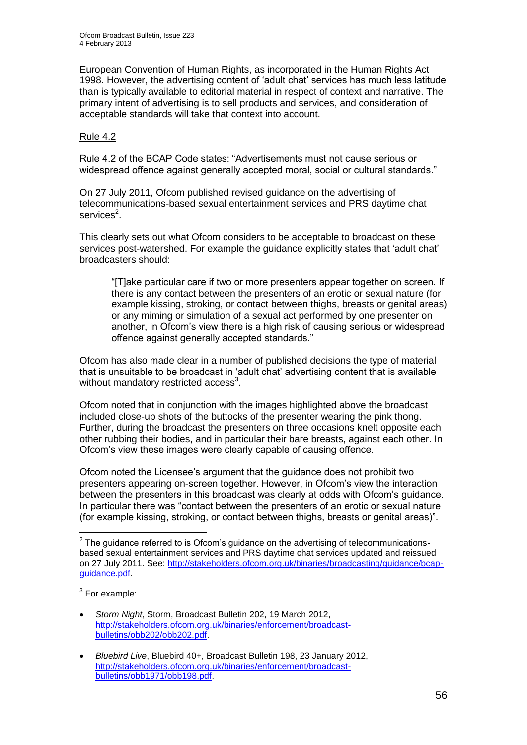European Convention of Human Rights, as incorporated in the Human Rights Act 1998. However, the advertising content of 'adult chat' services has much less latitude than is typically available to editorial material in respect of context and narrative. The primary intent of advertising is to sell products and services, and consideration of acceptable standards will take that context into account.

Rule 4.2

Rule 4.2 of the BCAP Code states: "Advertisements must not cause serious or widespread offence against generally accepted moral, social or cultural standards."

On 27 July 2011, Ofcom published revised guidance on the advertising of telecommunications-based sexual entertainment services and PRS daytime chat services[2].

This clearly sets out what Ofcom considers to be acceptable to broadcast on these services post-watershed. For example the guidance explicitly states that 'adult chat' broadcasters should:

> "[T]ake particular care if two or more presenters appear together on screen. If there is any contact between the presenters of an erotic or sexual nature (for example kissing, stroking, or contact between thighs, breasts or genital areas) or any miming or simulation of a sexual act performed by one presenter on another, in Ofcom's view there is a high risk of causing serious or widespread offence against generally accepted standards."

Ofcom has also made clear in a number of published decisions the type of material that is unsuitable to be broadcast in 'adult chat' advertising content that is available without mandatory restricted access[3].

Ofcom noted that in conjunction with the images highlighted above the broadcast included close-up shots of the buttocks of the presenter wearing the pink thong. Further, during the broadcast the presenters on three occasions knelt opposite each other rubbing their bodies, and in particular their bare breasts, against each other. In Ofcom's view these images were clearly capable of causing offence.

Ofcom noted the Licensee's argument that the guidance does not prohibit two presenters appearing on-screen together. However, in Ofcom's view the interaction between the presenters in this broadcast was clearly at odds with Ofcom's guidance. In particular there was "contact between the presenters of an erotic or sexual nature (for example kissing, stroking, or contact between thighs, breasts or genital areas)".

---

[2] The guidance referred to is Ofcom's guidance on the advertising of telecommunications-based sexual entertainment services and PRS daytime chat services updated and reissued on 27 July 2011. See: http://stakeholders.ofcom.org.uk/binaries/broadcasting/guidance/bcap-guidance.pdf.

[3] For example:

- *Storm Night*, Storm, Broadcast Bulletin 202, 19 March 2012, http://stakeholders.ofcom.org.uk/binaries/enforcement/broadcast-bulletins/obb202/obb202.pdf.
- *Bluebird Live*, Bluebird 40+, Broadcast Bulletin 198, 23 January 2012, http://stakeholders.ofcom.org.uk/binaries/enforcement/broadcast-bulletins/obb1971/obb198.pdf.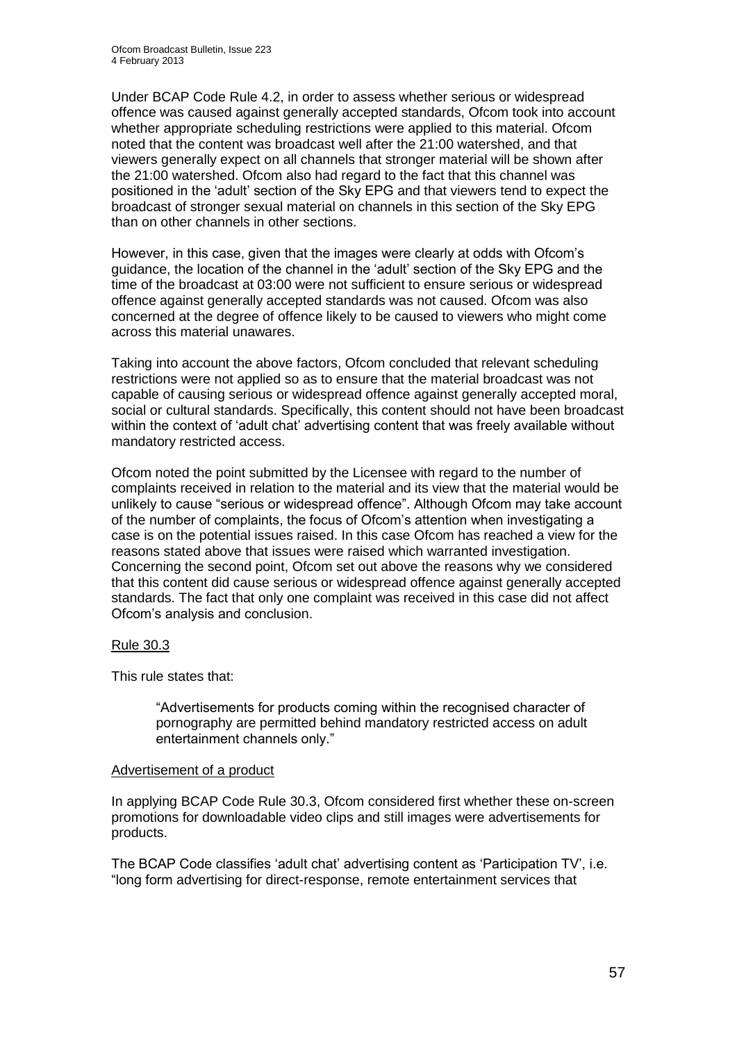Under BCAP Code Rule 4.2, in order to assess whether serious or widespread offence was caused against generally accepted standards, Ofcom took into account whether appropriate scheduling restrictions were applied to this material. Ofcom noted that the content was broadcast well after the 21:00 watershed, and that viewers generally expect on all channels that stronger material will be shown after the 21:00 watershed. Ofcom also had regard to the fact that this channel was positioned in the 'adult' section of the Sky EPG and that viewers tend to expect the broadcast of stronger sexual material on channels in this section of the Sky EPG than on other channels in other sections.

However, in this case, given that the images were clearly at odds with Ofcom's guidance, the location of the channel in the 'adult' section of the Sky EPG and the time of the broadcast at 03:00 were not sufficient to ensure serious or widespread offence against generally accepted standards was not caused. Ofcom was also concerned at the degree of offence likely to be caused to viewers who might come across this material unawares.

Taking into account the above factors, Ofcom concluded that relevant scheduling restrictions were not applied so as to ensure that the material broadcast was not capable of causing serious or widespread offence against generally accepted moral, social or cultural standards. Specifically, this content should not have been broadcast within the context of 'adult chat' advertising content that was freely available without mandatory restricted access.

Ofcom noted the point submitted by the Licensee with regard to the number of complaints received in relation to the material and its view that the material would be unlikely to cause "serious or widespread offence". Although Ofcom may take account of the number of complaints, the focus of Ofcom's attention when investigating a case is on the potential issues raised. In this case Ofcom has reached a view for the reasons stated above that issues were raised which warranted investigation. Concerning the second point, Ofcom set out above the reasons why we considered that this content did cause serious or widespread offence against generally accepted standards. The fact that only one complaint was received in this case did not affect Ofcom's analysis and conclusion.

Rule 30.3

This rule states that:

> "Advertisements for products coming within the recognised character of pornography are permitted behind mandatory restricted access on adult entertainment channels only."

Advertisement of a product

In applying BCAP Code Rule 30.3, Ofcom considered first whether these on-screen promotions for downloadable video clips and still images were advertisements for products.

The BCAP Code classifies 'adult chat' advertising content as 'Participation TV', i.e. "long form advertising for direct-response, remote entertainment services that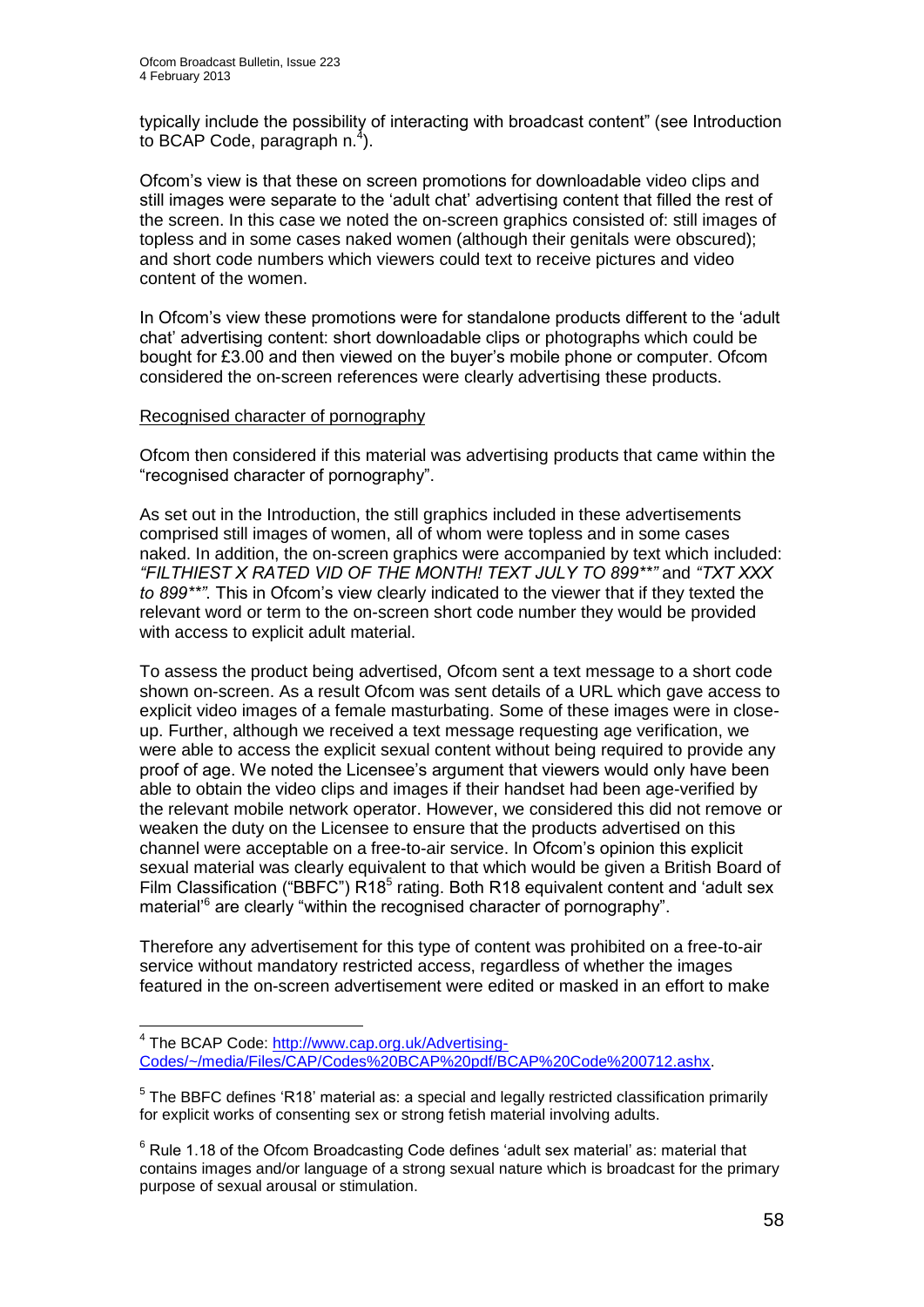typically include the possibility of interacting with broadcast content" (see Introduction to BCAP Code, paragraph n.[4]).

Ofcom's view is that these on screen promotions for downloadable video clips and still images were separate to the 'adult chat' advertising content that filled the rest of the screen. In this case we noted the on-screen graphics consisted of: still images of topless and in some cases naked women (although their genitals were obscured); and short code numbers which viewers could text to receive pictures and video content of the women.

In Ofcom's view these promotions were for standalone products different to the 'adult chat' advertising content: short downloadable clips or photographs which could be bought for £3.00 and then viewed on the buyer's mobile phone or computer. Ofcom considered the on-screen references were clearly advertising these products.

Recognised character of pornography

Ofcom then considered if this material was advertising products that came within the "recognised character of pornography".

As set out in the Introduction, the still graphics included in these advertisements comprised still images of women, all of whom were topless and in some cases naked. In addition, the on-screen graphics were accompanied by text which included: *"FILTHIEST X RATED VID OF THE MONTH! TEXT JULY TO 899\*\*"* and *"TXT XXX to 899\*\*".* This in Ofcom's view clearly indicated to the viewer that if they texted the relevant word or term to the on-screen short code number they would be provided with access to explicit adult material.

To assess the product being advertised, Ofcom sent a text message to a short code shown on-screen. As a result Ofcom was sent details of a URL which gave access to explicit video images of a female masturbating. Some of these images were in close-up. Further, although we received a text message requesting age verification, we were able to access the explicit sexual content without being required to provide any proof of age. We noted the Licensee's argument that viewers would only have been able to obtain the video clips and images if their handset had been age-verified by the relevant mobile network operator. However, we considered this did not remove or weaken the duty on the Licensee to ensure that the products advertised on this channel were acceptable on a free-to-air service. In Ofcom's opinion this explicit sexual material was clearly equivalent to that which would be given a British Board of Film Classification ("BBFC") R18[5] rating. Both R18 equivalent content and 'adult sex material'[6] are clearly "within the recognised character of pornography".

Therefore any advertisement for this type of content was prohibited on a free-to-air service without mandatory restricted access, regardless of whether the images featured in the on-screen advertisement were edited or masked in an effort to make

---

[4] The BCAP Code: http://www.cap.org.uk/Advertising-Codes/~/media/Files/CAP/Codes%20BCAP%20pdf/BCAP%20Code%200712.ashx.

[5] The BBFC defines 'R18' material as: a special and legally restricted classification primarily for explicit works of consenting sex or strong fetish material involving adults.

[6] Rule 1.18 of the Ofcom Broadcasting Code defines 'adult sex material' as: material that contains images and/or language of a strong sexual nature which is broadcast for the primary purpose of sexual arousal or stimulation.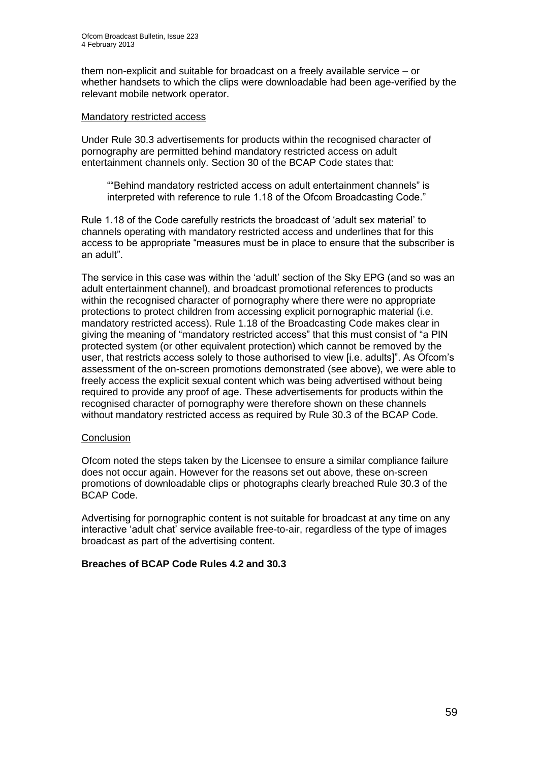them non-explicit and suitable for broadcast on a freely available service – or whether handsets to which the clips were downloadable had been age-verified by the relevant mobile network operator.

Mandatory restricted access

Under Rule 30.3 advertisements for products within the recognised character of pornography are permitted behind mandatory restricted access on adult entertainment channels only. Section 30 of the BCAP Code states that:

> ""Behind mandatory restricted access on adult entertainment channels" is interpreted with reference to rule 1.18 of the Ofcom Broadcasting Code."

Rule 1.18 of the Code carefully restricts the broadcast of 'adult sex material' to channels operating with mandatory restricted access and underlines that for this access to be appropriate "measures must be in place to ensure that the subscriber is an adult".

The service in this case was within the 'adult' section of the Sky EPG (and so was an adult entertainment channel), and broadcast promotional references to products within the recognised character of pornography where there were no appropriate protections to protect children from accessing explicit pornographic material (i.e. mandatory restricted access). Rule 1.18 of the Broadcasting Code makes clear in giving the meaning of "mandatory restricted access" that this must consist of "a PIN protected system (or other equivalent protection) which cannot be removed by the user, that restricts access solely to those authorised to view [i.e. adults]". As Ofcom's assessment of the on-screen promotions demonstrated (see above), we were able to freely access the explicit sexual content which was being advertised without being required to provide any proof of age. These advertisements for products within the recognised character of pornography were therefore shown on these channels without mandatory restricted access as required by Rule 30.3 of the BCAP Code.

Conclusion

Ofcom noted the steps taken by the Licensee to ensure a similar compliance failure does not occur again. However for the reasons set out above, these on-screen promotions of downloadable clips or photographs clearly breached Rule 30.3 of the BCAP Code.

Advertising for pornographic content is not suitable for broadcast at any time on any interactive 'adult chat' service available free-to-air, regardless of the type of images broadcast as part of the advertising content.

**Breaches of BCAP Code Rules 4.2 and 30.3**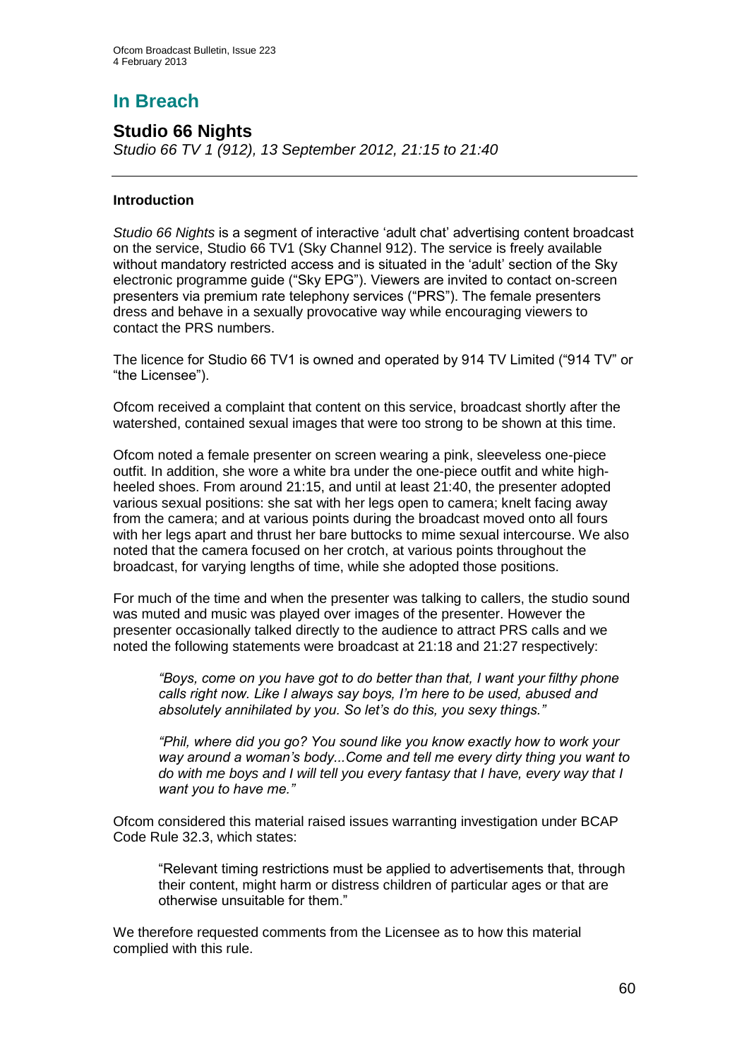# In Breach

## Studio 66 Nights

*Studio 66 TV 1 (912), 13 September 2012, 21:15 to 21:40*

### Introduction

*Studio 66 Nights* is a segment of interactive 'adult chat' advertising content broadcast on the service, Studio 66 TV1 (Sky Channel 912). The service is freely available without mandatory restricted access and is situated in the 'adult' section of the Sky electronic programme guide ("Sky EPG"). Viewers are invited to contact on-screen presenters via premium rate telephony services ("PRS"). The female presenters dress and behave in a sexually provocative way while encouraging viewers to contact the PRS numbers.

The licence for Studio 66 TV1 is owned and operated by 914 TV Limited ("914 TV" or "the Licensee").

Ofcom received a complaint that content on this service, broadcast shortly after the watershed, contained sexual images that were too strong to be shown at this time.

Ofcom noted a female presenter on screen wearing a pink, sleeveless one-piece outfit. In addition, she wore a white bra under the one-piece outfit and white high-heeled shoes. From around 21:15, and until at least 21:40, the presenter adopted various sexual positions: she sat with her legs open to camera; knelt facing away from the camera; and at various points during the broadcast moved onto all fours with her legs apart and thrust her bare buttocks to mime sexual intercourse. We also noted that the camera focused on her crotch, at various points throughout the broadcast, for varying lengths of time, while she adopted those positions.

For much of the time and when the presenter was talking to callers, the studio sound was muted and music was played over images of the presenter. However the presenter occasionally talked directly to the audience to attract PRS calls and we noted the following statements were broadcast at 21:18 and 21:27 respectively:

> *"Boys, come on you have got to do better than that, I want your filthy phone calls right now. Like I always say boys, I'm here to be used, abused and absolutely annihilated by you. So let's do this, you sexy things."*

> *"Phil, where did you go? You sound like you know exactly how to work your way around a woman's body...Come and tell me every dirty thing you want to do with me boys and I will tell you every fantasy that I have, every way that I want you to have me."*

Ofcom considered this material raised issues warranting investigation under BCAP Code Rule 32.3, which states:

> "Relevant timing restrictions must be applied to advertisements that, through their content, might harm or distress children of particular ages or that are otherwise unsuitable for them."

We therefore requested comments from the Licensee as to how this material complied with this rule.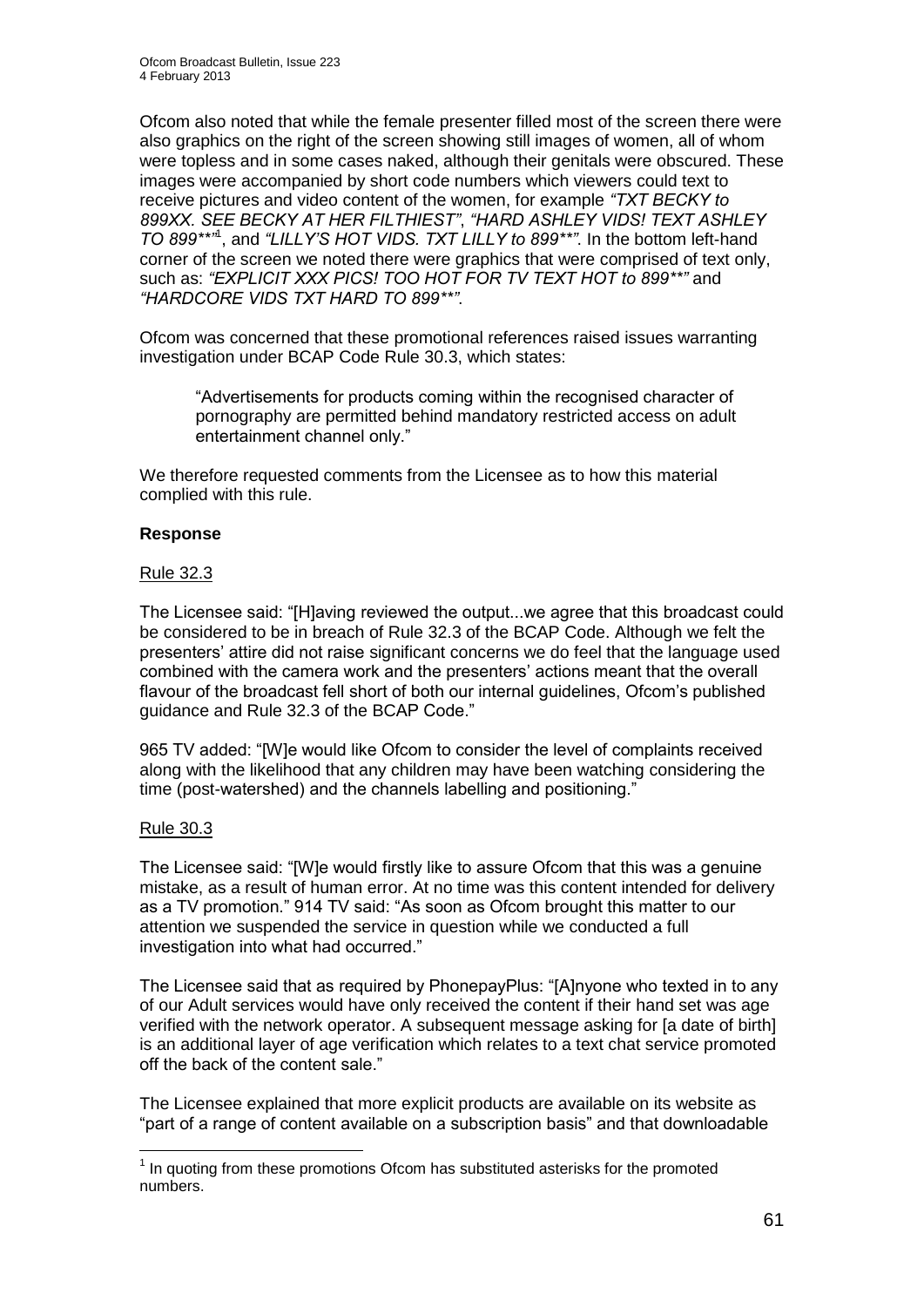Ofcom also noted that while the female presenter filled most of the screen there were also graphics on the right of the screen showing still images of women, all of whom were topless and in some cases naked, although their genitals were obscured. These images were accompanied by short code numbers which viewers could text to receive pictures and video content of the women, for example *"TXT BECKY to 899XX. SEE BECKY AT HER FILTHIEST"*, *"HARD ASHLEY VIDS! TEXT ASHLEY TO 899**"*[1], and *"LILLY'S HOT VIDS. TXT LILLY to 899**"*. In the bottom left-hand corner of the screen we noted there were graphics that were comprised of text only, such as: *"EXPLICIT XXX PICS! TOO HOT FOR TV TEXT HOT to 899**"* and *"HARDCORE VIDS TXT HARD TO 899**"*.

Ofcom was concerned that these promotional references raised issues warranting investigation under BCAP Code Rule 30.3, which states:

> "Advertisements for products coming within the recognised character of pornography are permitted behind mandatory restricted access on adult entertainment channel only."

We therefore requested comments from the Licensee as to how this material complied with this rule.

**Response**

Rule 32.3

The Licensee said: "[H]aving reviewed the output...we agree that this broadcast could be considered to be in breach of Rule 32.3 of the BCAP Code. Although we felt the presenters' attire did not raise significant concerns we do feel that the language used combined with the camera work and the presenters' actions meant that the overall flavour of the broadcast fell short of both our internal guidelines, Ofcom's published guidance and Rule 32.3 of the BCAP Code."

965 TV added: "[W]e would like Ofcom to consider the level of complaints received along with the likelihood that any children may have been watching considering the time (post-watershed) and the channels labelling and positioning."

Rule 30.3

The Licensee said: "[W]e would firstly like to assure Ofcom that this was a genuine mistake, as a result of human error. At no time was this content intended for delivery as a TV promotion." 914 TV said: "As soon as Ofcom brought this matter to our attention we suspended the service in question while we conducted a full investigation into what had occurred."

The Licensee said that as required by PhonepayPlus: "[A]nyone who texted in to any of our Adult services would have only received the content if their hand set was age verified with the network operator. A subsequent message asking for [a date of birth] is an additional layer of age verification which relates to a text chat service promoted off the back of the content sale."

The Licensee explained that more explicit products are available on its website as "part of a range of content available on a subscription basis" and that downloadable

[1] In quoting from these promotions Ofcom has substituted asterisks for the promoted numbers.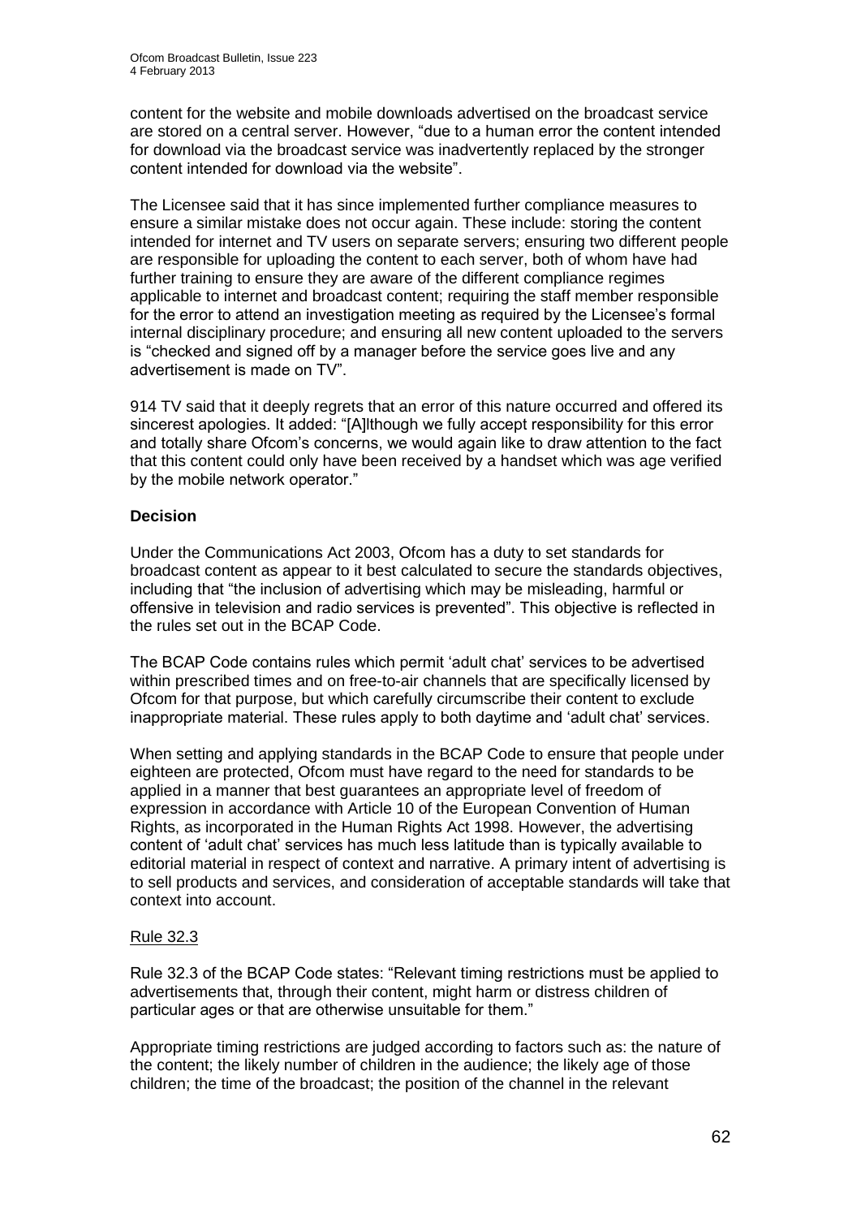content for the website and mobile downloads advertised on the broadcast service are stored on a central server. However, "due to a human error the content intended for download via the broadcast service was inadvertently replaced by the stronger content intended for download via the website".

The Licensee said that it has since implemented further compliance measures to ensure a similar mistake does not occur again. These include: storing the content intended for internet and TV users on separate servers; ensuring two different people are responsible for uploading the content to each server, both of whom have had further training to ensure they are aware of the different compliance regimes applicable to internet and broadcast content; requiring the staff member responsible for the error to attend an investigation meeting as required by the Licensee's formal internal disciplinary procedure; and ensuring all new content uploaded to the servers is "checked and signed off by a manager before the service goes live and any advertisement is made on TV".

914 TV said that it deeply regrets that an error of this nature occurred and offered its sincerest apologies. It added: "[A]lthough we fully accept responsibility for this error and totally share Ofcom's concerns, we would again like to draw attention to the fact that this content could only have been received by a handset which was age verified by the mobile network operator."

**Decision**

Under the Communications Act 2003, Ofcom has a duty to set standards for broadcast content as appear to it best calculated to secure the standards objectives, including that "the inclusion of advertising which may be misleading, harmful or offensive in television and radio services is prevented". This objective is reflected in the rules set out in the BCAP Code.

The BCAP Code contains rules which permit 'adult chat' services to be advertised within prescribed times and on free-to-air channels that are specifically licensed by Ofcom for that purpose, but which carefully circumscribe their content to exclude inappropriate material. These rules apply to both daytime and 'adult chat' services.

When setting and applying standards in the BCAP Code to ensure that people under eighteen are protected, Ofcom must have regard to the need for standards to be applied in a manner that best guarantees an appropriate level of freedom of expression in accordance with Article 10 of the European Convention of Human Rights, as incorporated in the Human Rights Act 1998. However, the advertising content of 'adult chat' services has much less latitude than is typically available to editorial material in respect of context and narrative. A primary intent of advertising is to sell products and services, and consideration of acceptable standards will take that context into account.

Rule 32.3

Rule 32.3 of the BCAP Code states: "Relevant timing restrictions must be applied to advertisements that, through their content, might harm or distress children of particular ages or that are otherwise unsuitable for them."

Appropriate timing restrictions are judged according to factors such as: the nature of the content; the likely number of children in the audience; the likely age of those children; the time of the broadcast; the position of the channel in the relevant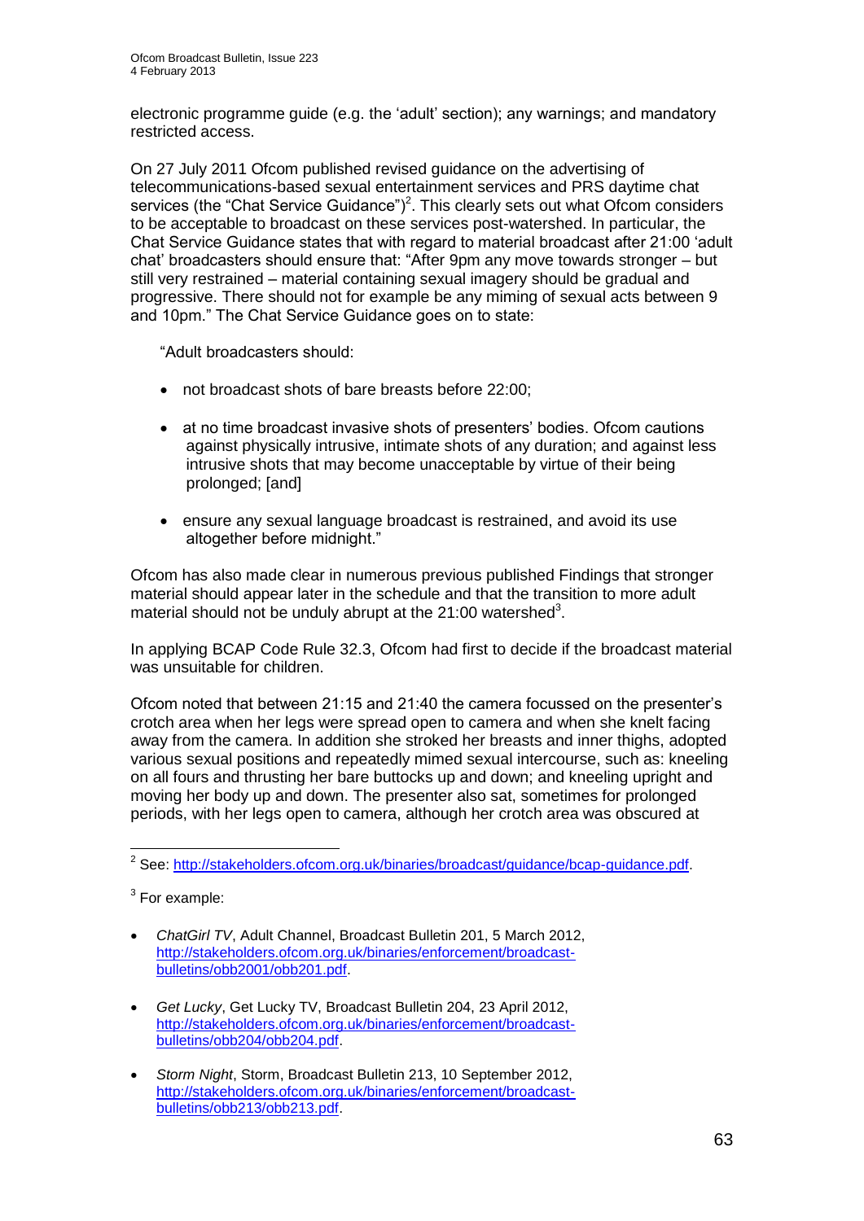electronic programme guide (e.g. the 'adult' section); any warnings; and mandatory restricted access.

On 27 July 2011 Ofcom published revised guidance on the advertising of telecommunications-based sexual entertainment services and PRS daytime chat services (the "Chat Service Guidance")[2]. This clearly sets out what Ofcom considers to be acceptable to broadcast on these services post-watershed. In particular, the Chat Service Guidance states that with regard to material broadcast after 21:00 'adult chat' broadcasters should ensure that: "After 9pm any move towards stronger – but still very restrained – material containing sexual imagery should be gradual and progressive. There should not for example be any miming of sexual acts between 9 and 10pm." The Chat Service Guidance goes on to state:

> "Adult broadcasters should:
>
> - not broadcast shots of bare breasts before 22:00;
> - at no time broadcast invasive shots of presenters' bodies. Ofcom cautions against physically intrusive, intimate shots of any duration; and against less intrusive shots that may become unacceptable by virtue of their being prolonged; [and]
> - ensure any sexual language broadcast is restrained, and avoid its use altogether before midnight."

Ofcom has also made clear in numerous previous published Findings that stronger material should appear later in the schedule and that the transition to more adult material should not be unduly abrupt at the 21:00 watershed[3].

In applying BCAP Code Rule 32.3, Ofcom had first to decide if the broadcast material was unsuitable for children.

Ofcom noted that between 21:15 and 21:40 the camera focussed on the presenter's crotch area when her legs were spread open to camera and when she knelt facing away from the camera. In addition she stroked her breasts and inner thighs, adopted various sexual positions and repeatedly mimed sexual intercourse, such as: kneeling on all fours and thrusting her bare buttocks up and down; and kneeling upright and moving her body up and down. The presenter also sat, sometimes for prolonged periods, with her legs open to camera, although her crotch area was obscured at

---

[2] See: http://stakeholders.ofcom.org.uk/binaries/broadcast/guidance/bcap-guidance.pdf.

[3] For example:

- *ChatGirl TV*, Adult Channel, Broadcast Bulletin 201, 5 March 2012, http://stakeholders.ofcom.org.uk/binaries/enforcement/broadcast-bulletins/obb2001/obb201.pdf.
- *Get Lucky*, Get Lucky TV, Broadcast Bulletin 204, 23 April 2012, http://stakeholders.ofcom.org.uk/binaries/enforcement/broadcast-bulletins/obb204/obb204.pdf.
- *Storm Night*, Storm, Broadcast Bulletin 213, 10 September 2012, http://stakeholders.ofcom.org.uk/binaries/enforcement/broadcast-bulletins/obb213/obb213.pdf.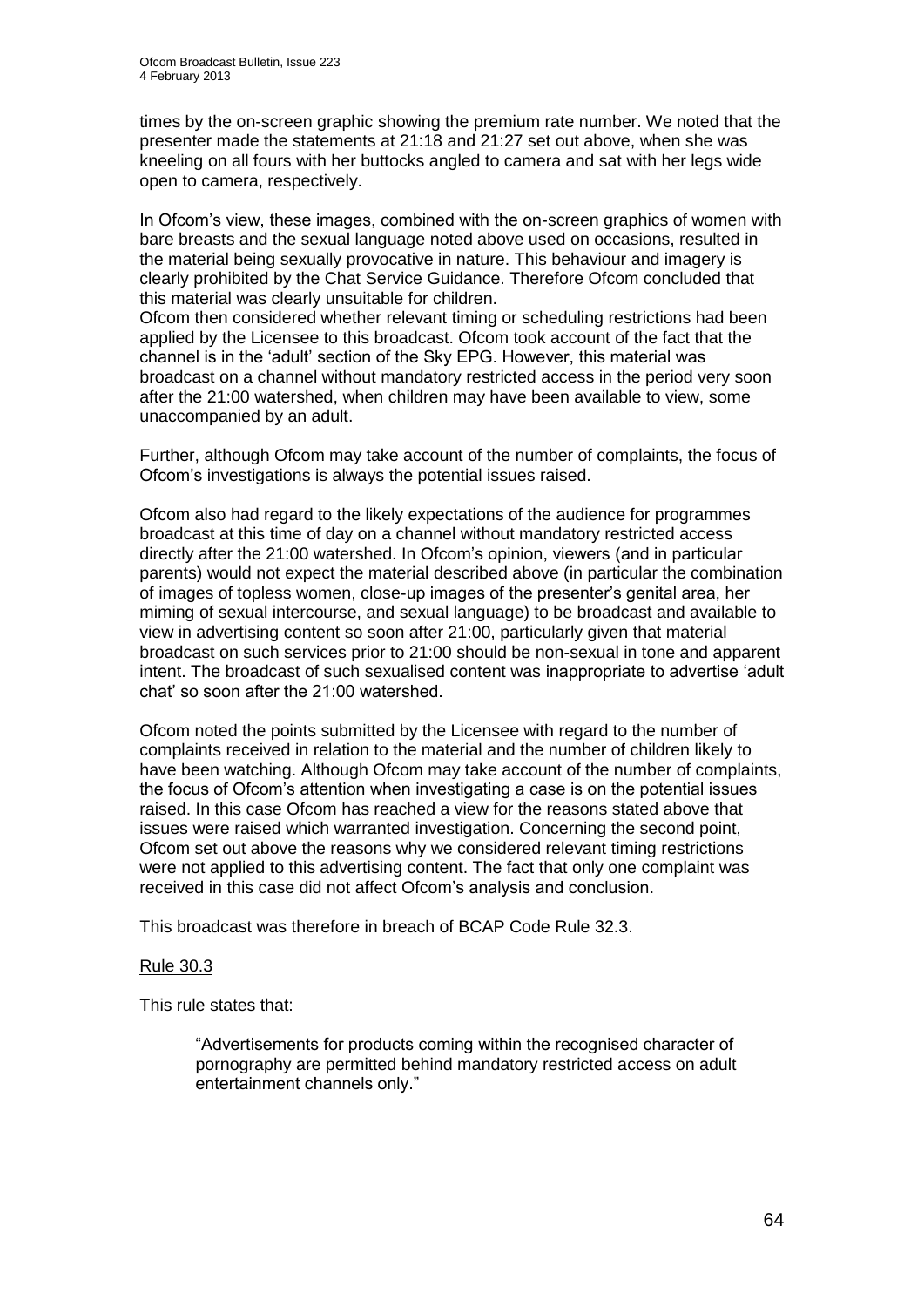times by the on-screen graphic showing the premium rate number. We noted that the presenter made the statements at 21:18 and 21:27 set out above, when she was kneeling on all fours with her buttocks angled to camera and sat with her legs wide open to camera, respectively.

In Ofcom's view, these images, combined with the on-screen graphics of women with bare breasts and the sexual language noted above used on occasions, resulted in the material being sexually provocative in nature. This behaviour and imagery is clearly prohibited by the Chat Service Guidance. Therefore Ofcom concluded that this material was clearly unsuitable for children.
Ofcom then considered whether relevant timing or scheduling restrictions had been applied by the Licensee to this broadcast. Ofcom took account of the fact that the channel is in the 'adult' section of the Sky EPG. However, this material was broadcast on a channel without mandatory restricted access in the period very soon after the 21:00 watershed, when children may have been available to view, some unaccompanied by an adult.

Further, although Ofcom may take account of the number of complaints, the focus of Ofcom's investigations is always the potential issues raised.

Ofcom also had regard to the likely expectations of the audience for programmes broadcast at this time of day on a channel without mandatory restricted access directly after the 21:00 watershed. In Ofcom's opinion, viewers (and in particular parents) would not expect the material described above (in particular the combination of images of topless women, close-up images of the presenter's genital area, her miming of sexual intercourse, and sexual language) to be broadcast and available to view in advertising content so soon after 21:00, particularly given that material broadcast on such services prior to 21:00 should be non-sexual in tone and apparent intent. The broadcast of such sexualised content was inappropriate to advertise 'adult chat' so soon after the 21:00 watershed.

Ofcom noted the points submitted by the Licensee with regard to the number of complaints received in relation to the material and the number of children likely to have been watching. Although Ofcom may take account of the number of complaints, the focus of Ofcom's attention when investigating a case is on the potential issues raised. In this case Ofcom has reached a view for the reasons stated above that issues were raised which warranted investigation. Concerning the second point, Ofcom set out above the reasons why we considered relevant timing restrictions were not applied to this advertising content. The fact that only one complaint was received in this case did not affect Ofcom's analysis and conclusion.

This broadcast was therefore in breach of BCAP Code Rule 32.3.

Rule 30.3

This rule states that:

> "Advertisements for products coming within the recognised character of pornography are permitted behind mandatory restricted access on adult entertainment channels only."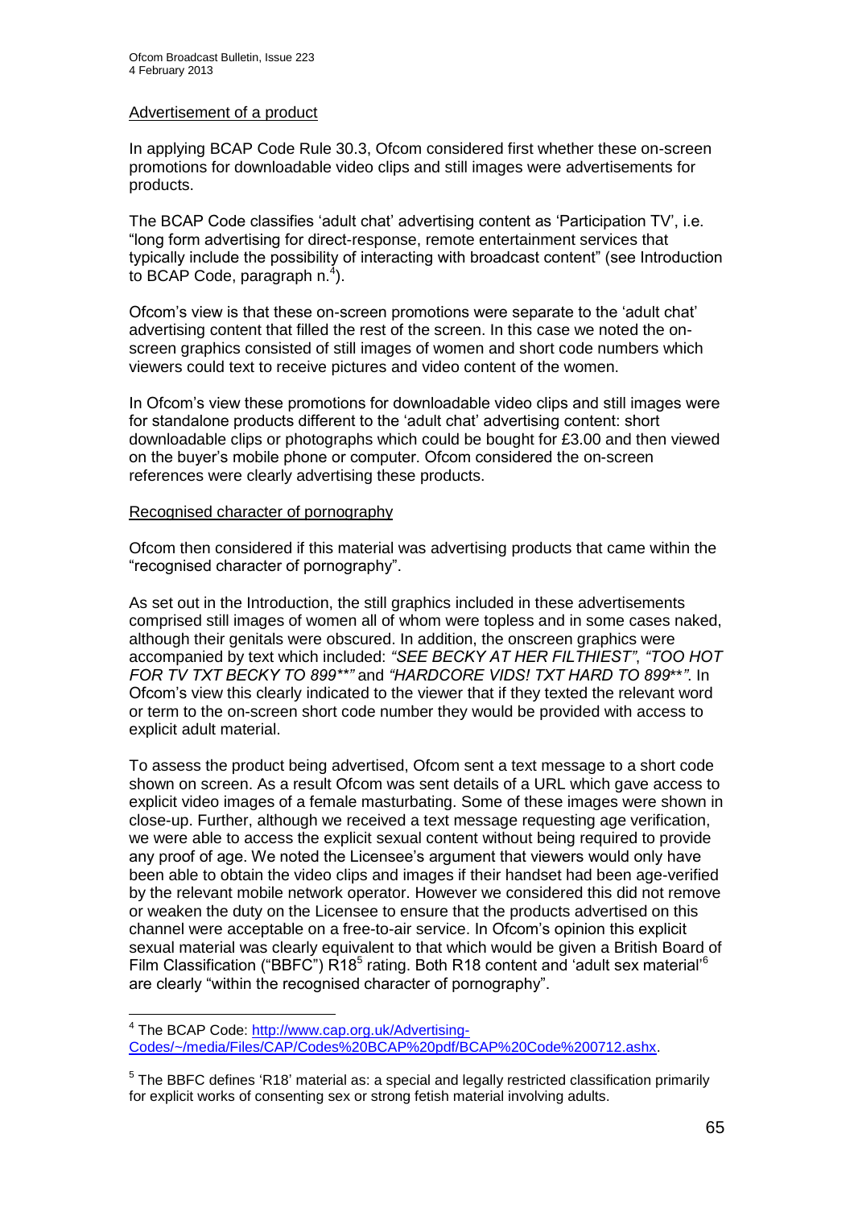Advertisement of a product

In applying BCAP Code Rule 30.3, Ofcom considered first whether these on-screen promotions for downloadable video clips and still images were advertisements for products.

The BCAP Code classifies 'adult chat' advertising content as 'Participation TV', i.e. "long form advertising for direct-response, remote entertainment services that typically include the possibility of interacting with broadcast content" (see Introduction to BCAP Code, paragraph n.[4]).

Ofcom's view is that these on-screen promotions were separate to the 'adult chat' advertising content that filled the rest of the screen. In this case we noted the on-screen graphics consisted of still images of women and short code numbers which viewers could text to receive pictures and video content of the women.

In Ofcom's view these promotions for downloadable video clips and still images were for standalone products different to the 'adult chat' advertising content: short downloadable clips or photographs which could be bought for £3.00 and then viewed on the buyer's mobile phone or computer. Ofcom considered the on-screen references were clearly advertising these products.

Recognised character of pornography

Ofcom then considered if this material was advertising products that came within the "recognised character of pornography".

As set out in the Introduction, the still graphics included in these advertisements comprised still images of women all of whom were topless and in some cases naked, although their genitals were obscured. In addition, the onscreen graphics were accompanied by text which included: *"SEE BECKY AT HER FILTHIEST"*, *"TOO HOT FOR TV TXT BECKY TO 899**"* and *"HARDCORE VIDS! TXT HARD TO 899**"*. In Ofcom's view this clearly indicated to the viewer that if they texted the relevant word or term to the on-screen short code number they would be provided with access to explicit adult material.

To assess the product being advertised, Ofcom sent a text message to a short code shown on screen. As a result Ofcom was sent details of a URL which gave access to explicit video images of a female masturbating. Some of these images were shown in close-up. Further, although we received a text message requesting age verification, we were able to access the explicit sexual content without being required to provide any proof of age. We noted the Licensee's argument that viewers would only have been able to obtain the video clips and images if their handset had been age-verified by the relevant mobile network operator. However we considered this did not remove or weaken the duty on the Licensee to ensure that the products advertised on this channel were acceptable on a free-to-air service. In Ofcom's opinion this explicit sexual material was clearly equivalent to that which would be given a British Board of Film Classification ("BBFC") R18[5] rating. Both R18 content and 'adult sex material'[6] are clearly "within the recognised character of pornography".

---

[4] The BCAP Code: http://www.cap.org.uk/Advertising-Codes/~/media/Files/CAP/Codes%20BCAP%20pdf/BCAP%20Code%200712.ashx.

[5] The BBFC defines 'R18' material as: a special and legally restricted classification primarily for explicit works of consenting sex or strong fetish material involving adults.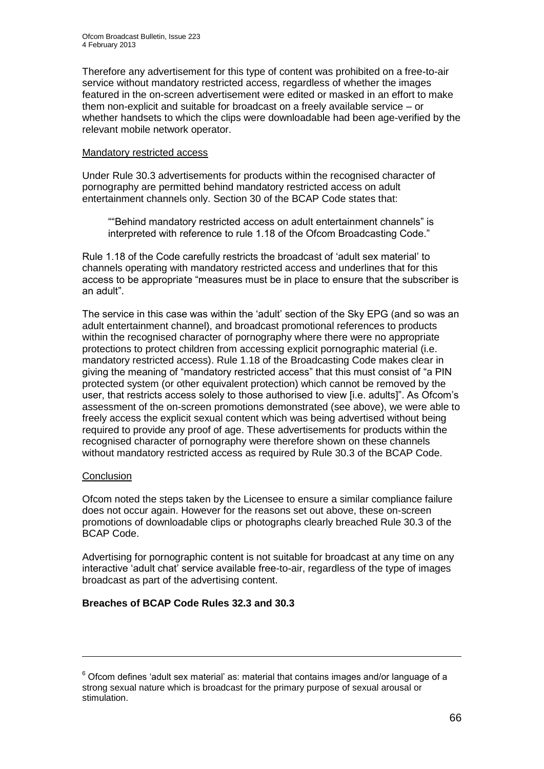Therefore any advertisement for this type of content was prohibited on a free-to-air service without mandatory restricted access, regardless of whether the images featured in the on-screen advertisement were edited or masked in an effort to make them non-explicit and suitable for broadcast on a freely available service – or whether handsets to which the clips were downloadable had been age-verified by the relevant mobile network operator.

Mandatory restricted access

Under Rule 30.3 advertisements for products within the recognised character of pornography are permitted behind mandatory restricted access on adult entertainment channels only. Section 30 of the BCAP Code states that:

> ""Behind mandatory restricted access on adult entertainment channels" is interpreted with reference to rule 1.18 of the Ofcom Broadcasting Code."

Rule 1.18 of the Code carefully restricts the broadcast of 'adult sex material' to channels operating with mandatory restricted access and underlines that for this access to be appropriate "measures must be in place to ensure that the subscriber is an adult".

The service in this case was within the 'adult' section of the Sky EPG (and so was an adult entertainment channel), and broadcast promotional references to products within the recognised character of pornography where there were no appropriate protections to protect children from accessing explicit pornographic material (i.e. mandatory restricted access). Rule 1.18 of the Broadcasting Code makes clear in giving the meaning of "mandatory restricted access" that this must consist of "a PIN protected system (or other equivalent protection) which cannot be removed by the user, that restricts access solely to those authorised to view [i.e. adults]". As Ofcom's assessment of the on-screen promotions demonstrated (see above), we were able to freely access the explicit sexual content which was being advertised without being required to provide any proof of age. These advertisements for products within the recognised character of pornography were therefore shown on these channels without mandatory restricted access as required by Rule 30.3 of the BCAP Code.

Conclusion

Ofcom noted the steps taken by the Licensee to ensure a similar compliance failure does not occur again. However for the reasons set out above, these on-screen promotions of downloadable clips or photographs clearly breached Rule 30.3 of the BCAP Code.

Advertising for pornographic content is not suitable for broadcast at any time on any interactive 'adult chat' service available free-to-air, regardless of the type of images broadcast as part of the advertising content.

**Breaches of BCAP Code Rules 32.3 and 30.3**

---

[6] Ofcom defines 'adult sex material' as: material that contains images and/or language of a strong sexual nature which is broadcast for the primary purpose of sexual arousal or stimulation.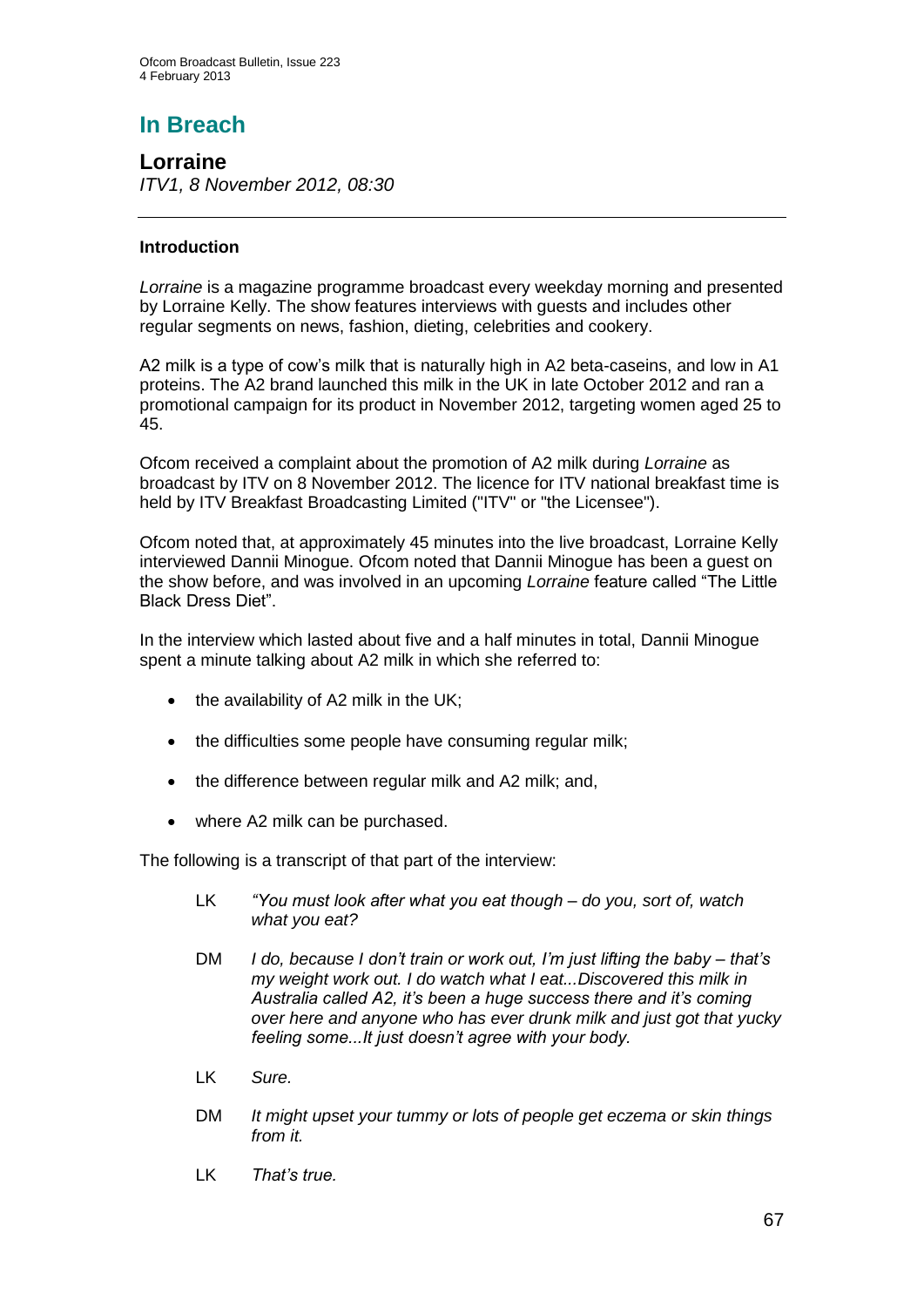# In Breach

## Lorraine

*ITV1, 8 November 2012, 08:30*

---

### Introduction

*Lorraine* is a magazine programme broadcast every weekday morning and presented by Lorraine Kelly. The show features interviews with guests and includes other regular segments on news, fashion, dieting, celebrities and cookery.

A2 milk is a type of cow's milk that is naturally high in A2 beta-caseins, and low in A1 proteins. The A2 brand launched this milk in the UK in late October 2012 and ran a promotional campaign for its product in November 2012, targeting women aged 25 to 45.

Ofcom received a complaint about the promotion of A2 milk during *Lorraine* as broadcast by ITV on 8 November 2012. The licence for ITV national breakfast time is held by ITV Breakfast Broadcasting Limited ("ITV" or "the Licensee").

Ofcom noted that, at approximately 45 minutes into the live broadcast, Lorraine Kelly interviewed Dannii Minogue. Ofcom noted that Dannii Minogue has been a guest on the show before, and was involved in an upcoming *Lorraine* feature called "The Little Black Dress Diet".

In the interview which lasted about five and a half minutes in total, Dannii Minogue spent a minute talking about A2 milk in which she referred to:

- the availability of A2 milk in the UK;
- the difficulties some people have consuming regular milk;
- the difference between regular milk and A2 milk; and,
- where A2 milk can be purchased.

The following is a transcript of that part of the interview:

> LK *"You must look after what you eat though – do you, sort of, watch what you eat?*
>
> DM *I do, because I don't train or work out, I'm just lifting the baby – that's my weight work out. I do watch what I eat...Discovered this milk in Australia called A2, it's been a huge success there and it's coming over here and anyone who has ever drunk milk and just got that yucky feeling some...It just doesn't agree with your body.*
>
> LK *Sure.*
>
> DM *It might upset your tummy or lots of people get eczema or skin things from it.*
>
> LK *That's true.*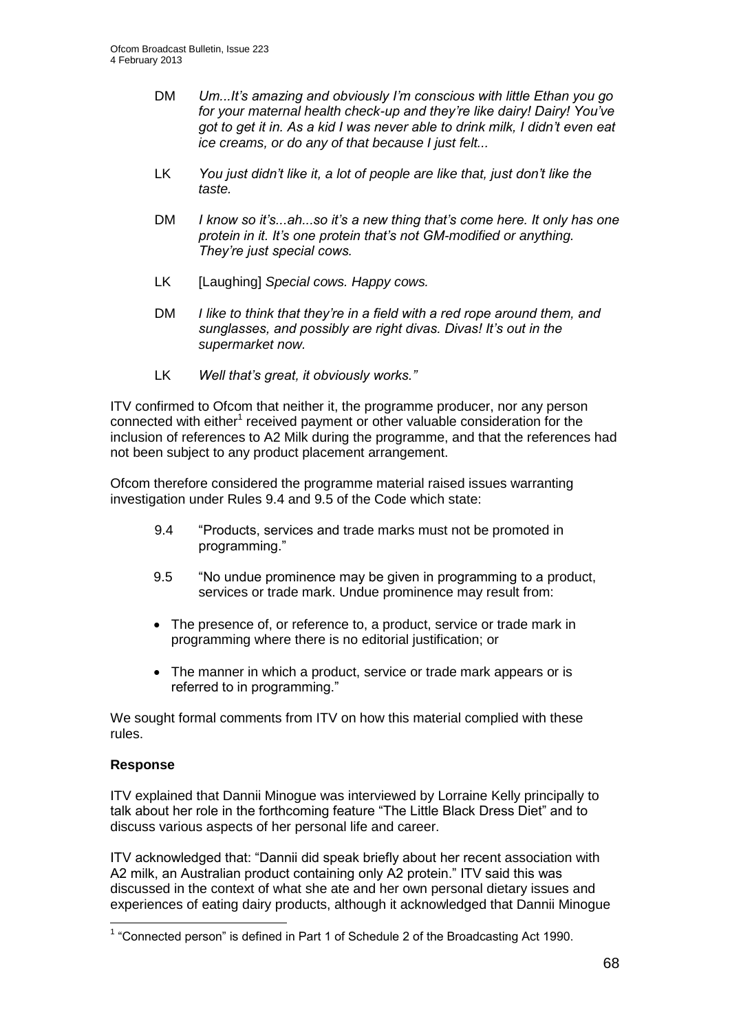DM *Um...It's amazing and obviously I'm conscious with little Ethan you go for your maternal health check-up and they're like dairy! Dairy! You've got to get it in. As a kid I was never able to drink milk, I didn't even eat ice creams, or do any of that because I just felt...*

LK *You just didn't like it, a lot of people are like that, just don't like the taste.*

DM *I know so it's...ah...so it's a new thing that's come here. It only has one protein in it. It's one protein that's not GM-modified or anything. They're just special cows.*

LK [Laughing] *Special cows. Happy cows.*

DM *I like to think that they're in a field with a red rope around them, and sunglasses, and possibly are right divas. Divas! It's out in the supermarket now.*

LK *Well that's great, it obviously works."*

ITV confirmed to Ofcom that neither it, the programme producer, nor any person connected with either[1] received payment or other valuable consideration for the inclusion of references to A2 Milk during the programme, and that the references had not been subject to any product placement arrangement.

Ofcom therefore considered the programme material raised issues warranting investigation under Rules 9.4 and 9.5 of the Code which state:

9.4 "Products, services and trade marks must not be promoted in programming."

9.5 "No undue prominence may be given in programming to a product, services or trade mark. Undue prominence may result from:

- The presence of, or reference to, a product, service or trade mark in programming where there is no editorial justification; or
- The manner in which a product, service or trade mark appears or is referred to in programming."

We sought formal comments from ITV on how this material complied with these rules.

**Response**

ITV explained that Dannii Minogue was interviewed by Lorraine Kelly principally to talk about her role in the forthcoming feature "The Little Black Dress Diet" and to discuss various aspects of her personal life and career.

ITV acknowledged that: "Dannii did speak briefly about her recent association with A2 milk, an Australian product containing only A2 protein." ITV said this was discussed in the context of what she ate and her own personal dietary issues and experiences of eating dairy products, although it acknowledged that Dannii Minogue

[1] "Connected person" is defined in Part 1 of Schedule 2 of the Broadcasting Act 1990.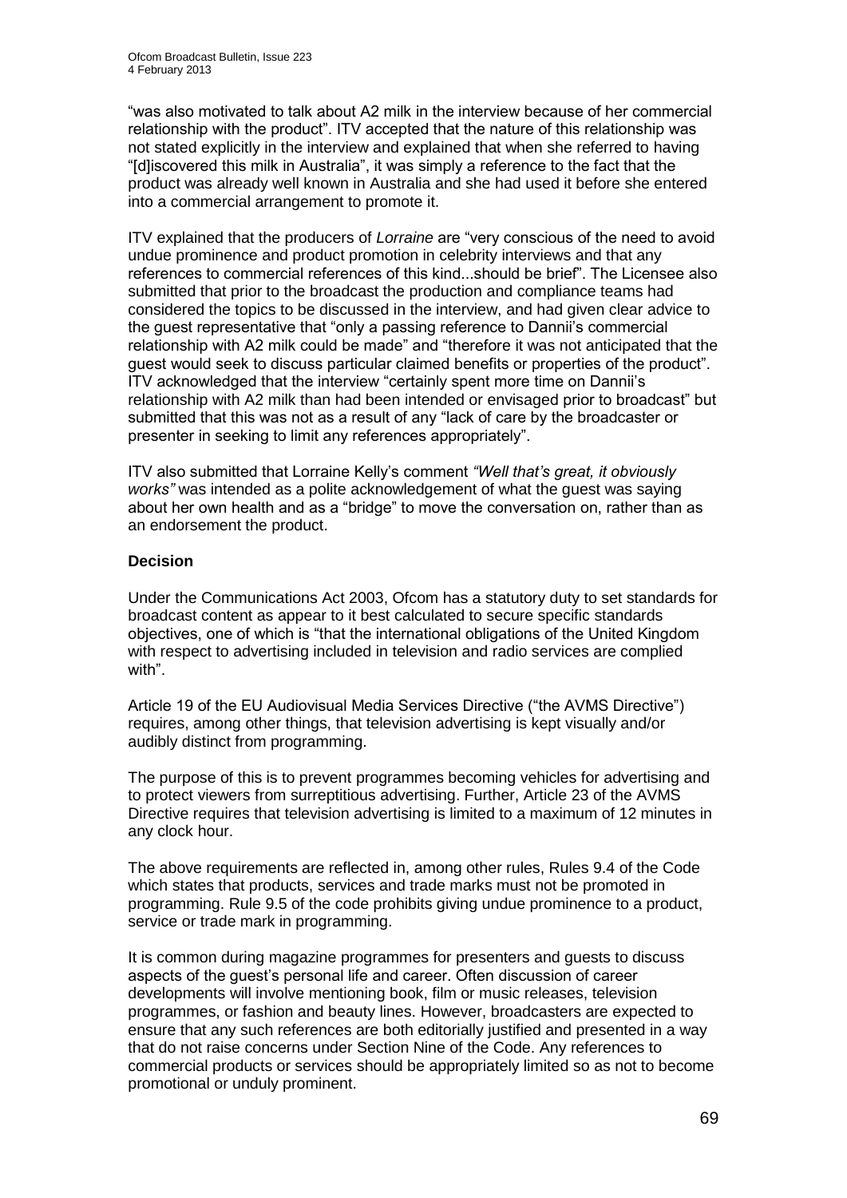"was also motivated to talk about A2 milk in the interview because of her commercial relationship with the product". ITV accepted that the nature of this relationship was not stated explicitly in the interview and explained that when she referred to having "[d]iscovered this milk in Australia", it was simply a reference to the fact that the product was already well known in Australia and she had used it before she entered into a commercial arrangement to promote it.

ITV explained that the producers of *Lorraine* are "very conscious of the need to avoid undue prominence and product promotion in celebrity interviews and that any references to commercial references of this kind...should be brief". The Licensee also submitted that prior to the broadcast the production and compliance teams had considered the topics to be discussed in the interview, and had given clear advice to the guest representative that "only a passing reference to Dannii's commercial relationship with A2 milk could be made" and "therefore it was not anticipated that the guest would seek to discuss particular claimed benefits or properties of the product". ITV acknowledged that the interview "certainly spent more time on Dannii's relationship with A2 milk than had been intended or envisaged prior to broadcast" but submitted that this was not as a result of any "lack of care by the broadcaster or presenter in seeking to limit any references appropriately".

ITV also submitted that Lorraine Kelly's comment *"Well that's great, it obviously works"* was intended as a polite acknowledgement of what the guest was saying about her own health and as a "bridge" to move the conversation on, rather than as an endorsement the product.

**Decision**

Under the Communications Act 2003, Ofcom has a statutory duty to set standards for broadcast content as appear to it best calculated to secure specific standards objectives, one of which is "that the international obligations of the United Kingdom with respect to advertising included in television and radio services are complied with".

Article 19 of the EU Audiovisual Media Services Directive ("the AVMS Directive") requires, among other things, that television advertising is kept visually and/or audibly distinct from programming.

The purpose of this is to prevent programmes becoming vehicles for advertising and to protect viewers from surreptitious advertising. Further, Article 23 of the AVMS Directive requires that television advertising is limited to a maximum of 12 minutes in any clock hour.

The above requirements are reflected in, among other rules, Rules 9.4 of the Code which states that products, services and trade marks must not be promoted in programming. Rule 9.5 of the code prohibits giving undue prominence to a product, service or trade mark in programming.

It is common during magazine programmes for presenters and guests to discuss aspects of the guest's personal life and career. Often discussion of career developments will involve mentioning book, film or music releases, television programmes, or fashion and beauty lines. However, broadcasters are expected to ensure that any such references are both editorially justified and presented in a way that do not raise concerns under Section Nine of the Code. Any references to commercial products or services should be appropriately limited so as not to become promotional or unduly prominent.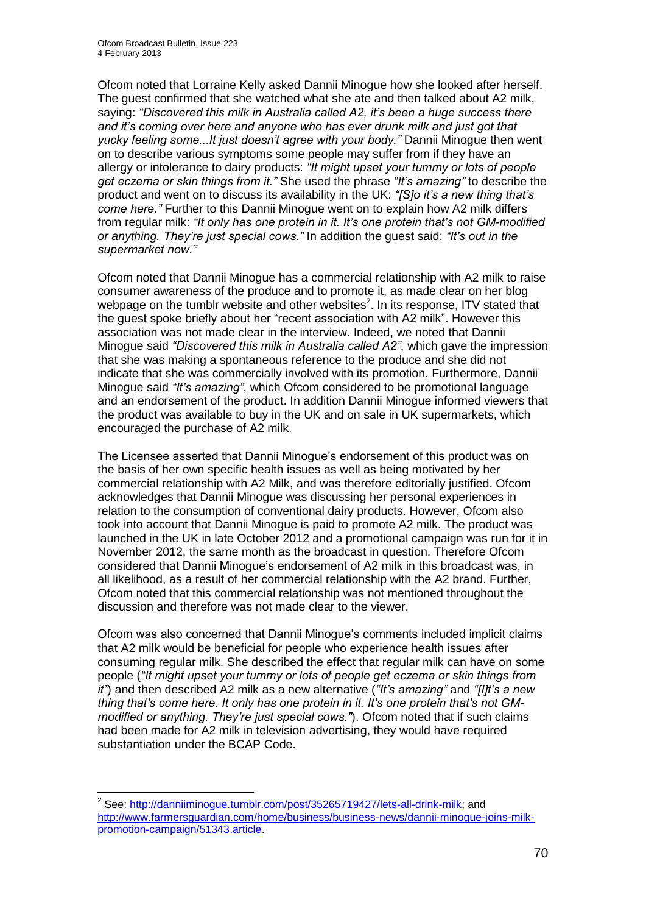Ofcom noted that Lorraine Kelly asked Dannii Minogue how she looked after herself. The guest confirmed that she watched what she ate and then talked about A2 milk, saying: *"Discovered this milk in Australia called A2, it's been a huge success there and it's coming over here and anyone who has ever drunk milk and just got that yucky feeling some...It just doesn't agree with your body."* Dannii Minogue then went on to describe various symptoms some people may suffer from if they have an allergy or intolerance to dairy products: *"It might upset your tummy or lots of people get eczema or skin things from it."* She used the phrase *"It's amazing"* to describe the product and went on to discuss its availability in the UK: *"[S]o it's a new thing that's come here."* Further to this Dannii Minogue went on to explain how A2 milk differs from regular milk: *"It only has one protein in it. It's one protein that's not GM-modified or anything. They're just special cows."* In addition the guest said: *"It's out in the supermarket now."*

Ofcom noted that Dannii Minogue has a commercial relationship with A2 milk to raise consumer awareness of the produce and to promote it, as made clear on her blog webpage on the tumblr website and other websites[2]. In its response, ITV stated that the guest spoke briefly about her "recent association with A2 milk". However this association was not made clear in the interview. Indeed, we noted that Dannii Minogue said *"Discovered this milk in Australia called A2"*, which gave the impression that she was making a spontaneous reference to the produce and she did not indicate that she was commercially involved with its promotion. Furthermore, Dannii Minogue said *"It's amazing"*, which Ofcom considered to be promotional language and an endorsement of the product. In addition Dannii Minogue informed viewers that the product was available to buy in the UK and on sale in UK supermarkets, which encouraged the purchase of A2 milk.

The Licensee asserted that Dannii Minogue's endorsement of this product was on the basis of her own specific health issues as well as being motivated by her commercial relationship with A2 Milk, and was therefore editorially justified. Ofcom acknowledges that Dannii Minogue was discussing her personal experiences in relation to the consumption of conventional dairy products. However, Ofcom also took into account that Dannii Minogue is paid to promote A2 milk. The product was launched in the UK in late October 2012 and a promotional campaign was run for it in November 2012, the same month as the broadcast in question. Therefore Ofcom considered that Dannii Minogue's endorsement of A2 milk in this broadcast was, in all likelihood, as a result of her commercial relationship with the A2 brand. Further, Ofcom noted that this commercial relationship was not mentioned throughout the discussion and therefore was not made clear to the viewer.

Ofcom was also concerned that Dannii Minogue's comments included implicit claims that A2 milk would be beneficial for people who experience health issues after consuming regular milk. She described the effect that regular milk can have on some people (*"It might upset your tummy or lots of people get eczema or skin things from it"*) and then described A2 milk as a new alternative (*"It's amazing"* and *"[I]t's a new thing that's come here. It only has one protein in it. It's one protein that's not GM-modified or anything. They're just special cows."*). Ofcom noted that if such claims had been made for A2 milk in television advertising, they would have required substantiation under the BCAP Code.

---

[2] See: http://danniiminogue.tumblr.com/post/35265719427/lets-all-drink-milk; and http://www.farmersguardian.com/home/business/business-news/dannii-minogue-joins-milk-promotion-campaign/51343.article.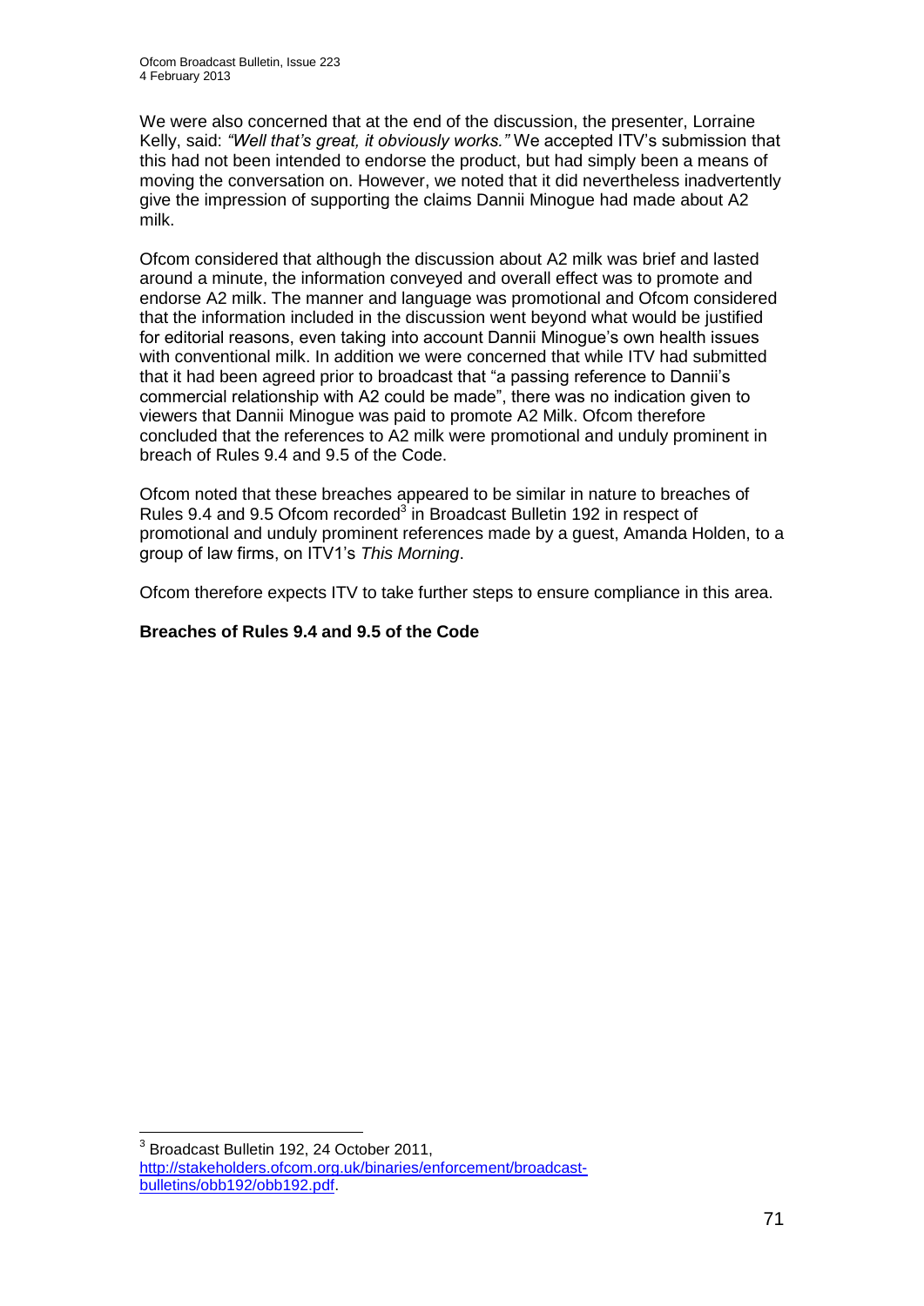We were also concerned that at the end of the discussion, the presenter, Lorraine Kelly, said: *"Well that's great, it obviously works."* We accepted ITV's submission that this had not been intended to endorse the product, but had simply been a means of moving the conversation on. However, we noted that it did nevertheless inadvertently give the impression of supporting the claims Dannii Minogue had made about A2 milk.

Ofcom considered that although the discussion about A2 milk was brief and lasted around a minute, the information conveyed and overall effect was to promote and endorse A2 milk. The manner and language was promotional and Ofcom considered that the information included in the discussion went beyond what would be justified for editorial reasons, even taking into account Dannii Minogue's own health issues with conventional milk. In addition we were concerned that while ITV had submitted that it had been agreed prior to broadcast that "a passing reference to Dannii's commercial relationship with A2 could be made", there was no indication given to viewers that Dannii Minogue was paid to promote A2 Milk. Ofcom therefore concluded that the references to A2 milk were promotional and unduly prominent in breach of Rules 9.4 and 9.5 of the Code.

Ofcom noted that these breaches appeared to be similar in nature to breaches of Rules 9.4 and 9.5 Ofcom recorded[3] in Broadcast Bulletin 192 in respect of promotional and unduly prominent references made by a guest, Amanda Holden, to a group of law firms, on ITV1's *This Morning*.

Ofcom therefore expects ITV to take further steps to ensure compliance in this area.

**Breaches of Rules 9.4 and 9.5 of the Code**

[3] Broadcast Bulletin 192, 24 October 2011, http://stakeholders.ofcom.org.uk/binaries/enforcement/broadcast-bulletins/obb192/obb192.pdf.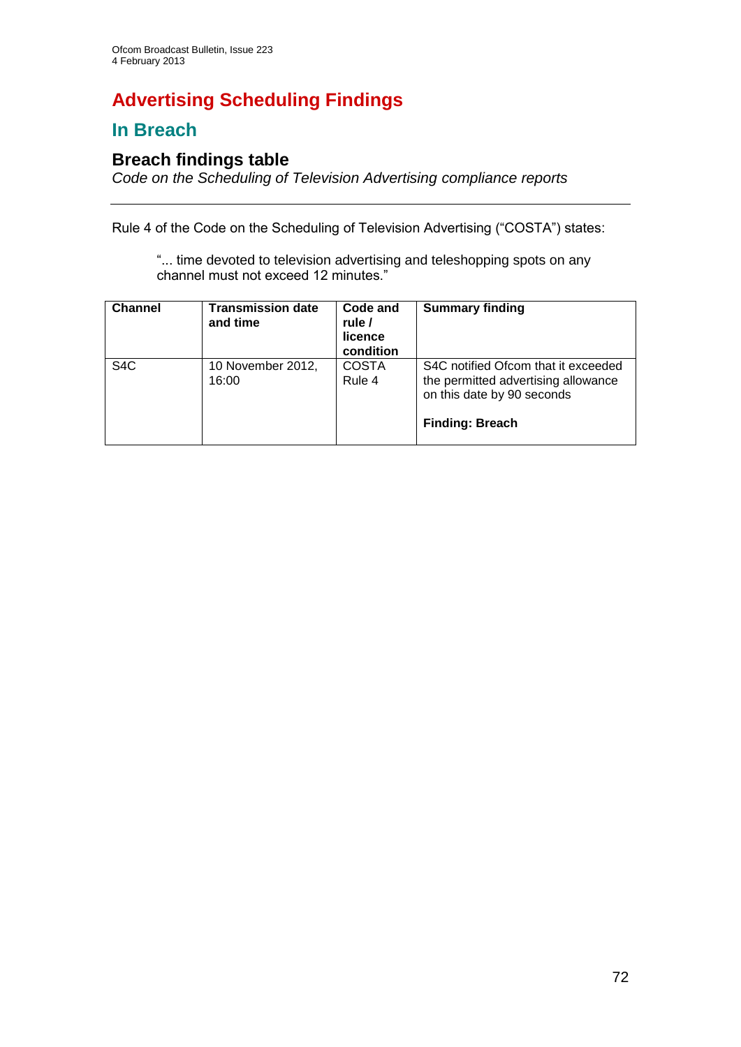# Advertising Scheduling Findings

## In Breach

### Breach findings table

*Code on the Scheduling of Television Advertising compliance reports*

---

Rule 4 of the Code on the Scheduling of Television Advertising ("COSTA") states:

> "... time devoted to television advertising and teleshopping spots on any channel must not exceed 12 minutes."

| Channel | Transmission date and time | Code and rule / licence condition | Summary finding |
|---|---|---|---|
| S4C | 10 November 2012, 16:00 | COSTA Rule 4 | S4C notified Ofcom that it exceeded the permitted advertising allowance on this date by 90 seconds<br><br>**Finding: Breach** |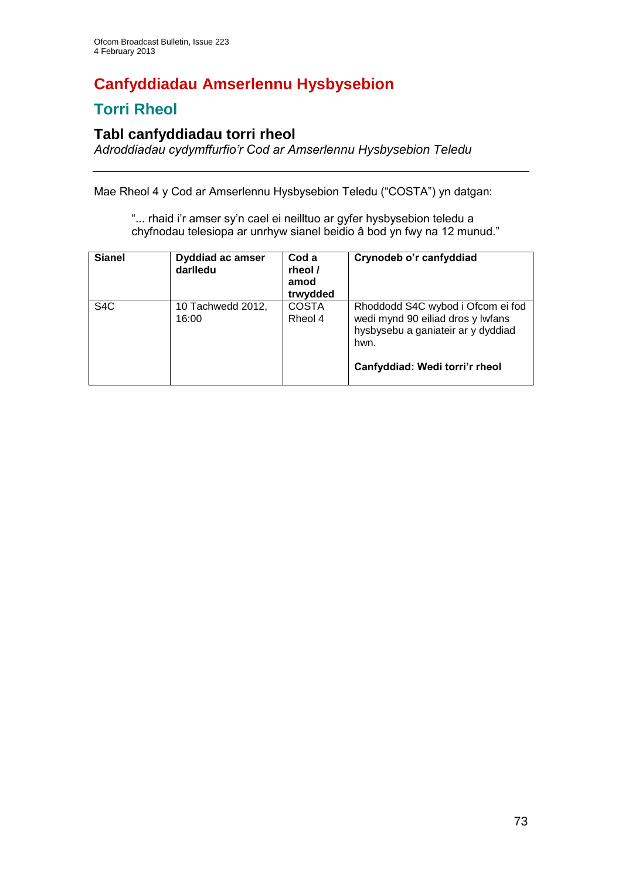# Canfyddiadau Amserlennu Hysbysebion

## Torri Rheol

### Tabl canfyddiadau torri rheol

*Adroddiadau cydymffurfio'r Cod ar Amserlennu Hysbysebion Teledu*

---

Mae Rheol 4 y Cod ar Amserlennu Hysbysebion Teledu ("COSTA") yn datgan:

> "... rhaid i'r amser sy'n cael ei neilltuo ar gyfer hysbysebion teledu a chyfnodau telesiopa ar unrhyw sianel beidio â bod yn fwy na 12 munud."

| Sianel | Dyddiad ac amser darlledu | Cod a rheol / amod trwydded | Crynodeb o'r canfyddiad |
|---|---|---|---|
| S4C | 10 Tachwedd 2012, 16:00 | COSTA Rheol 4 | Rhoddodd S4C wybod i Ofcom ei fod wedi mynd 90 eiliad dros y lwfans hysbysebu a ganiateir ar y dyddiad hwn.<br><br>**Canfyddiad: Wedi torri'r rheol** |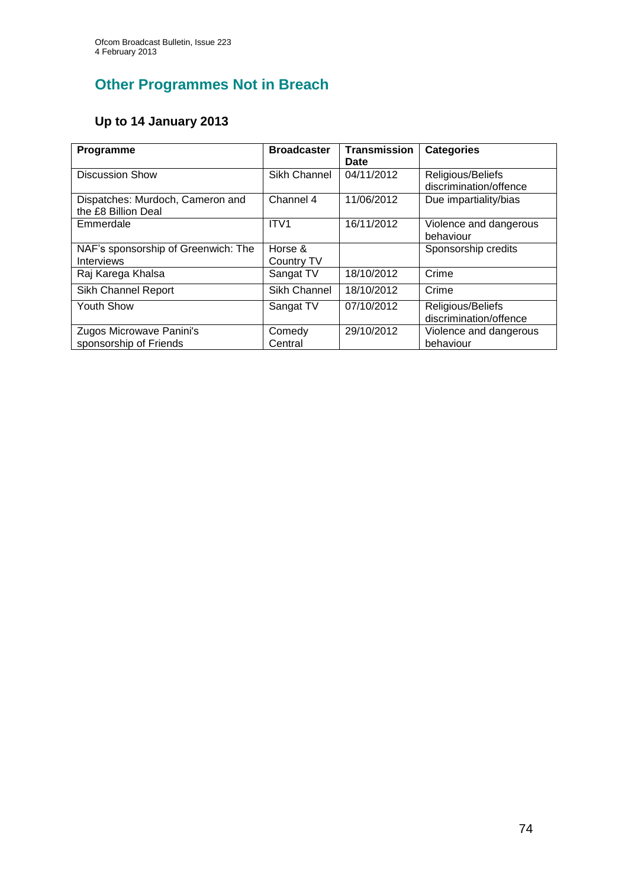# Other Programmes Not in Breach

## Up to 14 January 2013

| Programme | Broadcaster | Transmission Date | Categories |
|---|---|---|---|
| Discussion Show | Sikh Channel | 04/11/2012 | Religious/Beliefs discrimination/offence |
| Dispatches: Murdoch, Cameron and the £8 Billion Deal | Channel 4 | 11/06/2012 | Due impartiality/bias |
| Emmerdale | ITV1 | 16/11/2012 | Violence and dangerous behaviour |
| NAF's sponsorship of Greenwich: The Interviews | Horse & Country TV | | Sponsorship credits |
| Raj Karega Khalsa | Sangat TV | 18/10/2012 | Crime |
| Sikh Channel Report | Sikh Channel | 18/10/2012 | Crime |
| Youth Show | Sangat TV | 07/10/2012 | Religious/Beliefs discrimination/offence |
| Zugos Microwave Panini's sponsorship of Friends | Comedy Central | 29/10/2012 | Violence and dangerous behaviour |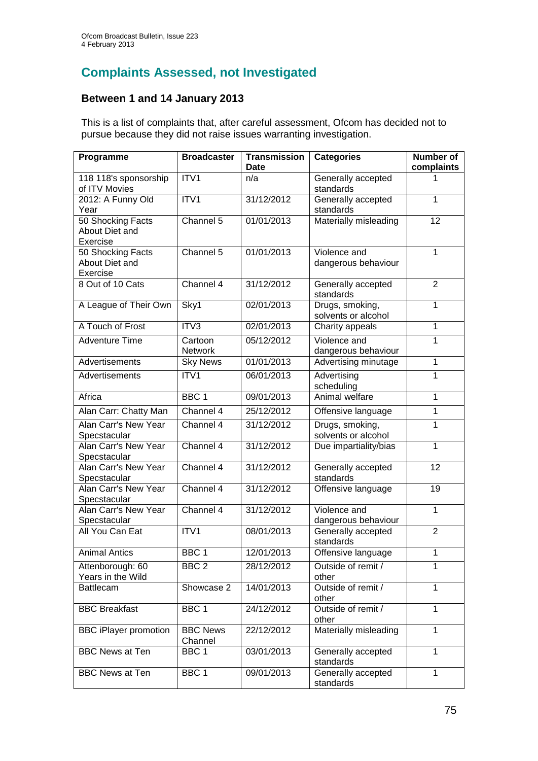## Complaints Assessed, not Investigated

### Between 1 and 14 January 2013

This is a list of complaints that, after careful assessment, Ofcom has decided not to pursue because they did not raise issues warranting investigation.

| Programme | Broadcaster | Transmission Date | Categories | Number of complaints |
|---|---|---|---|---|
| 118 118's sponsorship of ITV Movies | ITV1 | n/a | Generally accepted standards | 1 |
| 2012: A Funny Old Year | ITV1 | 31/12/2012 | Generally accepted standards | 1 |
| 50 Shocking Facts About Diet and Exercise | Channel 5 | 01/01/2013 | Materially misleading | 12 |
| 50 Shocking Facts About Diet and Exercise | Channel 5 | 01/01/2013 | Violence and dangerous behaviour | 1 |
| 8 Out of 10 Cats | Channel 4 | 31/12/2012 | Generally accepted standards | 2 |
| A League of Their Own | Sky1 | 02/01/2013 | Drugs, smoking, solvents or alcohol | 1 |
| A Touch of Frost | ITV3 | 02/01/2013 | Charity appeals | 1 |
| Adventure Time | Cartoon Network | 05/12/2012 | Violence and dangerous behaviour | 1 |
| Advertisements | Sky News | 01/01/2013 | Advertising minutage | 1 |
| Advertisements | ITV1 | 06/01/2013 | Advertising scheduling | 1 |
| Africa | BBC 1 | 09/01/2013 | Animal welfare | 1 |
| Alan Carr: Chatty Man | Channel 4 | 25/12/2012 | Offensive language | 1 |
| Alan Carr's New Year Specstacular | Channel 4 | 31/12/2012 | Drugs, smoking, solvents or alcohol | 1 |
| Alan Carr's New Year Specstacular | Channel 4 | 31/12/2012 | Due impartiality/bias | 1 |
| Alan Carr's New Year Specstacular | Channel 4 | 31/12/2012 | Generally accepted standards | 12 |
| Alan Carr's New Year Specstacular | Channel 4 | 31/12/2012 | Offensive language | 19 |
| Alan Carr's New Year Specstacular | Channel 4 | 31/12/2012 | Violence and dangerous behaviour | 1 |
| All You Can Eat | ITV1 | 08/01/2013 | Generally accepted standards | 2 |
| Animal Antics | BBC 1 | 12/01/2013 | Offensive language | 1 |
| Attenborough: 60 Years in the Wild | BBC 2 | 28/12/2012 | Outside of remit / other | 1 |
| Battlecam | Showcase 2 | 14/01/2013 | Outside of remit / other | 1 |
| BBC Breakfast | BBC 1 | 24/12/2012 | Outside of remit / other | 1 |
| BBC iPlayer promotion | BBC News Channel | 22/12/2012 | Materially misleading | 1 |
| BBC News at Ten | BBC 1 | 03/01/2013 | Generally accepted standards | 1 |
| BBC News at Ten | BBC 1 | 09/01/2013 | Generally accepted standards | 1 |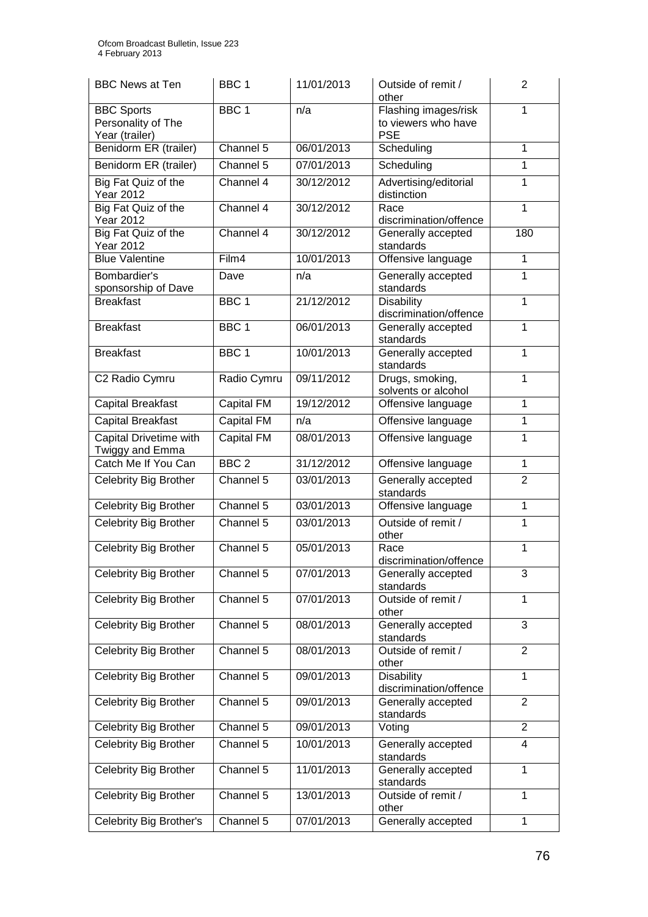| BBC News at Ten | BBC 1 | 11/01/2013 | Outside of remit / other | 2 |
|---|---|---|---|---|
| BBC Sports Personality of The Year (trailer) | BBC 1 | n/a | Flashing images/risk to viewers who have PSE | 1 |
| Benidorm ER (trailer) | Channel 5 | 06/01/2013 | Scheduling | 1 |
| Benidorm ER (trailer) | Channel 5 | 07/01/2013 | Scheduling | 1 |
| Big Fat Quiz of the Year 2012 | Channel 4 | 30/12/2012 | Advertising/editorial distinction | 1 |
| Big Fat Quiz of the Year 2012 | Channel 4 | 30/12/2012 | Race discrimination/offence | 1 |
| Big Fat Quiz of the Year 2012 | Channel 4 | 30/12/2012 | Generally accepted standards | 180 |
| Blue Valentine | Film4 | 10/01/2013 | Offensive language | 1 |
| Bombardier's sponsorship of Dave | Dave | n/a | Generally accepted standards | 1 |
| Breakfast | BBC 1 | 21/12/2012 | Disability discrimination/offence | 1 |
| Breakfast | BBC 1 | 06/01/2013 | Generally accepted standards | 1 |
| Breakfast | BBC 1 | 10/01/2013 | Generally accepted standards | 1 |
| C2 Radio Cymru | Radio Cymru | 09/11/2012 | Drugs, smoking, solvents or alcohol | 1 |
| Capital Breakfast | Capital FM | 19/12/2012 | Offensive language | 1 |
| Capital Breakfast | Capital FM | n/a | Offensive language | 1 |
| Capital Drivetime with Twiggy and Emma | Capital FM | 08/01/2013 | Offensive language | 1 |
| Catch Me If You Can | BBC 2 | 31/12/2012 | Offensive language | 1 |
| Celebrity Big Brother | Channel 5 | 03/01/2013 | Generally accepted standards | 2 |
| Celebrity Big Brother | Channel 5 | 03/01/2013 | Offensive language | 1 |
| Celebrity Big Brother | Channel 5 | 03/01/2013 | Outside of remit / other | 1 |
| Celebrity Big Brother | Channel 5 | 05/01/2013 | Race discrimination/offence | 1 |
| Celebrity Big Brother | Channel 5 | 07/01/2013 | Generally accepted standards | 3 |
| Celebrity Big Brother | Channel 5 | 07/01/2013 | Outside of remit / other | 1 |
| Celebrity Big Brother | Channel 5 | 08/01/2013 | Generally accepted standards | 3 |
| Celebrity Big Brother | Channel 5 | 08/01/2013 | Outside of remit / other | 2 |
| Celebrity Big Brother | Channel 5 | 09/01/2013 | Disability discrimination/offence | 1 |
| Celebrity Big Brother | Channel 5 | 09/01/2013 | Generally accepted standards | 2 |
| Celebrity Big Brother | Channel 5 | 09/01/2013 | Voting | 2 |
| Celebrity Big Brother | Channel 5 | 10/01/2013 | Generally accepted standards | 4 |
| Celebrity Big Brother | Channel 5 | 11/01/2013 | Generally accepted standards | 1 |
| Celebrity Big Brother | Channel 5 | 13/01/2013 | Outside of remit / other | 1 |
| Celebrity Big Brother's | Channel 5 | 07/01/2013 | Generally accepted | 1 |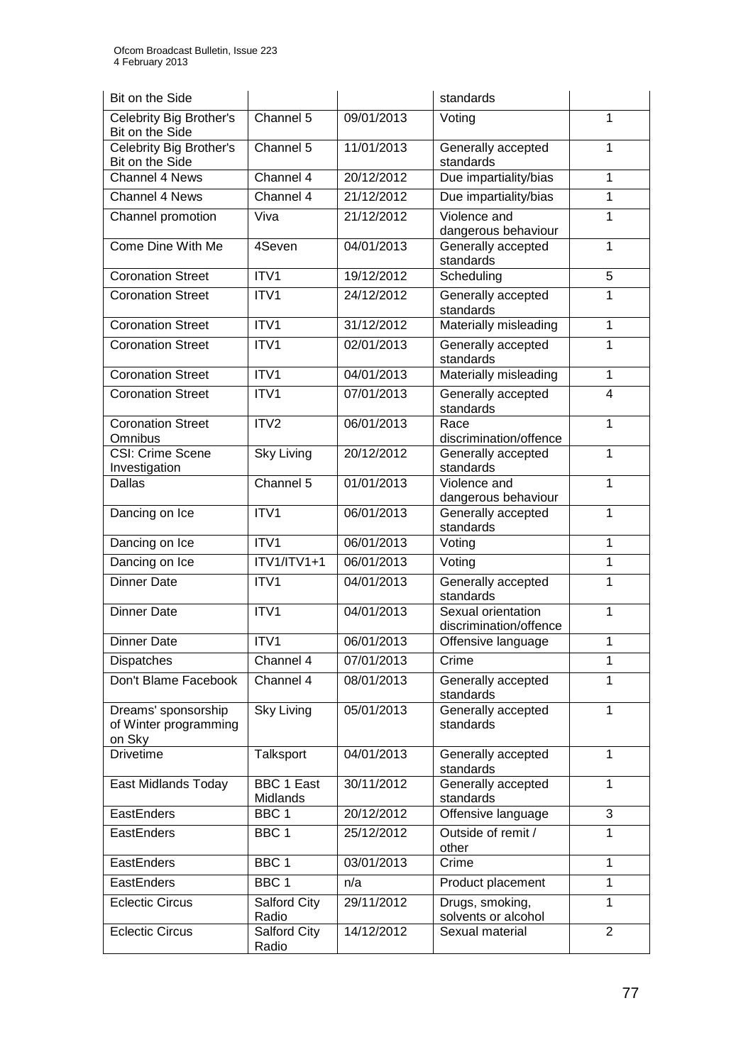| Bit on the Side | | | standards | |
|---|---|---|---|---|
| Celebrity Big Brother's Bit on the Side | Channel 5 | 09/01/2013 | Voting | 1 |
| Celebrity Big Brother's Bit on the Side | Channel 5 | 11/01/2013 | Generally accepted standards | 1 |
| Channel 4 News | Channel 4 | 20/12/2012 | Due impartiality/bias | 1 |
| Channel 4 News | Channel 4 | 21/12/2012 | Due impartiality/bias | 1 |
| Channel promotion | Viva | 21/12/2012 | Violence and dangerous behaviour | 1 |
| Come Dine With Me | 4Seven | 04/01/2013 | Generally accepted standards | 1 |
| Coronation Street | ITV1 | 19/12/2012 | Scheduling | 5 |
| Coronation Street | ITV1 | 24/12/2012 | Generally accepted standards | 1 |
| Coronation Street | ITV1 | 31/12/2012 | Materially misleading | 1 |
| Coronation Street | ITV1 | 02/01/2013 | Generally accepted standards | 1 |
| Coronation Street | ITV1 | 04/01/2013 | Materially misleading | 1 |
| Coronation Street | ITV1 | 07/01/2013 | Generally accepted standards | 4 |
| Coronation Street Omnibus | ITV2 | 06/01/2013 | Race discrimination/offence | 1 |
| CSI: Crime Scene Investigation | Sky Living | 20/12/2012 | Generally accepted standards | 1 |
| Dallas | Channel 5 | 01/01/2013 | Violence and dangerous behaviour | 1 |
| Dancing on Ice | ITV1 | 06/01/2013 | Generally accepted standards | 1 |
| Dancing on Ice | ITV1 | 06/01/2013 | Voting | 1 |
| Dancing on Ice | ITV1/ITV1+1 | 06/01/2013 | Voting | 1 |
| Dinner Date | ITV1 | 04/01/2013 | Generally accepted standards | 1 |
| Dinner Date | ITV1 | 04/01/2013 | Sexual orientation discrimination/offence | 1 |
| Dinner Date | ITV1 | 06/01/2013 | Offensive language | 1 |
| Dispatches | Channel 4 | 07/01/2013 | Crime | 1 |
| Don't Blame Facebook | Channel 4 | 08/01/2013 | Generally accepted standards | 1 |
| Dreams' sponsorship of Winter programming on Sky | Sky Living | 05/01/2013 | Generally accepted standards | 1 |
| Drivetime | Talksport | 04/01/2013 | Generally accepted standards | 1 |
| East Midlands Today | BBC 1 East Midlands | 30/11/2012 | Generally accepted standards | 1 |
| EastEnders | BBC 1 | 20/12/2012 | Offensive language | 3 |
| EastEnders | BBC 1 | 25/12/2012 | Outside of remit / other | 1 |
| EastEnders | BBC 1 | 03/01/2013 | Crime | 1 |
| EastEnders | BBC 1 | n/a | Product placement | 1 |
| Eclectic Circus | Salford City Radio | 29/11/2012 | Drugs, smoking, solvents or alcohol | 1 |
| Eclectic Circus | Salford City Radio | 14/12/2012 | Sexual material | 2 |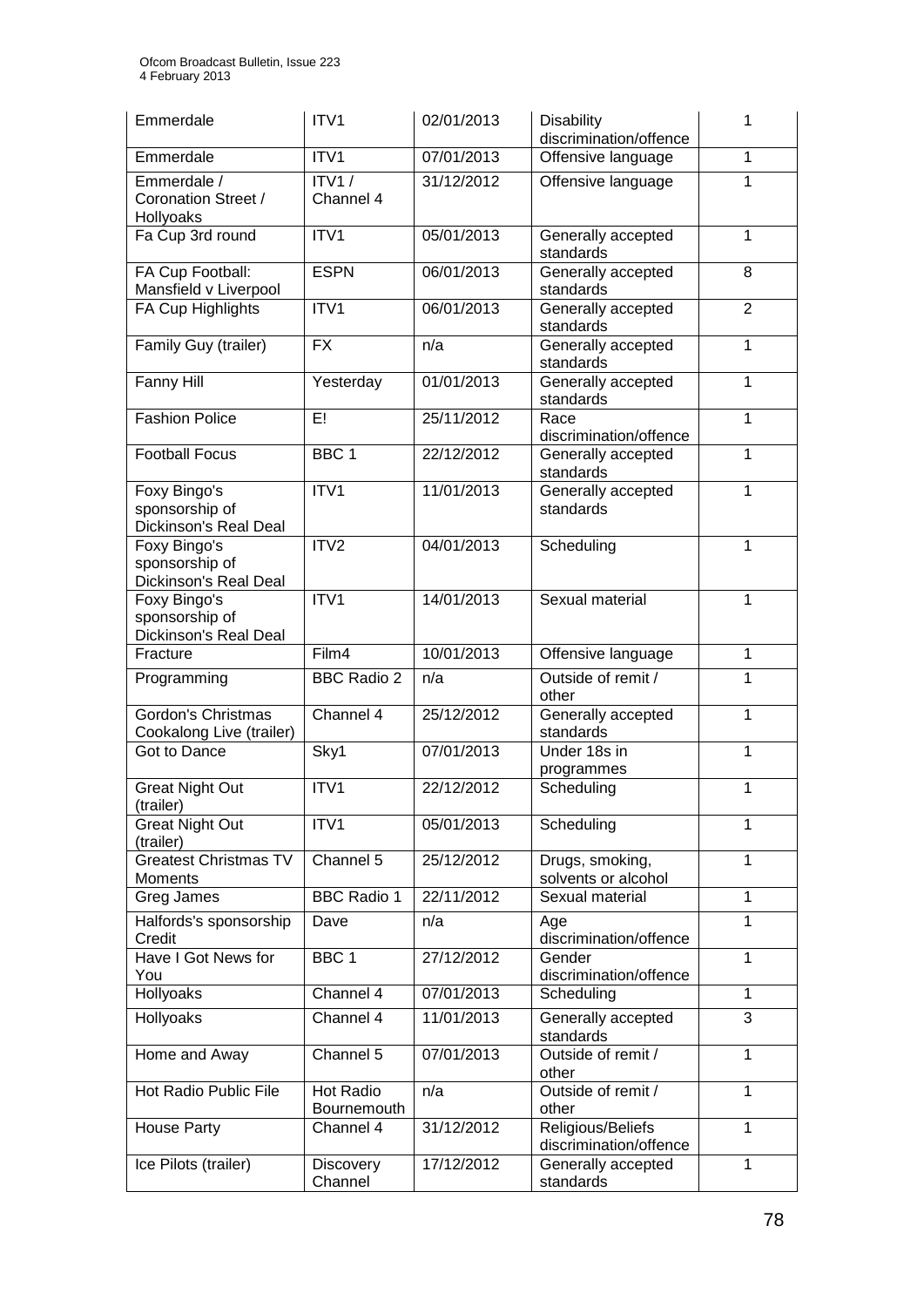| Emmerdale | ITV1 | 02/01/2013 | Disability discrimination/offence | 1 |
|---|---|---|---|---|
| Emmerdale | ITV1 | 07/01/2013 | Offensive language | 1 |
| Emmerdale / Coronation Street / Hollyoaks | ITV1 / Channel 4 | 31/12/2012 | Offensive language | 1 |
| Fa Cup 3rd round | ITV1 | 05/01/2013 | Generally accepted standards | 1 |
| FA Cup Football: Mansfield v Liverpool | ESPN | 06/01/2013 | Generally accepted standards | 8 |
| FA Cup Highlights | ITV1 | 06/01/2013 | Generally accepted standards | 2 |
| Family Guy (trailer) | FX | n/a | Generally accepted standards | 1 |
| Fanny Hill | Yesterday | 01/01/2013 | Generally accepted standards | 1 |
| Fashion Police | E! | 25/11/2012 | Race discrimination/offence | 1 |
| Football Focus | BBC 1 | 22/12/2012 | Generally accepted standards | 1 |
| Foxy Bingo's sponsorship of Dickinson's Real Deal | ITV1 | 11/01/2013 | Generally accepted standards | 1 |
| Foxy Bingo's sponsorship of Dickinson's Real Deal | ITV2 | 04/01/2013 | Scheduling | 1 |
| Foxy Bingo's sponsorship of Dickinson's Real Deal | ITV1 | 14/01/2013 | Sexual material | 1 |
| Fracture | Film4 | 10/01/2013 | Offensive language | 1 |
| Programming | BBC Radio 2 | n/a | Outside of remit / other | 1 |
| Gordon's Christmas Cookalong Live (trailer) | Channel 4 | 25/12/2012 | Generally accepted standards | 1 |
| Got to Dance | Sky1 | 07/01/2013 | Under 18s in programmes | 1 |
| Great Night Out (trailer) | ITV1 | 22/12/2012 | Scheduling | 1 |
| Great Night Out (trailer) | ITV1 | 05/01/2013 | Scheduling | 1 |
| Greatest Christmas TV Moments | Channel 5 | 25/12/2012 | Drugs, smoking, solvents or alcohol | 1 |
| Greg James | BBC Radio 1 | 22/11/2012 | Sexual material | 1 |
| Halfords's sponsorship Credit | Dave | n/a | Age discrimination/offence | 1 |
| Have I Got News for You | BBC 1 | 27/12/2012 | Gender discrimination/offence | 1 |
| Hollyoaks | Channel 4 | 07/01/2013 | Scheduling | 1 |
| Hollyoaks | Channel 4 | 11/01/2013 | Generally accepted standards | 3 |
| Home and Away | Channel 5 | 07/01/2013 | Outside of remit / other | 1 |
| Hot Radio Public File | Hot Radio Bournemouth | n/a | Outside of remit / other | 1 |
| House Party | Channel 4 | 31/12/2012 | Religious/Beliefs discrimination/offence | 1 |
| Ice Pilots (trailer) | Discovery Channel | 17/12/2012 | Generally accepted standards | 1 |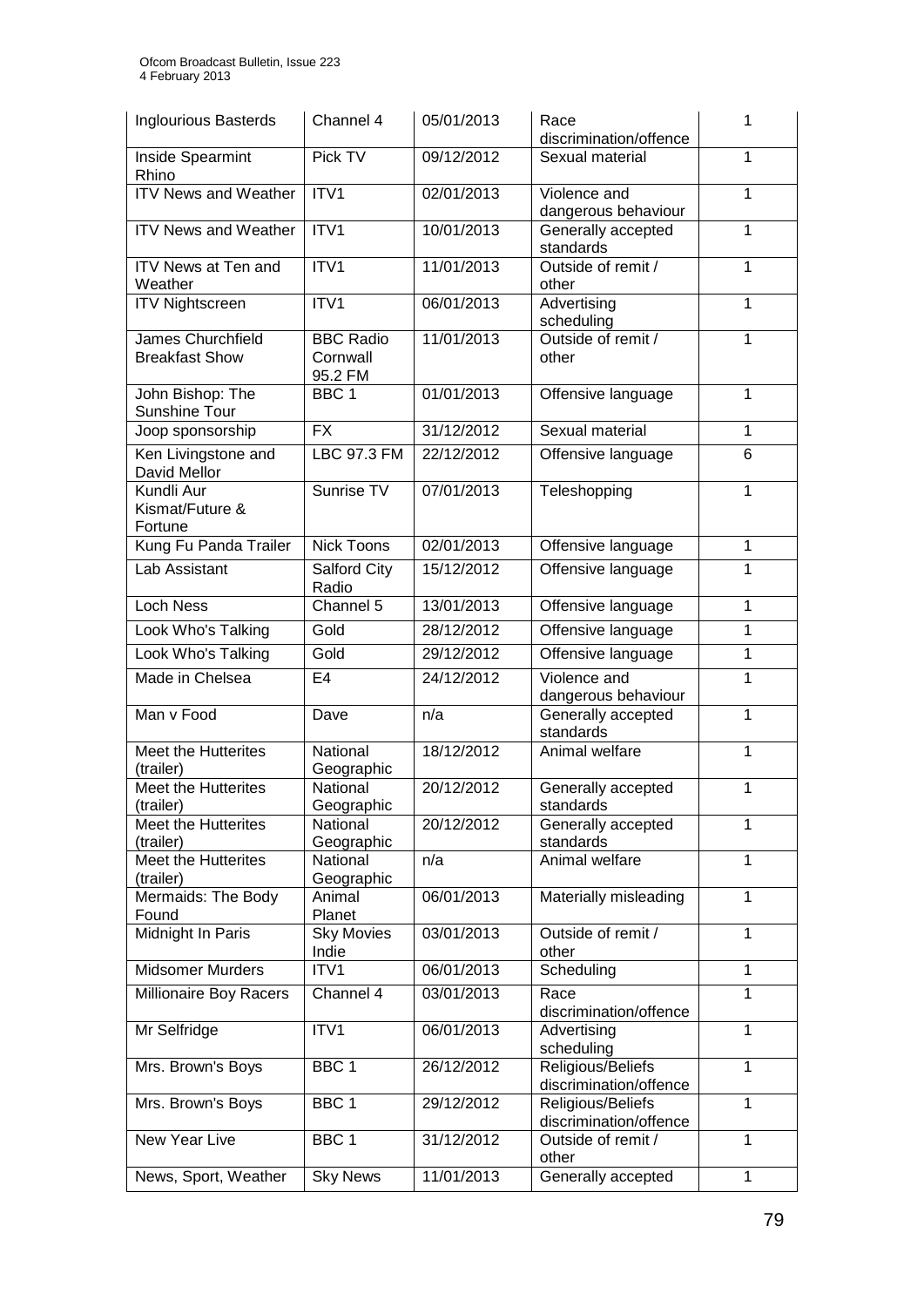| Inglourious Basterds | Channel 4 | 05/01/2013 | Race discrimination/offence | 1 |
|---|---|---|---|---|
| Inside Spearmint Rhino | Pick TV | 09/12/2012 | Sexual material | 1 |
| ITV News and Weather | ITV1 | 02/01/2013 | Violence and dangerous behaviour | 1 |
| ITV News and Weather | ITV1 | 10/01/2013 | Generally accepted standards | 1 |
| ITV News at Ten and Weather | ITV1 | 11/01/2013 | Outside of remit / other | 1 |
| ITV Nightscreen | ITV1 | 06/01/2013 | Advertising scheduling | 1 |
| James Churchfield Breakfast Show | BBC Radio Cornwall 95.2 FM | 11/01/2013 | Outside of remit / other | 1 |
| John Bishop: The Sunshine Tour | BBC 1 | 01/01/2013 | Offensive language | 1 |
| Joop sponsorship | FX | 31/12/2012 | Sexual material | 1 |
| Ken Livingstone and David Mellor | LBC 97.3 FM | 22/12/2012 | Offensive language | 6 |
| Kundli Aur Kismat/Future & Fortune | Sunrise TV | 07/01/2013 | Teleshopping | 1 |
| Kung Fu Panda Trailer | Nick Toons | 02/01/2013 | Offensive language | 1 |
| Lab Assistant | Salford City Radio | 15/12/2012 | Offensive language | 1 |
| Loch Ness | Channel 5 | 13/01/2013 | Offensive language | 1 |
| Look Who's Talking | Gold | 28/12/2012 | Offensive language | 1 |
| Look Who's Talking | Gold | 29/12/2012 | Offensive language | 1 |
| Made in Chelsea | E4 | 24/12/2012 | Violence and dangerous behaviour | 1 |
| Man v Food | Dave | n/a | Generally accepted standards | 1 |
| Meet the Hutterites (trailer) | National Geographic | 18/12/2012 | Animal welfare | 1 |
| Meet the Hutterites (trailer) | National Geographic | 20/12/2012 | Generally accepted standards | 1 |
| Meet the Hutterites (trailer) | National Geographic | 20/12/2012 | Generally accepted standards | 1 |
| Meet the Hutterites (trailer) | National Geographic | n/a | Animal welfare | 1 |
| Mermaids: The Body Found | Animal Planet | 06/01/2013 | Materially misleading | 1 |
| Midnight In Paris | Sky Movies Indie | 03/01/2013 | Outside of remit / other | 1 |
| Midsomer Murders | ITV1 | 06/01/2013 | Scheduling | 1 |
| Millionaire Boy Racers | Channel 4 | 03/01/2013 | Race discrimination/offence | 1 |
| Mr Selfridge | ITV1 | 06/01/2013 | Advertising scheduling | 1 |
| Mrs. Brown's Boys | BBC 1 | 26/12/2012 | Religious/Beliefs discrimination/offence | 1 |
| Mrs. Brown's Boys | BBC 1 | 29/12/2012 | Religious/Beliefs discrimination/offence | 1 |
| New Year Live | BBC 1 | 31/12/2012 | Outside of remit / other | 1 |
| News, Sport, Weather | Sky News | 11/01/2013 | Generally accepted | 1 |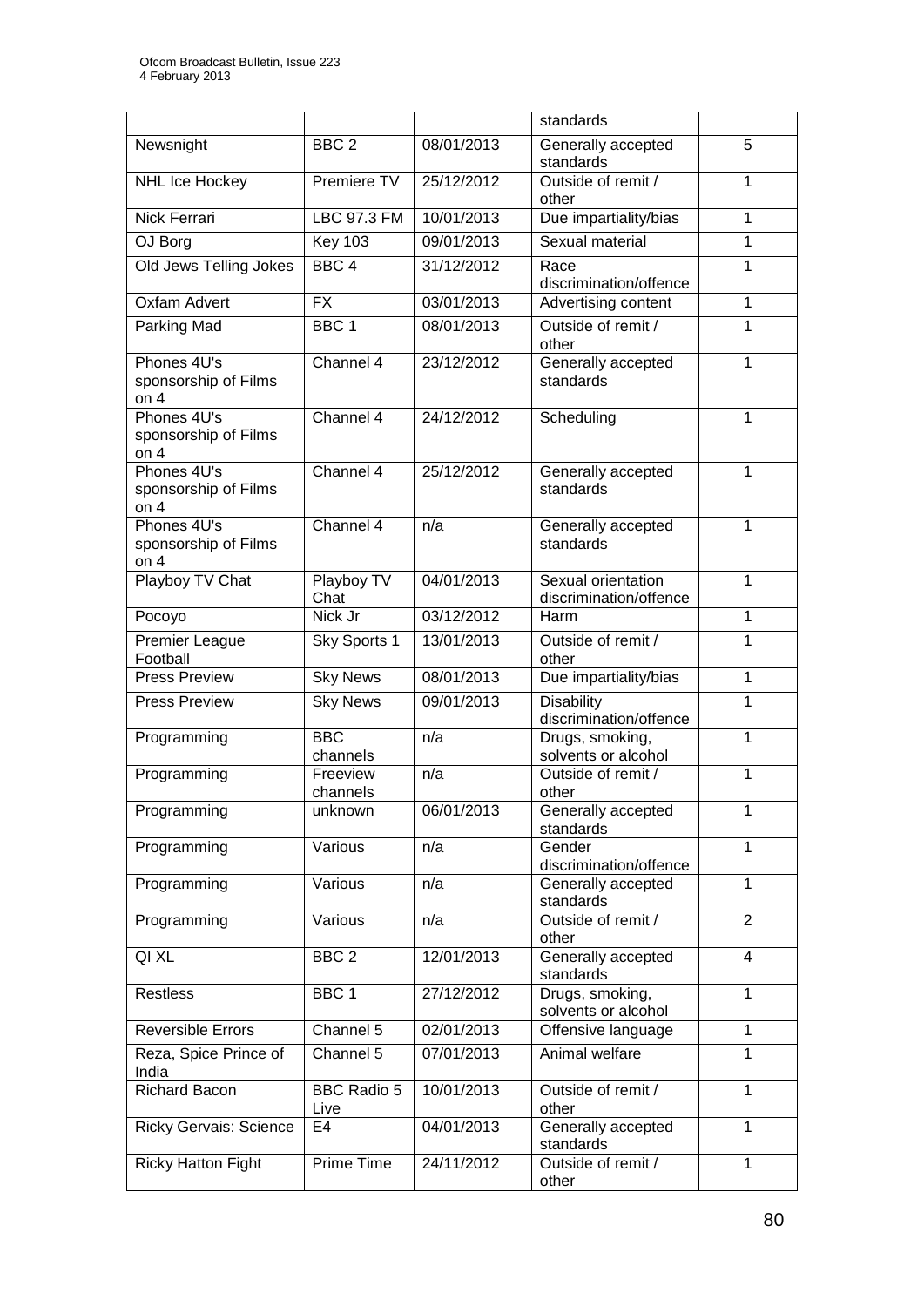| | | | standards | |
|---|---|---|---|---|
| Newsnight | BBC 2 | 08/01/2013 | Generally accepted standards | 5 |
| NHL Ice Hockey | Premiere TV | 25/12/2012 | Outside of remit / other | 1 |
| Nick Ferrari | LBC 97.3 FM | 10/01/2013 | Due impartiality/bias | 1 |
| OJ Borg | Key 103 | 09/01/2013 | Sexual material | 1 |
| Old Jews Telling Jokes | BBC 4 | 31/12/2012 | Race discrimination/offence | 1 |
| Oxfam Advert | FX | 03/01/2013 | Advertising content | 1 |
| Parking Mad | BBC 1 | 08/01/2013 | Outside of remit / other | 1 |
| Phones 4U's sponsorship of Films on 4 | Channel 4 | 23/12/2012 | Generally accepted standards | 1 |
| Phones 4U's sponsorship of Films on 4 | Channel 4 | 24/12/2012 | Scheduling | 1 |
| Phones 4U's sponsorship of Films on 4 | Channel 4 | 25/12/2012 | Generally accepted standards | 1 |
| Phones 4U's sponsorship of Films on 4 | Channel 4 | n/a | Generally accepted standards | 1 |
| Playboy TV Chat | Playboy TV Chat | 04/01/2013 | Sexual orientation discrimination/offence | 1 |
| Pocoyo | Nick Jr | 03/12/2012 | Harm | 1 |
| Premier League Football | Sky Sports 1 | 13/01/2013 | Outside of remit / other | 1 |
| Press Preview | Sky News | 08/01/2013 | Due impartiality/bias | 1 |
| Press Preview | Sky News | 09/01/2013 | Disability discrimination/offence | 1 |
| Programming | BBC channels | n/a | Drugs, smoking, solvents or alcohol | 1 |
| Programming | Freeview channels | n/a | Outside of remit / other | 1 |
| Programming | unknown | 06/01/2013 | Generally accepted standards | 1 |
| Programming | Various | n/a | Gender discrimination/offence | 1 |
| Programming | Various | n/a | Generally accepted standards | 1 |
| Programming | Various | n/a | Outside of remit / other | 2 |
| QI XL | BBC 2 | 12/01/2013 | Generally accepted standards | 4 |
| Restless | BBC 1 | 27/12/2012 | Drugs, smoking, solvents or alcohol | 1 |
| Reversible Errors | Channel 5 | 02/01/2013 | Offensive language | 1 |
| Reza, Spice Prince of India | Channel 5 | 07/01/2013 | Animal welfare | 1 |
| Richard Bacon | BBC Radio 5 Live | 10/01/2013 | Outside of remit / other | 1 |
| Ricky Gervais: Science | E4 | 04/01/2013 | Generally accepted standards | 1 |
| Ricky Hatton Fight | Prime Time | 24/11/2012 | Outside of remit / other | 1 |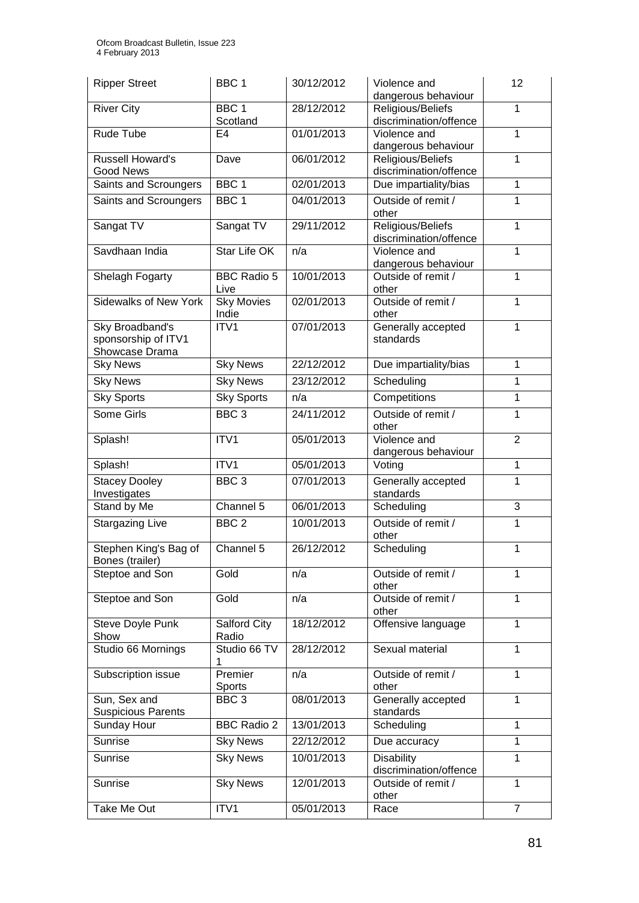| Ripper Street | BBC 1 | 30/12/2012 | Violence and dangerous behaviour | 12 |
|---|---|---|---|---|
| River City | BBC 1 Scotland | 28/12/2012 | Religious/Beliefs discrimination/offence | 1 |
| Rude Tube | E4 | 01/01/2013 | Violence and dangerous behaviour | 1 |
| Russell Howard's Good News | Dave | 06/01/2012 | Religious/Beliefs discrimination/offence | 1 |
| Saints and Scroungers | BBC 1 | 02/01/2013 | Due impartiality/bias | 1 |
| Saints and Scroungers | BBC 1 | 04/01/2013 | Outside of remit / other | 1 |
| Sangat TV | Sangat TV | 29/11/2012 | Religious/Beliefs discrimination/offence | 1 |
| Savdhaan India | Star Life OK | n/a | Violence and dangerous behaviour | 1 |
| Shelagh Fogarty | BBC Radio 5 Live | 10/01/2013 | Outside of remit / other | 1 |
| Sidewalks of New York | Sky Movies Indie | 02/01/2013 | Outside of remit / other | 1 |
| Sky Broadband's sponsorship of ITV1 Showcase Drama | ITV1 | 07/01/2013 | Generally accepted standards | 1 |
| Sky News | Sky News | 22/12/2012 | Due impartiality/bias | 1 |
| Sky News | Sky News | 23/12/2012 | Scheduling | 1 |
| Sky Sports | Sky Sports | n/a | Competitions | 1 |
| Some Girls | BBC 3 | 24/11/2012 | Outside of remit / other | 1 |
| Splash! | ITV1 | 05/01/2013 | Violence and dangerous behaviour | 2 |
| Splash! | ITV1 | 05/01/2013 | Voting | 1 |
| Stacey Dooley Investigates | BBC 3 | 07/01/2013 | Generally accepted standards | 1 |
| Stand by Me | Channel 5 | 06/01/2013 | Scheduling | 3 |
| Stargazing Live | BBC 2 | 10/01/2013 | Outside of remit / other | 1 |
| Stephen King's Bag of Bones (trailer) | Channel 5 | 26/12/2012 | Scheduling | 1 |
| Steptoe and Son | Gold | n/a | Outside of remit / other | 1 |
| Steptoe and Son | Gold | n/a | Outside of remit / other | 1 |
| Steve Doyle Punk Show | Salford City Radio | 18/12/2012 | Offensive language | 1 |
| Studio 66 Mornings | Studio 66 TV 1 | 28/12/2012 | Sexual material | 1 |
| Subscription issue | Premier Sports | n/a | Outside of remit / other | 1 |
| Sun, Sex and Suspicious Parents | BBC 3 | 08/01/2013 | Generally accepted standards | 1 |
| Sunday Hour | BBC Radio 2 | 13/01/2013 | Scheduling | 1 |
| Sunrise | Sky News | 22/12/2012 | Due accuracy | 1 |
| Sunrise | Sky News | 10/01/2013 | Disability discrimination/offence | 1 |
| Sunrise | Sky News | 12/01/2013 | Outside of remit / other | 1 |
| Take Me Out | ITV1 | 05/01/2013 | Race | 7 |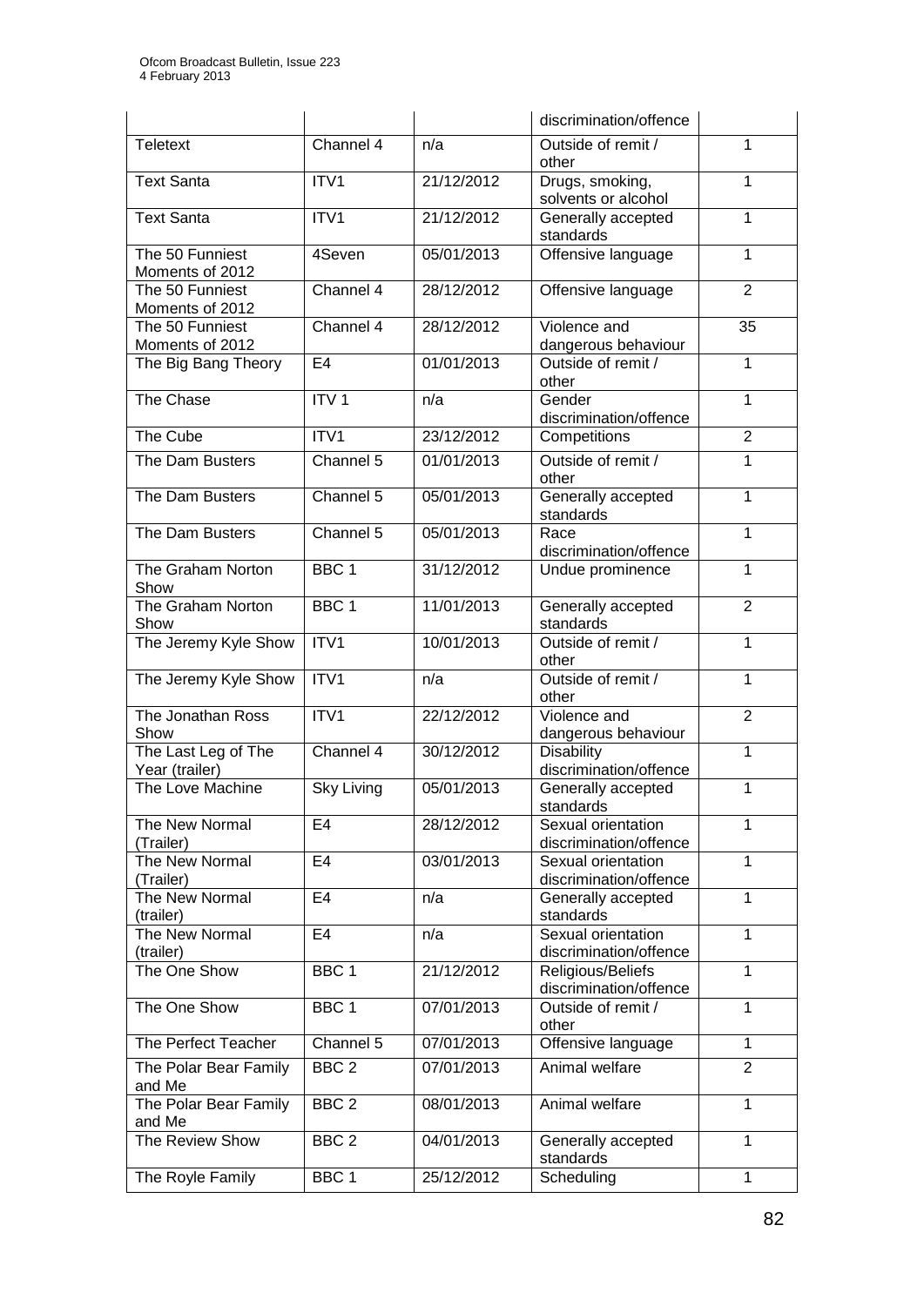| | | | discrimination/offence | |
|---|---|---|---|---|
| Teletext | Channel 4 | n/a | Outside of remit / other | 1 |
| Text Santa | ITV1 | 21/12/2012 | Drugs, smoking, solvents or alcohol | 1 |
| Text Santa | ITV1 | 21/12/2012 | Generally accepted standards | 1 |
| The 50 Funniest Moments of 2012 | 4Seven | 05/01/2013 | Offensive language | 1 |
| The 50 Funniest Moments of 2012 | Channel 4 | 28/12/2012 | Offensive language | 2 |
| The 50 Funniest Moments of 2012 | Channel 4 | 28/12/2012 | Violence and dangerous behaviour | 35 |
| The Big Bang Theory | E4 | 01/01/2013 | Outside of remit / other | 1 |
| The Chase | ITV 1 | n/a | Gender discrimination/offence | 1 |
| The Cube | ITV1 | 23/12/2012 | Competitions | 2 |
| The Dam Busters | Channel 5 | 01/01/2013 | Outside of remit / other | 1 |
| The Dam Busters | Channel 5 | 05/01/2013 | Generally accepted standards | 1 |
| The Dam Busters | Channel 5 | 05/01/2013 | Race discrimination/offence | 1 |
| The Graham Norton Show | BBC 1 | 31/12/2012 | Undue prominence | 1 |
| The Graham Norton Show | BBC 1 | 11/01/2013 | Generally accepted standards | 2 |
| The Jeremy Kyle Show | ITV1 | 10/01/2013 | Outside of remit / other | 1 |
| The Jeremy Kyle Show | ITV1 | n/a | Outside of remit / other | 1 |
| The Jonathan Ross Show | ITV1 | 22/12/2012 | Violence and dangerous behaviour | 2 |
| The Last Leg of The Year (trailer) | Channel 4 | 30/12/2012 | Disability discrimination/offence | 1 |
| The Love Machine | Sky Living | 05/01/2013 | Generally accepted standards | 1 |
| The New Normal (Trailer) | E4 | 28/12/2012 | Sexual orientation discrimination/offence | 1 |
| The New Normal (Trailer) | E4 | 03/01/2013 | Sexual orientation discrimination/offence | 1 |
| The New Normal (trailer) | E4 | n/a | Generally accepted standards | 1 |
| The New Normal (trailer) | E4 | n/a | Sexual orientation discrimination/offence | 1 |
| The One Show | BBC 1 | 21/12/2012 | Religious/Beliefs discrimination/offence | 1 |
| The One Show | BBC 1 | 07/01/2013 | Outside of remit / other | 1 |
| The Perfect Teacher | Channel 5 | 07/01/2013 | Offensive language | 1 |
| The Polar Bear Family and Me | BBC 2 | 07/01/2013 | Animal welfare | 2 |
| The Polar Bear Family and Me | BBC 2 | 08/01/2013 | Animal welfare | 1 |
| The Review Show | BBC 2 | 04/01/2013 | Generally accepted standards | 1 |
| The Royle Family | BBC 1 | 25/12/2012 | Scheduling | 1 |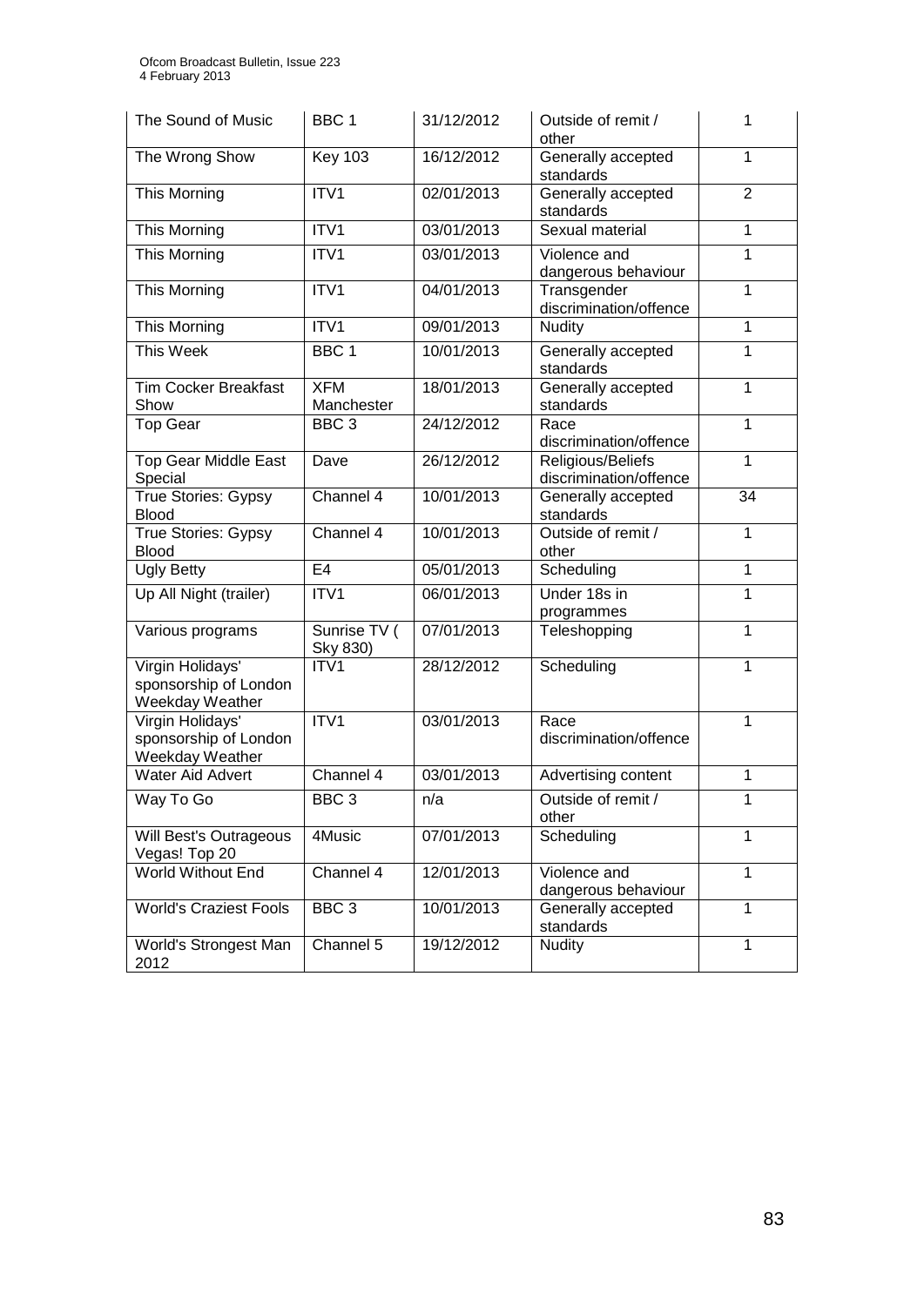| The Sound of Music | BBC 1 | 31/12/2012 | Outside of remit / other | 1 |
|---|---|---|---|---|
| The Wrong Show | Key 103 | 16/12/2012 | Generally accepted standards | 1 |
| This Morning | ITV1 | 02/01/2013 | Generally accepted standards | 2 |
| This Morning | ITV1 | 03/01/2013 | Sexual material | 1 |
| This Morning | ITV1 | 03/01/2013 | Violence and dangerous behaviour | 1 |
| This Morning | ITV1 | 04/01/2013 | Transgender discrimination/offence | 1 |
| This Morning | ITV1 | 09/01/2013 | Nudity | 1 |
| This Week | BBC 1 | 10/01/2013 | Generally accepted standards | 1 |
| Tim Cocker Breakfast Show | XFM Manchester | 18/01/2013 | Generally accepted standards | 1 |
| Top Gear | BBC 3 | 24/12/2012 | Race discrimination/offence | 1 |
| Top Gear Middle East Special | Dave | 26/12/2012 | Religious/Beliefs discrimination/offence | 1 |
| True Stories: Gypsy Blood | Channel 4 | 10/01/2013 | Generally accepted standards | 34 |
| True Stories: Gypsy Blood | Channel 4 | 10/01/2013 | Outside of remit / other | 1 |
| Ugly Betty | E4 | 05/01/2013 | Scheduling | 1 |
| Up All Night (trailer) | ITV1 | 06/01/2013 | Under 18s in programmes | 1 |
| Various programs | Sunrise TV ( Sky 830) | 07/01/2013 | Teleshopping | 1 |
| Virgin Holidays' sponsorship of London Weekday Weather | ITV1 | 28/12/2012 | Scheduling | 1 |
| Virgin Holidays' sponsorship of London Weekday Weather | ITV1 | 03/01/2013 | Race discrimination/offence | 1 |
| Water Aid Advert | Channel 4 | 03/01/2013 | Advertising content | 1 |
| Way To Go | BBC 3 | n/a | Outside of remit / other | 1 |
| Will Best's Outrageous Vegas! Top 20 | 4Music | 07/01/2013 | Scheduling | 1 |
| World Without End | Channel 4 | 12/01/2013 | Violence and dangerous behaviour | 1 |
| World's Craziest Fools | BBC 3 | 10/01/2013 | Generally accepted standards | 1 |
| World's Strongest Man 2012 | Channel 5 | 19/12/2012 | Nudity | 1 |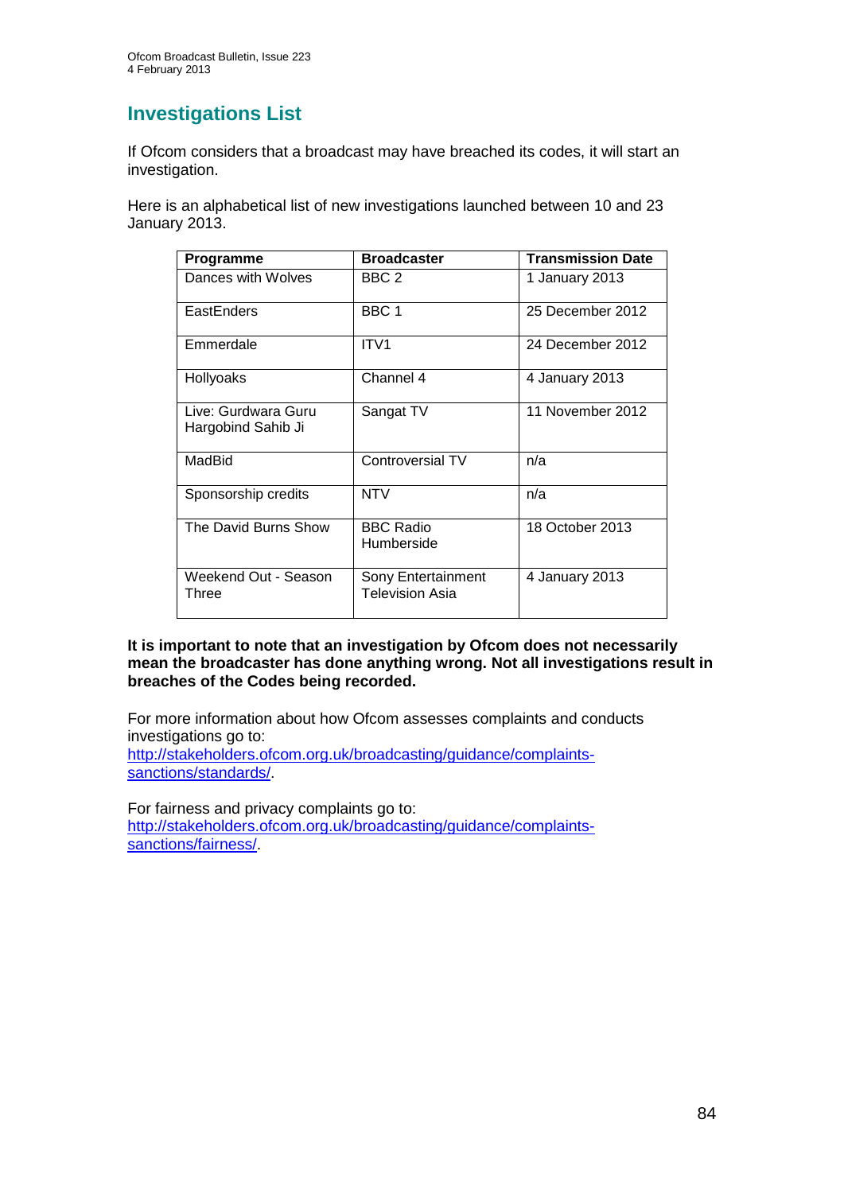## Investigations List

If Ofcom considers that a broadcast may have breached its codes, it will start an investigation.

Here is an alphabetical list of new investigations launched between 10 and 23 January 2013.

| Programme | Broadcaster | Transmission Date |
|---|---|---|
| Dances with Wolves | BBC 2 | 1 January 2013 |
| EastEnders | BBC 1 | 25 December 2012 |
| Emmerdale | ITV1 | 24 December 2012 |
| Hollyoaks | Channel 4 | 4 January 2013 |
| Live: Gurdwara Guru Hargobind Sahib Ji | Sangat TV | 11 November 2012 |
| MadBid | Controversial TV | n/a |
| Sponsorship credits | NTV | n/a |
| The David Burns Show | BBC Radio Humberside | 18 October 2013 |
| Weekend Out - Season Three | Sony Entertainment Television Asia | 4 January 2013 |

**It is important to note that an investigation by Ofcom does not necessarily mean the broadcaster has done anything wrong. Not all investigations result in breaches of the Codes being recorded.**

For more information about how Ofcom assesses complaints and conducts investigations go to:
[http://stakeholders.ofcom.org.uk/broadcasting/guidance/complaints-sanctions/standards/](http://stakeholders.ofcom.org.uk/broadcasting/guidance/complaints-sanctions/standards/).

For fairness and privacy complaints go to:
[http://stakeholders.ofcom.org.uk/broadcasting/guidance/complaints-sanctions/fairness/](http://stakeholders.ofcom.org.uk/broadcasting/guidance/complaints-sanctions/fairness/).